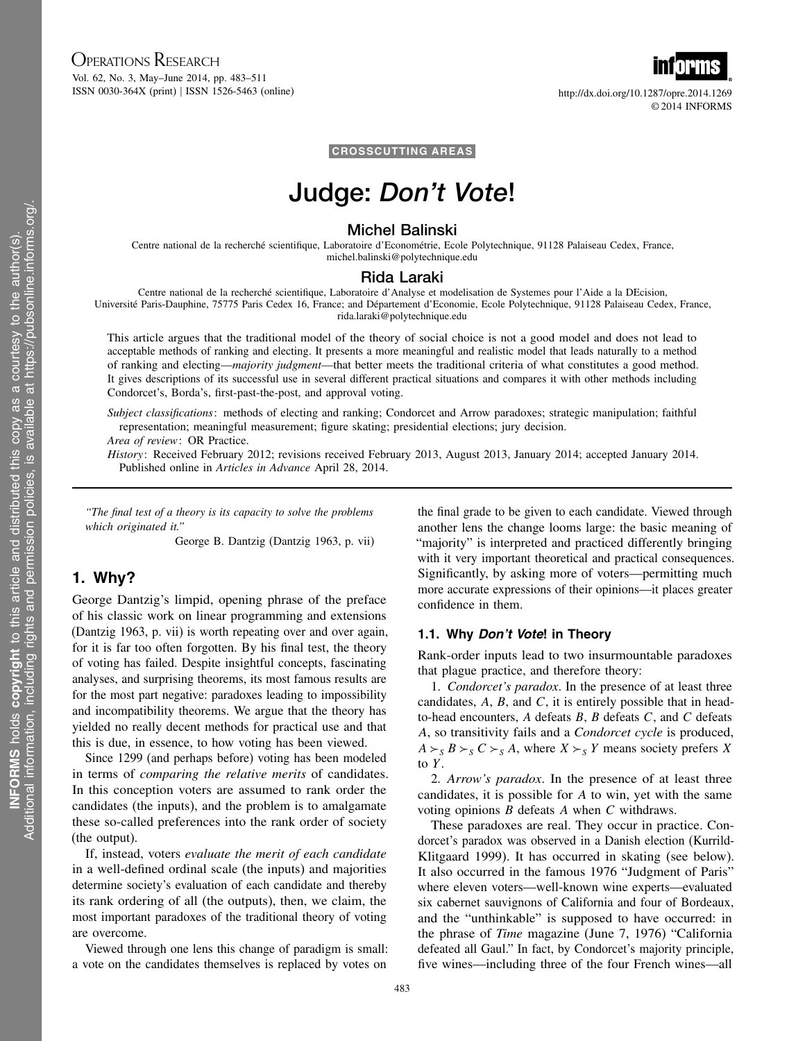CROSSCUTTING AREAS

# Judge: *Don't Vote*!

**Michel Balinski**

Centre national de la recherché scientifique, Laboratoire d'Econométrie, Ecole Polytechnique, 91128 Palaiseau Cedex, France, michel.balinski@polytechnique.edu

**Rida Laraki**

Centre national de la recherché scientifique, Laboratoire d'Analyse et modelisation de Systemes pour l'Aide a la DEcision, Université Paris-Dauphine, 75775 Paris Cedex 16, France; and Département d'Economie, Ecole Polytechnique, 91128 Palaiseau Cedex, France, rida.laraki@polytechnique.edu

This article argues that the traditional model of the theory of social choice is not a good model and does not lead to acceptable methods of ranking and electing. It presents a more meaningful and realistic model that leads naturally to a method of ranking and electing—*majority judgment*—that better meets the traditional criteria of what constitutes a good method. It gives descriptions of its successful use in several different practical situations and compares it with other methods including Condorcet's, Borda's, first-past-the-post, and approval voting.

*Subject classifications*: methods of electing and ranking; Condorcet and Arrow paradoxes; strategic manipulation; faithful representation; meaningful measurement; figure skating; presidential elections; jury decision.

*Area of review*: OR Practice.

*History*: Received February 2012; revisions received February 2013, August 2013, January 2014; accepted January 2014. Published online in *Articles in Advance* April 28, 2014.

---

*"The final test of a theory is its capacity to solve the problems which originated it."*

George B. Dantzig (Dantzig 1963, p. vii)

## 1. Why?

George Dantzig's limpid, opening phrase of the preface of his classic work on linear programming and extensions (Dantzig 1963, p. vii) is worth repeating over and over again, for it is far too often forgotten. By his final test, the theory of voting has failed. Despite insightful concepts, fascinating analyses, and surprising theorems, its most famous results are for the most part negative: paradoxes leading to impossibility and incompatibility theorems. We argue that the theory has yielded no really decent methods for practical use and that this is due, in essence, to how voting has been viewed.

Since 1299 (and perhaps before) voting has been modeled in terms of *comparing the relative merits* of candidates. In this conception voters are assumed to rank order the candidates (the inputs), and the problem is to amalgamate these so-called preferences into the rank order of society (the output).

If, instead, voters *evaluate the merit of each candidate* in a well-defined ordinal scale (the inputs) and majorities determine society's evaluation of each candidate and thereby its rank ordering of all (the outputs), then, we claim, the most important paradoxes of the traditional theory of voting are overcome.

Viewed through one lens this change of paradigm is small: a vote on the candidates themselves is replaced by votes on the final grade to be given to each candidate. Viewed through another lens the change looms large: the basic meaning of "majority" is interpreted and practiced differently bringing with it very important theoretical and practical consequences. Significantly, by asking more of voters—permitting much more accurate expressions of their opinions—it places greater confidence in them.

### 1.1. Why *Don't Vote*! in Theory

Rank-order inputs lead to two insurmountable paradoxes that plague practice, and therefore theory:

1. *Condorcet's paradox*. In the presence of at least three candidates, $A$, $B$, and $C$, it is entirely possible that in head-to-head encounters, $A$ defeats $B$, $B$ defeats $C$, and $C$ defeats $A$, so transitivity fails and a *Condorcet cycle* is produced, $A \succ_S B \succ_S C \succ_S A$, where $X \succ_S Y$ means society prefers $X$ to $Y$.

2. *Arrow's paradox*. In the presence of at least three candidates, it is possible for $A$ to win, yet with the same voting opinions $B$ defeats $A$ when $C$ withdraws.

These paradoxes are real. They occur in practice. Condorcet's paradox was observed in a Danish election (Kurrild-Klitgaard 1999). It has occurred in skating (see below). It also occurred in the famous 1976 "Judgment of Paris" where eleven voters—well-known wine experts—evaluated six cabernet sauvignons of California and four of Bordeaux, and the "unthinkable" is supposed to have occurred: in the phrase of *Time* magazine (June 7, 1976) "California defeated all Gaul." In fact, by Condorcet's majority principle, five wines—including three of the four French wines—all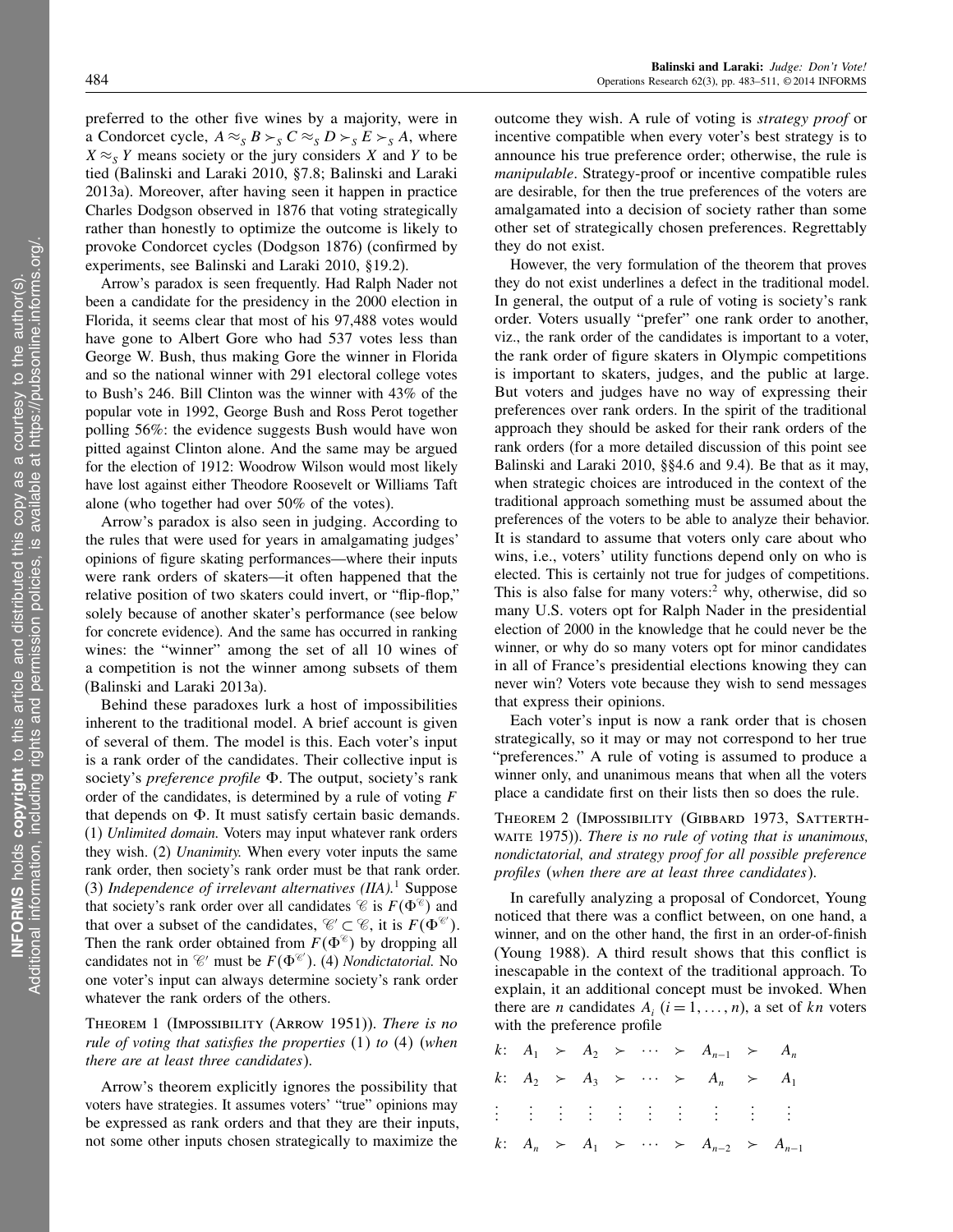preferred to the other five wines by a majority, were in a Condorcet cycle, $A \approx_S B \succ_S C \approx_S D \succ_S E \succ_S A$, where $X \approx_S Y$ means society or the jury considers $X$ and $Y$ to be tied (Balinski and Laraki 2010, §7.8; Balinski and Laraki 2013a). Moreover, after having seen it happen in practice Charles Dodgson observed in 1876 that voting strategically rather than honestly to optimize the outcome is likely to provoke Condorcet cycles (Dodgson 1876) (confirmed by experiments, see Balinski and Laraki 2010, §19.2).

Arrow's paradox is seen frequently. Had Ralph Nader not been a candidate for the presidency in the 2000 election in Florida, it seems clear that most of his 97,488 votes would have gone to Albert Gore who had 537 votes less than George W. Bush, thus making Gore the winner in Florida and so the national winner with 291 electoral college votes to Bush's 246. Bill Clinton was the winner with 43% of the popular vote in 1992, George Bush and Ross Perot together polling 56%: the evidence suggests Bush would have won pitted against Clinton alone. And the same may be argued for the election of 1912: Woodrow Wilson would most likely have lost against either Theodore Roosevelt or Williams Taft alone (who together had over 50% of the votes).

Arrow's paradox is also seen in judging. According to the rules that were used for years in amalgamating judges' opinions of figure skating performances—where their inputs were rank orders of skaters—it often happened that the relative position of two skaters could invert, or "flip-flop," solely because of another skater's performance (see below for concrete evidence). And the same has occurred in ranking wines: the "winner" among the set of all 10 wines of a competition is not the winner among subsets of them (Balinski and Laraki 2013a).

Behind these paradoxes lurk a host of impossibilities inherent to the traditional model. A brief account is given of several of them. The model is this. Each voter's input is a rank order of the candidates. Their collective input is society's *preference profile* $\Phi$. The output, society's rank order of the candidates, is determined by a rule of voting $F$ that depends on $\Phi$. It must satisfy certain basic demands. (1) *Unlimited domain.* Voters may input whatever rank orders they wish. (2) *Unanimity.* When every voter inputs the same rank order, then society's rank order must be that rank order. (3) *Independence of irrelevant alternatives (IIA).*[1] Suppose that society's rank order over all candidates $\mathscr{C}$ is $F(\Phi^{\mathscr{C}})$ and that over a subset of the candidates, $\mathscr{C}' \subset \mathscr{C}$, it is $F(\Phi^{\mathscr{C}'})$. Then the rank order obtained from $F(\Phi^{\mathscr{C}})$ by dropping all candidates not in $\mathscr{C}'$ must be $F(\Phi^{\mathscr{C}'})$. (4) *Nondictatorial.* No one voter's input can always determine society's rank order whatever the rank orders of the others.

Theorem 1 (Impossibility (Arrow 1951)). *There is no rule of voting that satisfies the properties* (1) *to* (4) (*when there are at least three candidates*).

Arrow's theorem explicitly ignores the possibility that voters have strategies. It assumes voters' "true" opinions may be expressed as rank orders and that they are their inputs, not some other inputs chosen strategically to maximize the outcome they wish. A rule of voting is *strategy proof* or incentive compatible when every voter's best strategy is to announce his true preference order; otherwise, the rule is *manipulable*. Strategy-proof or incentive compatible rules are desirable, for then the true preferences of the voters are amalgamated into a decision of society rather than some other set of strategically chosen preferences. Regrettably they do not exist.

However, the very formulation of the theorem that proves they do not exist underlines a defect in the traditional model. In general, the output of a rule of voting is society's rank order. Voters usually "prefer" one rank order to another, viz., the rank order of the candidates is important to a voter, the rank order of figure skaters in Olympic competitions is important to skaters, judges, and the public at large. But voters and judges have no way of expressing their preferences over rank orders. In the spirit of the traditional approach they should be asked for their rank orders of the rank orders (for a more detailed discussion of this point see Balinski and Laraki 2010, §§4.6 and 9.4). Be that as it may, when strategic choices are introduced in the context of the traditional approach something must be assumed about the preferences of the voters to be able to analyze their behavior. It is standard to assume that voters only care about who wins, i.e., voters' utility functions depend only on who is elected. This is certainly not true for judges of competitions. This is also false for many voters:[2] why, otherwise, did so many U.S. voters opt for Ralph Nader in the presidential election of 2000 in the knowledge that he could never be the winner, or why do so many voters opt for minor candidates in all of France's presidential elections knowing they can never win? Voters vote because they wish to send messages that express their opinions.

Each voter's input is now a rank order that is chosen strategically, so it may or may not correspond to her true "preferences." A rule of voting is assumed to produce a winner only, and unanimous means that when all the voters place a candidate first on their lists then so does the rule.

Theorem 2 (Impossibility (Gibbard 1973, Satterthwaite 1975)). *There is no rule of voting that is unanimous, nondictatorial, and strategy proof for all possible preference profiles* (*when there are at least three candidates*).

In carefully analyzing a proposal of Condorcet, Young noticed that there was a conflict between, on one hand, a winner, and on the other hand, the first in an order-of-finish (Young 1988). A third result shows that this conflict is inescapable in the context of the traditional approach. To explain, it an additional concept must be invoked. When there are $n$ candidates $A_i$ $(i = 1, \ldots, n)$, a set of $kn$ voters with the preference profile

$$
\begin{array}{lccccccccc}
k: & A_1 & \succ & A_2 & \succ & \cdots & \succ & A_{n-1} & \succ & A_n \\
k: & A_2 & \succ & A_3 & \succ & \cdots & \succ & A_n & \succ & A_1 \\
\vdots & \vdots & \vdots & \vdots & \vdots & \vdots & \vdots & \vdots & \vdots & \vdots \\
k: & A_n & \succ & A_1 & \succ & \cdots & \succ & A_{n-2} & \succ & A_{n-1}
\end{array}
$$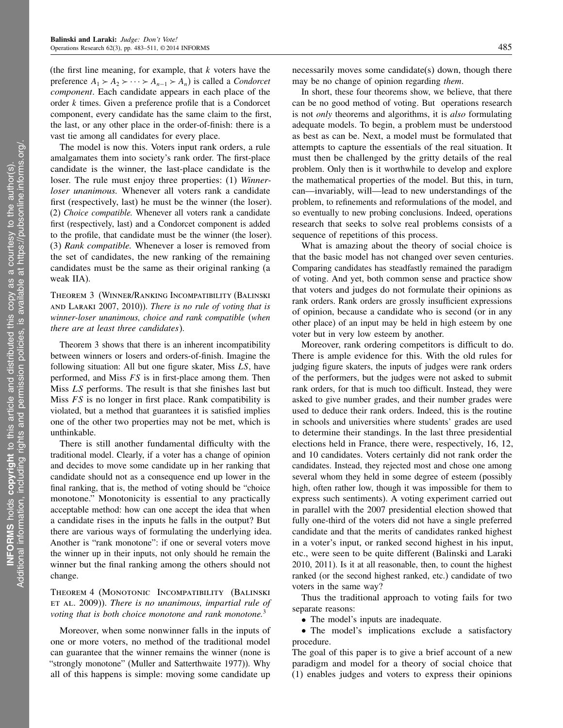(the first line meaning, for example, that $k$ voters have the preference $A_1 \succ A_2 \succ \cdots \succ A_{n-1} \succ A_n$) is called a *Condorcet component*. Each candidate appears in each place of the order $k$ times. Given a preference profile that is a Condorcet component, every candidate has the same claim to the first, the last, or any other place in the order-of-finish: there is a vast tie among all candidates for every place.

The model is now this. Voters input rank orders, a rule amalgamates them into society's rank order. The first-place candidate is the winner, the last-place candidate is the loser. The rule must enjoy three properties: (1) *Winner-loser unanimous.* Whenever all voters rank a candidate first (respectively, last) he must be the winner (the loser). (2) *Choice compatible.* Whenever all voters rank a candidate first (respectively, last) and a Condorcet component is added to the profile, that candidate must be the winner (the loser). (3) *Rank compatible.* Whenever a loser is removed from the set of candidates, the new ranking of the remaining candidates must be the same as their original ranking (a weak IIA).

Theorem 3 (Winner/Ranking Incompatibility (Balinski and Laraki 2007, 2010)). *There is no rule of voting that is winner-loser unanimous, choice and rank compatible (when there are at least three candidates).*

Theorem 3 shows that there is an inherent incompatibility between winners or losers and orders-of-finish. Imagine the following situation: All but one figure skater, Miss *LS*, have performed, and Miss *FS* is in first-place among them. Then Miss *LS* performs. The result is that she finishes last but Miss *FS* is no longer in first place. Rank compatibility is violated, but a method that guarantees it is satisfied implies one of the other two properties may not be met, which is unthinkable.

There is still another fundamental difficulty with the traditional model. Clearly, if a voter has a change of opinion and decides to move some candidate up in her ranking that candidate should not as a consequence end up lower in the final ranking, that is, the method of voting should be "choice monotone." Monotonicity is essential to any practically acceptable method: how can one accept the idea that when a candidate rises in the inputs he falls in the output? But there are various ways of formulating the underlying idea. Another is "rank monotone": if one or several voters move the winner up in their inputs, not only should he remain the winner but the final ranking among the others should not change.

Theorem 4 (Monotonic Incompatibility (Balinski et al. 2009)). *There is no unanimous, impartial rule of voting that is both choice monotone and rank monotone.*[3]

Moreover, when some nonwinner falls in the inputs of one or more voters, no method of the traditional model can guarantee that the winner remains the winner (none is "strongly monotone" (Muller and Satterthwaite 1977)). Why all of this happens is simple: moving some candidate up necessarily moves some candidate(s) down, though there may be no change of opinion regarding *them*.

In short, these four theorems show, we believe, that there can be no good method of voting. But operations research is not *only* theorems and algorithms, it is *also* formulating adequate models. To begin, a problem must be understood as best as can be. Next, a model must be formulated that attempts to capture the essentials of the real situation. It must then be challenged by the gritty details of the real problem. Only then is it worthwhile to develop and explore the mathematical properties of the model. But this, in turn, can—invariably, will—lead to new understandings of the problem, to refinements and reformulations of the model, and so eventually to new probing conclusions. Indeed, operations research that seeks to solve real problems consists of a sequence of repetitions of this process.

What is amazing about the theory of social choice is that the basic model has not changed over seven centuries. Comparing candidates has steadfastly remained the paradigm of voting. And yet, both common sense and practice show that voters and judges do not formulate their opinions as rank orders. Rank orders are grossly insufficient expressions of opinion, because a candidate who is second (or in any other place) of an input may be held in high esteem by one voter but in very low esteem by another.

Moreover, rank ordering competitors is difficult to do. There is ample evidence for this. With the old rules for judging figure skaters, the inputs of judges were rank orders of the performers, but the judges were not asked to submit rank orders, for that is much too difficult. Instead, they were asked to give number grades, and their number grades were used to deduce their rank orders. Indeed, this is the routine in schools and universities where students' grades are used to determine their standings. In the last three presidential elections held in France, there were, respectively, 16, 12, and 10 candidates. Voters certainly did not rank order the candidates. Instead, they rejected most and chose one among several whom they held in some degree of esteem (possibly high, often rather low, though it was impossible for them to express such sentiments). A voting experiment carried out in parallel with the 2007 presidential election showed that fully one-third of the voters did not have a single preferred candidate and that the merits of candidates ranked highest in a voter's input, or ranked second highest in his input, etc., were seen to be quite different (Balinski and Laraki 2010, 2011). Is it at all reasonable, then, to count the highest ranked (or the second highest ranked, etc.) candidate of two voters in the same way?

Thus the traditional approach to voting fails for two separate reasons:

- The model's inputs are inadequate.
- The model's implications exclude a satisfactory procedure.

The goal of this paper is to give a brief account of a new paradigm and model for a theory of social choice that (1) enables judges and voters to express their opinions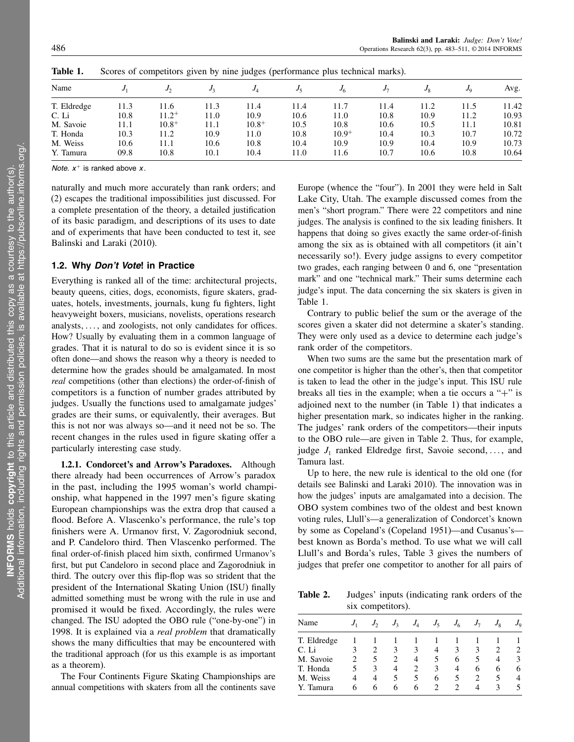**Table 1.** Scores of competitors given by nine judges (performance plus technical marks).

| Name | $J_1$ | $J_2$ | $J_3$ | $J_4$ | $J_5$ | $J_6$ | $J_7$ | $J_8$ | $J_9$ | Avg. |
|---|---|---|---|---|---|---|---|---|---|---|
| T. Eldredge | 11.3 | 11.6 | 11.3 | 11.4 | 11.4 | 11.7 | 11.4 | 11.2 | 11.5 | 11.42 |
| C. Li | 10.8 | $11.2^+$ | 11.0 | 10.9 | 10.6 | 11.0 | 10.8 | 10.9 | 11.2 | 10.93 |
| M. Savoie | 11.1 | $10.8^+$ | 11.1 | $10.8^+$ | 10.5 | 10.8 | 10.6 | 10.5 | 11.1 | 10.81 |
| T. Honda | 10.3 | 11.2 | 10.9 | 11.0 | 10.8 | $10.9^+$ | 10.4 | 10.3 | 10.7 | 10.72 |
| M. Weiss | 10.6 | 11.1 | 10.6 | 10.8 | 10.4 | 10.9 | 10.9 | 10.4 | 10.9 | 10.73 |
| Y. Tamura | 09.8 | 10.8 | 10.1 | 10.4 | 11.0 | 11.6 | 10.7 | 10.6 | 10.8 | 10.64 |

*Note.* $x^+$ is ranked above $x$.

naturally and much more accurately than rank orders; and (2) escapes the traditional impossibilities just discussed. For a complete presentation of the theory, a detailed justification of its basic paradigm, and descriptions of its uses to date and of experiments that have been conducted to test it, see Balinski and Laraki (2010).

### 1.2. Why *Don't Vote*! in Practice

Everything is ranked all of the time: architectural projects, beauty queens, cities, dogs, economists, figure skaters, graduates, hotels, investments, journals, kung fu fighters, light heavyweight boxers, musicians, novelists, operations research analysts, ..., and zoologists, not only candidates for offices. How? Usually by evaluating them in a common language of grades. That it is natural to do so is evident since it is so often done—and shows the reason why a theory is needed to determine how the grades should be amalgamated. In most *real* competitions (other than elections) the order-of-finish of competitors is a function of number grades attributed by judges. Usually the functions used to amalgamate judges' grades are their sums, or equivalently, their averages. But this is not nor was always so—and it need not be so. The recent changes in the rules used in figure skating offer a particularly interesting case study.

**1.2.1. Condorcet's and Arrow's Paradoxes.** Although there already had been occurrences of Arrow's paradox in the past, including the 1995 woman's world championship, what happened in the 1997 men's figure skating European championships was the extra drop that caused a flood. Before A. Vlascenko's performance, the rule's top finishers were A. Urmanov first, V. Zagorodniuk second, and P. Candeloro third. Then Vlascenko performed. The final order-of-finish placed him sixth, confirmed Urmanov's first, but put Candeloro in second place and Zagorodniuk in third. The outcry over this flip-flop was so strident that the president of the International Skating Union (ISU) finally admitted something must be wrong with the rule in use and promised it would be fixed. Accordingly, the rules were changed. The ISU adopted the OBO rule ("one-by-one") in 1998. It is explained via a *real problem* that dramatically shows the many difficulties that may be encountered with the traditional approach (for us this example is as important as a theorem).

The Four Continents Figure Skating Championships are annual competitions with skaters from all the continents save Europe (whence the "four"). In 2001 they were held in Salt Lake City, Utah. The example discussed comes from the men's "short program." There were 22 competitors and nine judges. The analysis is confined to the six leading finishers. It happens that doing so gives exactly the same order-of-finish among the six as is obtained with all competitors (it ain't necessarily so!). Every judge assigns to every competitor two grades, each ranging between 0 and 6, one "presentation mark" and one "technical mark." Their sums determine each judge's input. The data concerning the six skaters is given in Table 1.

Contrary to public belief the sum or the average of the scores given a skater did not determine a skater's standing. They were only used as a device to determine each judge's rank order of the competitors.

When two sums are the same but the presentation mark of one competitor is higher than the other's, then that competitor is taken to lead the other in the judge's input. This ISU rule breaks all ties in the example; when a tie occurs a "+" is adjoined next to the number (in Table 1) that indicates a higher presentation mark, so indicates higher in the ranking. The judges' rank orders of the competitors—their inputs to the OBO rule—are given in Table 2. Thus, for example, judge $J_1$ ranked Eldredge first, Savoie second, ..., and Tamura last.

Up to here, the new rule is identical to the old one (for details see Balinski and Laraki 2010). The innovation was in how the judges' inputs are amalgamated into a decision. The OBO system combines two of the oldest and best known voting rules, Llull's—a generalization of Condorcet's known by some as Copeland's (Copeland 1951)—and Cusanus's—best known as Borda's method. To use what we will call Llull's and Borda's rules, Table 3 gives the numbers of judges that prefer one competitor to another for all pairs of

**Table 2.** Judges' inputs (indicating rank orders of the six competitors).

| Name | $J_1$ | $J_2$ | $J_3$ | $J_4$ | $J_5$ | $J_6$ | $J_7$ | $J_8$ | $J_9$ |
|---|---|---|---|---|---|---|---|---|---|
| T. Eldredge | 1 | 1 | 1 | 1 | 1 | 1 | 1 | 1 | 1 |
| C. Li | 3 | 2 | 3 | 3 | 4 | 3 | 3 | 2 | 2 |
| M. Savoie | 2 | 5 | 2 | 4 | 5 | 6 | 5 | 4 | 3 |
| T. Honda | 5 | 3 | 4 | 2 | 3 | 4 | 6 | 6 | 6 |
| M. Weiss | 4 | 4 | 5 | 5 | 6 | 5 | 2 | 5 | 4 |
| Y. Tamura | 6 | 6 | 6 | 6 | 2 | 2 | 4 | 3 | 5 |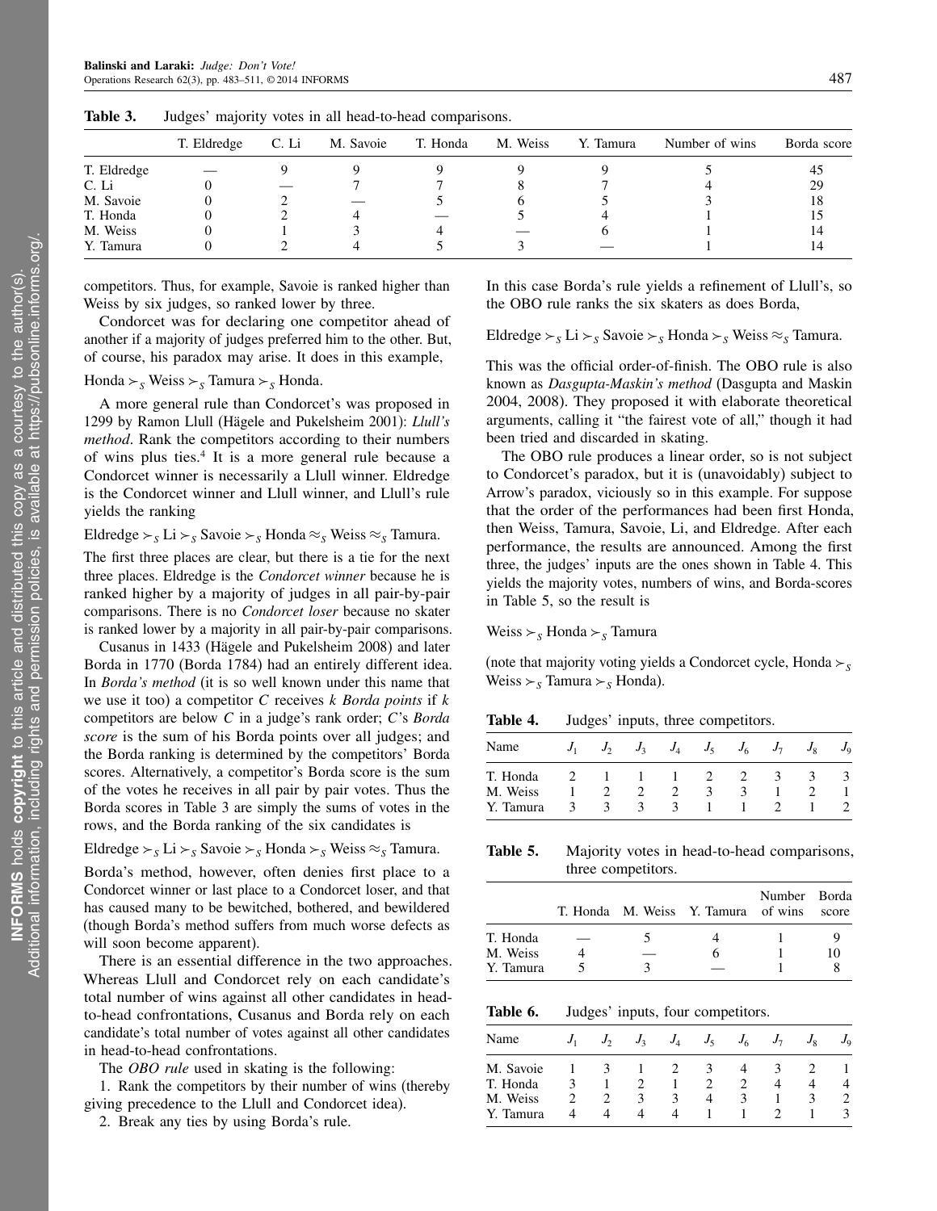**Table 3.** Judges' majority votes in all head-to-head comparisons.

| | T. Eldredge | C. Li | M. Savoie | T. Honda | M. Weiss | Y. Tamura | Number of wins | Borda score |
|---|---|---|---|---|---|---|---|---|
| T. Eldredge | — | 9 | 9 | 9 | 9 | 9 | 5 | 45 |
| C. Li | 0 | — | 7 | 7 | 8 | 7 | 4 | 29 |
| M. Savoie | 0 | 2 | — | 5 | 6 | 5 | 3 | 18 |
| T. Honda | 0 | 2 | 4 | — | 5 | 4 | 1 | 15 |
| M. Weiss | 0 | 1 | 3 | 4 | — | 6 | 1 | 14 |
| Y. Tamura | 0 | 2 | 4 | 5 | 3 | — | 1 | 14 |

competitors. Thus, for example, Savoie is ranked higher than Weiss by six judges, so ranked lower by three.

Condorcet was for declaring one competitor ahead of another if a majority of judges preferred him to the other. But, of course, his paradox may arise. It does in this example,

Honda $\succ_S$ Weiss $\succ_S$ Tamura $\succ_S$ Honda.

A more general rule than Condorcet's was proposed in 1299 by Ramon Llull (Hägele and Pukelsheim 2001): *Llull's method*. Rank the competitors according to their numbers of wins plus ties.[4] It is a more general rule because a Condorcet winner is necessarily a Llull winner. Eldredge is the Condorcet winner and Llull winner, and Llull's rule yields the ranking

Eldredge $\succ_S$ Li $\succ_S$ Savoie $\succ_S$ Honda $\approx_S$ Weiss $\approx_S$ Tamura.

The first three places are clear, but there is a tie for the next three places. Eldredge is the *Condorcet winner* because he is ranked higher by a majority of judges in all pair-by-pair comparisons. There is no *Condorcet loser* because no skater is ranked lower by a majority in all pair-by-pair comparisons.

Cusanus in 1433 (Hägele and Pukelsheim 2008) and later Borda in 1770 (Borda 1784) had an entirely different idea. In *Borda's method* (it is so well known under this name that we use it too) a competitor $C$ receives $k$ *Borda points* if $k$ competitors are below $C$ in a judge's rank order; $C$'s *Borda score* is the sum of his Borda points over all judges; and the Borda ranking is determined by the competitors' Borda scores. Alternatively, a competitor's Borda score is the sum of the votes he receives in all pair by pair votes. Thus the Borda scores in Table 3 are simply the sums of votes in the rows, and the Borda ranking of the six candidates is

Eldredge $\succ_S$ Li $\succ_S$ Savoie $\succ_S$ Honda $\succ_S$ Weiss $\approx_S$ Tamura.

Borda's method, however, often denies first place to a Condorcet winner or last place to a Condorcet loser, and that has caused many to be bewitched, bothered, and bewildered (though Borda's method suffers from much worse defects as will soon become apparent).

There is an essential difference in the two approaches. Whereas Llull and Condorcet rely on each candidate's total number of wins against all other candidates in head-to-head confrontations, Cusanus and Borda rely on each candidate's total number of votes against all other candidates in head-to-head confrontations.

The *OBO rule* used in skating is the following:

1. Rank the competitors by their number of wins (thereby giving precedence to the Llull and Condorcet idea).
2. Break any ties by using Borda's rule.

In this case Borda's rule yields a refinement of Llull's, so the OBO rule ranks the six skaters as does Borda,

Eldredge $\succ_S$ Li $\succ_S$ Savoie $\succ_S$ Honda $\succ_S$ Weiss $\approx_S$ Tamura.

This was the official order-of-finish. The OBO rule is also known as *Dasgupta-Maskin's method* (Dasgupta and Maskin 2004, 2008). They proposed it with elaborate theoretical arguments, calling it "the fairest vote of all," though it had been tried and discarded in skating.

The OBO rule produces a linear order, so is not subject to Condorcet's paradox, but it is (unavoidably) subject to Arrow's paradox, viciously so in this example. For suppose that the order of the performances had been first Honda, then Weiss, Tamura, Savoie, Li, and Eldredge. After each performance, the results are announced. Among the first three, the judges' inputs are the ones shown in Table 4. This yields the majority votes, numbers of wins, and Borda-scores in Table 5, so the result is

Weiss $\succ_S$ Honda $\succ_S$ Tamura

(note that majority voting yields a Condorcet cycle, Honda $\succ_S$ Weiss $\succ_S$ Tamura $\succ_S$ Honda).

**Table 4.** Judges' inputs, three competitors.

| Name | $J_1$ | $J_2$ | $J_3$ | $J_4$ | $J_5$ | $J_6$ | $J_7$ | $J_8$ | $J_9$ |
|---|---|---|---|---|---|---|---|---|---|
| T. Honda | 2 | 1 | 1 | 1 | 2 | 2 | 3 | 3 | 3 |
| M. Weiss | 1 | 2 | 2 | 2 | 3 | 3 | 1 | 2 | 1 |
| Y. Tamura | 3 | 3 | 3 | 3 | 1 | 1 | 2 | 1 | 2 |

**Table 5.** Majority votes in head-to-head comparisons, three competitors.

| | T. Honda | M. Weiss | Y. Tamura | Number of wins | Borda score |
|---|---|---|---|---|---|
| T. Honda | — | 5 | 4 | 1 | 9 |
| M. Weiss | 4 | — | 6 | 1 | 10 |
| Y. Tamura | 5 | 3 | — | 1 | 8 |

**Table 6.** Judges' inputs, four competitors.

| Name | $J_1$ | $J_2$ | $J_3$ | $J_4$ | $J_5$ | $J_6$ | $J_7$ | $J_8$ | $J_9$ |
|---|---|---|---|---|---|---|---|---|---|
| M. Savoie | 1 | 3 | 1 | 2 | 3 | 4 | 3 | 2 | 1 |
| T. Honda | 3 | 1 | 2 | 1 | 2 | 2 | 4 | 4 | 4 |
| M. Weiss | 2 | 2 | 3 | 3 | 4 | 3 | 1 | 3 | 2 |
| Y. Tamura | 4 | 4 | 4 | 4 | 1 | 1 | 2 | 1 | 3 |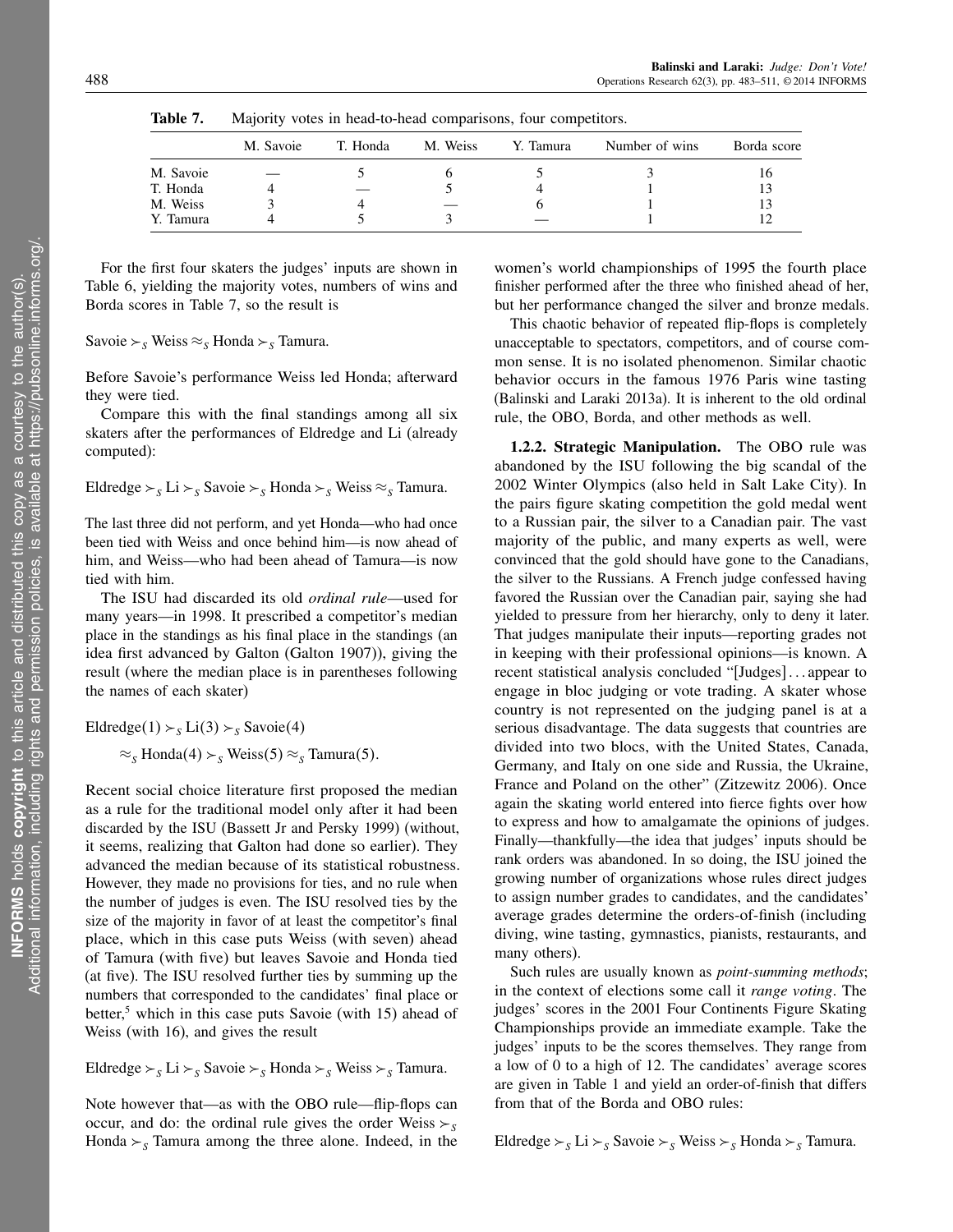**Table 7.** Majority votes in head-to-head comparisons, four competitors.

| | M. Savoie | T. Honda | M. Weiss | Y. Tamura | Number of wins | Borda score |
|---|---|---|---|---|---|---|
| M. Savoie | — | 5 | 6 | 5 | 3 | 16 |
| T. Honda | 4 | — | 5 | 4 | 1 | 13 |
| M. Weiss | 3 | 4 | — | 6 | 1 | 13 |
| Y. Tamura | 4 | 5 | 3 | — | 1 | 12 |

For the first four skaters the judges' inputs are shown in Table 6, yielding the majority votes, numbers of wins and Borda scores in Table 7, so the result is

$$\text{Savoie} \succ_S \text{Weiss} \approx_S \text{Honda} \succ_S \text{Tamura}.$$

Before Savoie's performance Weiss led Honda; afterward they were tied.

Compare this with the final standings among all six skaters after the performances of Eldredge and Li (already computed):

$$\text{Eldredge} \succ_S \text{Li} \succ_S \text{Savoie} \succ_S \text{Honda} \succ_S \text{Weiss} \approx_S \text{Tamura}.$$

The last three did not perform, and yet Honda—who had once been tied with Weiss and once behind him—is now ahead of him, and Weiss—who had been ahead of Tamura—is now tied with him.

The ISU had discarded its old *ordinal rule*—used for many years—in 1998. It prescribed a competitor's median place in the standings as his final place in the standings (an idea first advanced by Galton (Galton 1907)), giving the result (where the median place is in parentheses following the names of each skater)

$$\text{Eldredge}(1) \succ_S \text{Li}(3) \succ_S \text{Savoie}(4)$$
$$\approx_S \text{Honda}(4) \succ_S \text{Weiss}(5) \approx_S \text{Tamura}(5).$$

Recent social choice literature first proposed the median as a rule for the traditional model only after it had been discarded by the ISU (Bassett Jr and Persky 1999) (without, it seems, realizing that Galton had done so earlier). They advanced the median because of its statistical robustness. However, they made no provisions for ties, and no rule when the number of judges is even. The ISU resolved ties by the size of the majority in favor of at least the competitor's final place, which in this case puts Weiss (with seven) ahead of Tamura (with five) but leaves Savoie and Honda tied (at five). The ISU resolved further ties by summing up the numbers that corresponded to the candidates' final place or better,[5] which in this case puts Savoie (with 15) ahead of Weiss (with 16), and gives the result

$$\text{Eldredge} \succ_S \text{Li} \succ_S \text{Savoie} \succ_S \text{Honda} \succ_S \text{Weiss} \succ_S \text{Tamura}.$$

Note however that—as with the OBO rule—flip-flops can occur, and do: the ordinal rule gives the order Weiss $\succ_S$ Honda $\succ_S$ Tamura among the three alone. Indeed, in the women's world championships of 1995 the fourth place finisher performed after the three who finished ahead of her, but her performance changed the silver and bronze medals.

This chaotic behavior of repeated flip-flops is completely unacceptable to spectators, competitors, and of course common sense. It is no isolated phenomenon. Similar chaotic behavior occurs in the famous 1976 Paris wine tasting (Balinski and Laraki 2013a). It is inherent to the old ordinal rule, the OBO, Borda, and other methods as well.

#### 1.2.2. Strategic Manipulation.

The OBO rule was abandoned by the ISU following the big scandal of the 2002 Winter Olympics (also held in Salt Lake City). In the pairs figure skating competition the gold medal went to a Russian pair, the silver to a Canadian pair. The vast majority of the public, and many experts as well, were convinced that the gold should have gone to the Canadians, the silver to the Russians. A French judge confessed having favored the Russian over the Canadian pair, saying she had yielded to pressure from her hierarchy, only to deny it later. That judges manipulate their inputs—reporting grades not in keeping with their professional opinions—is known. A recent statistical analysis concluded "[Judges]…appear to engage in bloc judging or vote trading. A skater whose country is not represented on the judging panel is at a serious disadvantage. The data suggests that countries are divided into two blocs, with the United States, Canada, Germany, and Italy on one side and Russia, the Ukraine, France and Poland on the other" (Zitzewitz 2006). Once again the skating world entered into fierce fights over how to express and how to amalgamate the opinions of judges. Finally—thankfully—the idea that judges' inputs should be rank orders was abandoned. In so doing, the ISU joined the growing number of organizations whose rules direct judges to assign number grades to candidates, and the candidates' average grades determine the orders-of-finish (including diving, wine tasting, gymnastics, pianists, restaurants, and many others).

Such rules are usually known as *point-summing methods*; in the context of elections some call it *range voting*. The judges' scores in the 2001 Four Continents Figure Skating Championships provide an immediate example. Take the judges' inputs to be the scores themselves. They range from a low of 0 to a high of 12. The candidates' average scores are given in Table 1 and yield an order-of-finish that differs from that of the Borda and OBO rules:

$$\text{Eldredge} \succ_S \text{Li} \succ_S \text{Savoie} \succ_S \text{Weiss} \succ_S \text{Honda} \succ_S \text{Tamura}.$$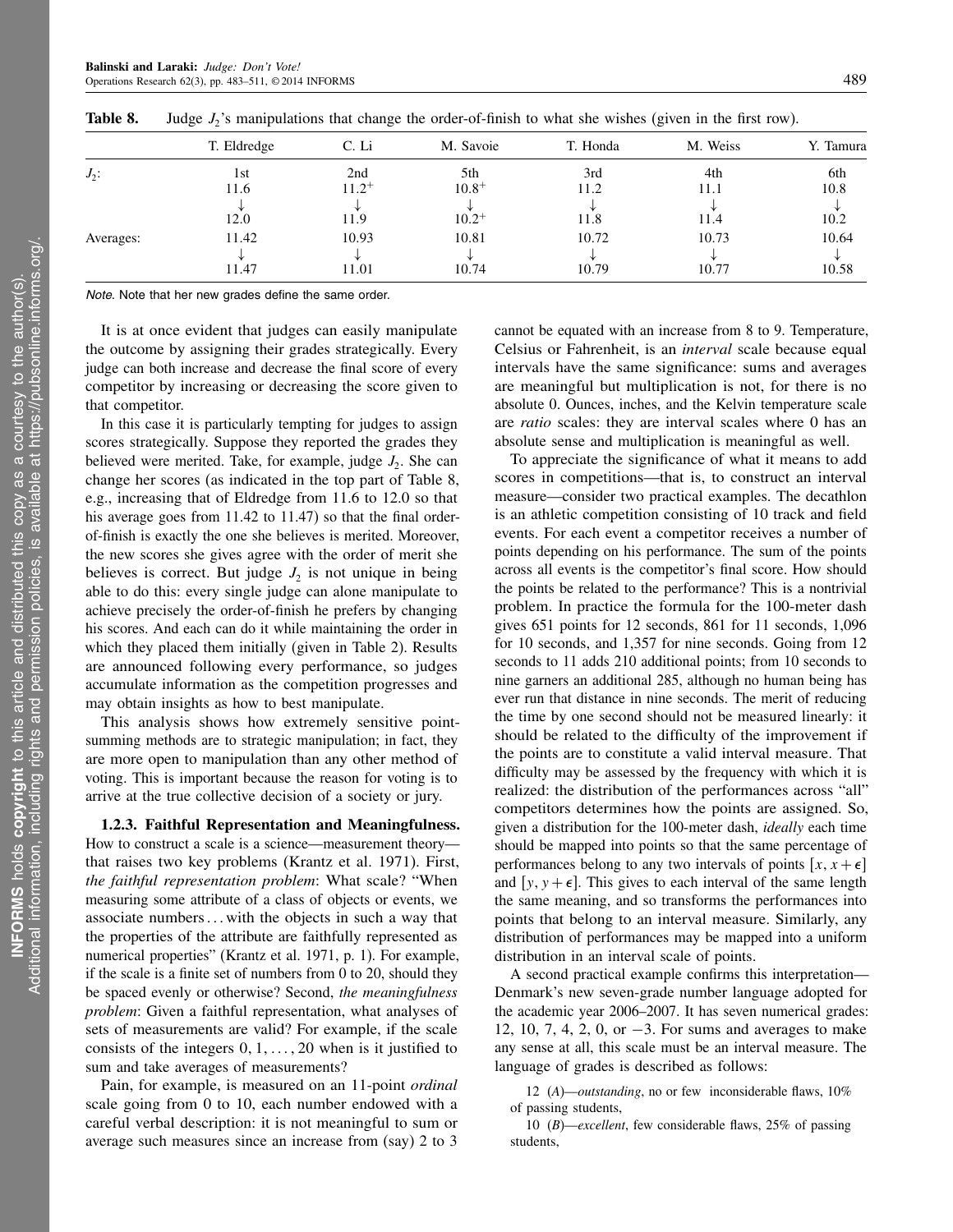**Table 8.** Judge $J_2$'s manipulations that change the order-of-finish to what she wishes (given in the first row).

| | T. Eldredge | C. Li | M. Savoie | T. Honda | M. Weiss | Y. Tamura |
|---|---|---|---|---|---|---|
| $J_2$: | 1st | 2nd | 5th | 3rd | 4th | 6th |
| | 11.6 | $11.2^+$ | $10.8^+$ | 11.2 | 11.1 | 10.8 |
| | ↓ | ↓ | ↓ | ↓ | ↓ | ↓ |
| | 12.0 | 11.9 | $10.2^+$ | 11.8 | 11.4 | 10.2 |
| Averages: | 11.42 | 10.93 | 10.81 | 10.72 | 10.73 | 10.64 |
| | ↓ | ↓ | ↓ | ↓ | ↓ | ↓ |
| | 11.47 | 11.01 | 10.74 | 10.79 | 10.77 | 10.58 |

*Note.* Note that her new grades define the same order.

It is at once evident that judges can easily manipulate the outcome by assigning their grades strategically. Every judge can both increase and decrease the final score of every competitor by increasing or decreasing the score given to that competitor.

In this case it is particularly tempting for judges to assign scores strategically. Suppose they reported the grades they believed were merited. Take, for example, judge $J_2$. She can change her scores (as indicated in the top part of Table 8, e.g., increasing that of Eldredge from 11.6 to 12.0 so that his average goes from 11.42 to 11.47) so that the final order-of-finish is exactly the one she believes is merited. Moreover, the new scores she gives agree with the order of merit she believes is correct. But judge $J_2$ is not unique in being able to do this: every single judge can alone manipulate to achieve precisely the order-of-finish he prefers by changing his scores. And each can do it while maintaining the order in which they placed them initially (given in Table 2). Results are announced following every performance, so judges accumulate information as the competition progresses and may obtain insights as how to best manipulate.

This analysis shows how extremely sensitive point-summing methods are to strategic manipulation; in fact, they are more open to manipulation than any other method of voting. This is important because the reason for voting is to arrive at the true collective decision of a society or jury.

#### 1.2.3. Faithful Representation and Meaningfulness.

How to construct a scale is a science—measurement theory—that raises two key problems (Krantz et al. 1971). First, *the faithful representation problem*: What scale? "When measuring some attribute of a class of objects or events, we associate numbers ... with the objects in such a way that the properties of the attribute are faithfully represented as numerical properties" (Krantz et al. 1971, p. 1). For example, if the scale is a finite set of numbers from 0 to 20, should they be spaced evenly or otherwise? Second, *the meaningfulness problem*: Given a faithful representation, what analyses of sets of measurements are valid? For example, if the scale consists of the integers $0, 1, \ldots, 20$ when is it justified to sum and take averages of measurements?

Pain, for example, is measured on an 11-point *ordinal* scale going from 0 to 10, each number endowed with a careful verbal description: it is not meaningful to sum or average such measures since an increase from (say) 2 to 3 cannot be equated with an increase from 8 to 9. Temperature, Celsius or Fahrenheit, is an *interval* scale because equal intervals have the same significance: sums and averages are meaningful but multiplication is not, for there is no absolute 0. Ounces, inches, and the Kelvin temperature scale are *ratio* scales: they are interval scales where 0 has an absolute sense and multiplication is meaningful as well.

To appreciate the significance of what it means to add scores in competitions—that is, to construct an interval measure—consider two practical examples. The decathlon is an athletic competition consisting of 10 track and field events. For each event a competitor receives a number of points depending on his performance. The sum of the points across all events is the competitor's final score. How should the points be related to the performance? This is a nontrivial problem. In practice the formula for the 100-meter dash gives 651 points for 12 seconds, 861 for 11 seconds, 1,096 for 10 seconds, and 1,357 for nine seconds. Going from 12 seconds to 11 adds 210 additional points; from 10 seconds to nine garners an additional 285, although no human being has ever run that distance in nine seconds. The merit of reducing the time by one second should not be measured linearly: it should be related to the difficulty of the improvement if the points are to constitute a valid interval measure. That difficulty may be assessed by the frequency with which it is realized: the distribution of the performances across "all" competitors determines how the points are assigned. So, given a distribution for the 100-meter dash, *ideally* each time should be mapped into points so that the same percentage of performances belong to any two intervals of points $[x, x+\epsilon]$ and $[y, y+\epsilon]$. This gives to each interval of the same length the same meaning, and so transforms the performances into points that belong to an interval measure. Similarly, any distribution of performances may be mapped into a uniform distribution in an interval scale of points.

A second practical example confirms this interpretation—Denmark's new seven-grade number language adopted for the academic year 2006–2007. It has seven numerical grades: 12, 10, 7, 4, 2, 0, or −3. For sums and averages to make any sense at all, this scale must be an interval measure. The language of grades is described as follows:

> 12 (*A*)—*outstanding*, no or few inconsiderable flaws, 10% of passing students,
>
> 10 (*B*)—*excellent*, few considerable flaws, 25% of passing students,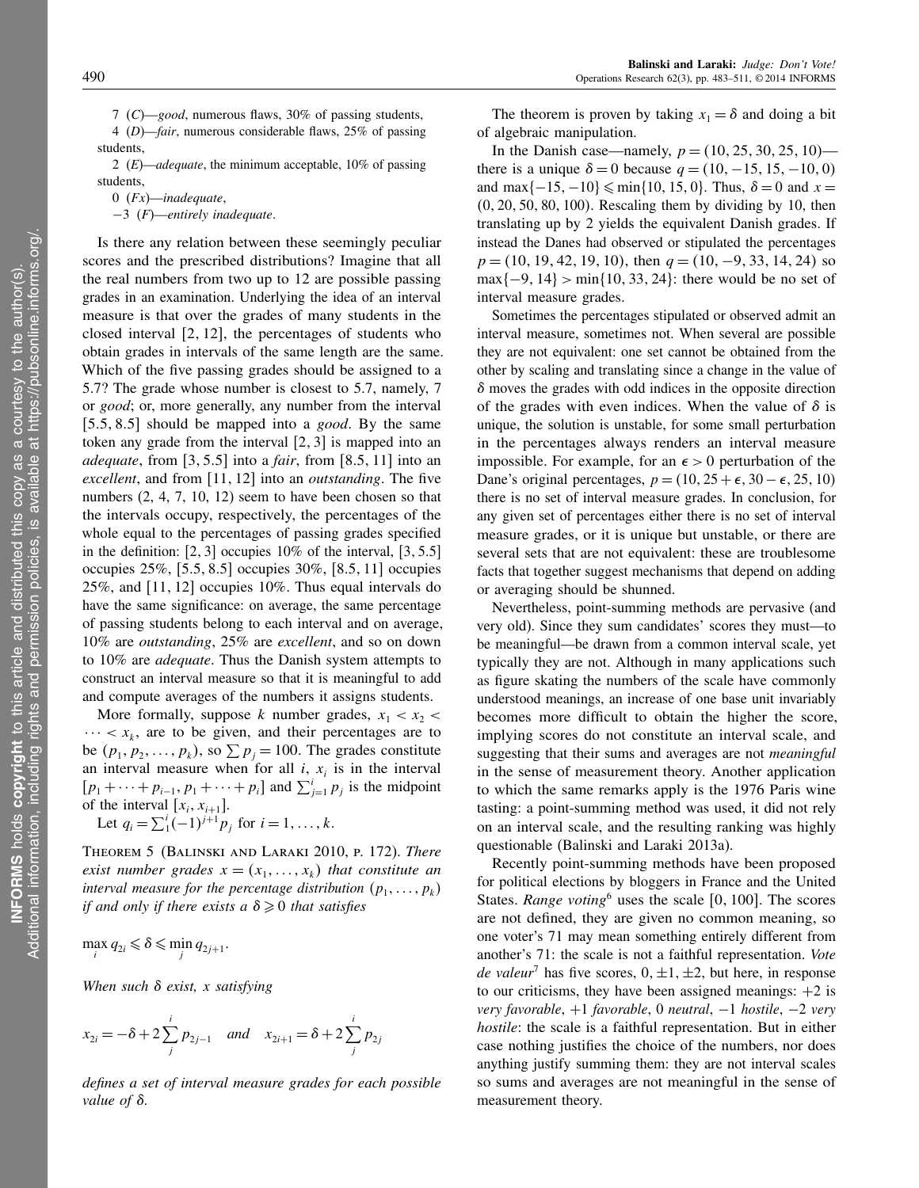7 ($C$)—*good*, numerous flaws, 30% of passing students,

4 ($D$)—*fair*, numerous considerable flaws, 25% of passing students,

2 ($E$)—*adequate*, the minimum acceptable, 10% of passing students,

0 ($Fx$)—*inadequate*,

−3 ($F$)—*entirely inadequate*.

Is there any relation between these seemingly peculiar scores and the prescribed distributions? Imagine that all the real numbers from two up to 12 are possible passing grades in an examination. Underlying the idea of an interval measure is that over the grades of many students in the closed interval [2, 12], the percentages of students who obtain grades in intervals of the same length are the same. Which of the five passing grades should be assigned to a 5.7? The grade whose number is closest to 5.7, namely, 7 or *good*; or, more generally, any number from the interval [5.5, 8.5] should be mapped into a *good*. By the same token any grade from the interval [2, 3] is mapped into an *adequate*, from [3, 5.5] into a *fair*, from [8.5, 11] into an *excellent*, and from [11, 12] into an *outstanding*. The five numbers (2, 4, 7, 10, 12) seem to have been chosen so that the intervals occupy, respectively, the percentages of the whole equal to the percentages of passing grades specified in the definition: [2, 3] occupies 10% of the interval, [3, 5.5] occupies 25%, [5.5, 8.5] occupies 30%, [8.5, 11] occupies 25%, and [11, 12] occupies 10%. Thus equal intervals do have the same significance: on average, the same percentage of passing students belong to each interval and on average, 10% are *outstanding*, 25% are *excellent*, and so on down to 10% are *adequate*. Thus the Danish system attempts to construct an interval measure so that it is meaningful to add and compute averages of the numbers it assigns students.

More formally, suppose $k$ number grades, $x_1 < x_2 < \cdots < x_k$, are to be given, and their percentages are to be $(p_1, p_2, \ldots, p_k)$, so $\sum p_j = 100$. The grades constitute an interval measure when for all $i$, $x_i$ is in the interval $[p_1 + \cdots + p_{i-1}, p_1 + \cdots + p_i]$ and $\sum_{j=1}^{i} p_j$ is the midpoint of the interval $[x_i, x_{i+1}]$.

Let $q_i = \sum_1^i (-1)^{j+1} p_j$ for $i = 1, \ldots, k$.

**Theorem 5** (Balinski and Laraki 2010, p. 172). *There exist number grades $x = (x_1, \ldots, x_k)$ that constitute an interval measure for the percentage distribution $(p_1, \ldots, p_k)$ if and only if there exists a $\delta \geqslant 0$ that satisfies*

$$\max_i q_{2i} \leqslant \delta \leqslant \min_j q_{2j+1}.$$

*When such $\delta$ exist, $x$ satisfying*

$$x_{2i} = -\delta + 2\sum_j^i p_{2j-1} \quad \text{and} \quad x_{2i+1} = \delta + 2\sum_j^i p_{2j}$$

*defines a set of interval measure grades for each possible value of $\delta$.*

The theorem is proven by taking $x_1 = \delta$ and doing a bit of algebraic manipulation.

In the Danish case—namely, $p = (10, 25, 30, 25, 10)$—there is a unique $\delta = 0$ because $q = (10, -15, 15, -10, 0)$ and $\max\{-15, -10\} \leqslant \min\{10, 15, 0\}$. Thus, $\delta = 0$ and $x = (0, 20, 50, 80, 100)$. Rescaling them by dividing by 10, then translating up by 2 yields the equivalent Danish grades. If instead the Danes had observed or stipulated the percentages $p = (10, 19, 42, 19, 10)$, then $q = (10, -9, 33, 14, 24)$ so $\max\{-9, 14\} > \min\{10, 33, 24\}$: there would be no set of interval measure grades.

Sometimes the percentages stipulated or observed admit an interval measure, sometimes not. When several are possible they are not equivalent: one set cannot be obtained from the other by scaling and translating since a change in the value of $\delta$ moves the grades with odd indices in the opposite direction of the grades with even indices. When the value of $\delta$ is unique, the solution is unstable, for some small perturbation in the percentages always renders an interval measure impossible. For example, for an $\epsilon > 0$ perturbation of the Dane's original percentages, $p = (10, 25 + \epsilon, 30 - \epsilon, 25, 10)$ there is no set of interval measure grades. In conclusion, for any given set of percentages either there is no set of interval measure grades, or it is unique but unstable, or there are several sets that are not equivalent: these are troublesome facts that together suggest mechanisms that depend on adding or averaging should be shunned.

Nevertheless, point-summing methods are pervasive (and very old). Since they sum candidates' scores they must—to be meaningful—be drawn from a common interval scale, yet typically they are not. Although in many applications such as figure skating the numbers of the scale have commonly understood meanings, an increase of one base unit invariably becomes more difficult to attain the higher the score, implying scores do not constitute an interval scale, and suggesting that their sums and averages are not *meaningful* in the sense of measurement theory. Another application to which the same remarks apply is the 1976 Paris wine tasting: a point-summing method was used, it did not rely on an interval scale, and the resulting ranking was highly questionable (Balinski and Laraki 2013a).

Recently point-summing methods have been proposed for political elections by bloggers in France and the United States. *Range voting*[6] uses the scale [0, 100]. The scores are not defined, they are given no common meaning, so one voter's 71 may mean something entirely different from another's 71: the scale is not a faithful representation. *Vote de valeur*[7] has five scores, $0, \pm 1, \pm 2$, but here, in response to our criticisms, they have been assigned meanings: $+2$ is *very favorable*, $+1$ *favorable*, 0 *neutral*, $-1$ *hostile*, $-2$ *very hostile*: the scale is a faithful representation. But in either case nothing justifies the choice of the numbers, nor does anything justify summing them: they are not interval scales so sums and averages are not meaningful in the sense of measurement theory.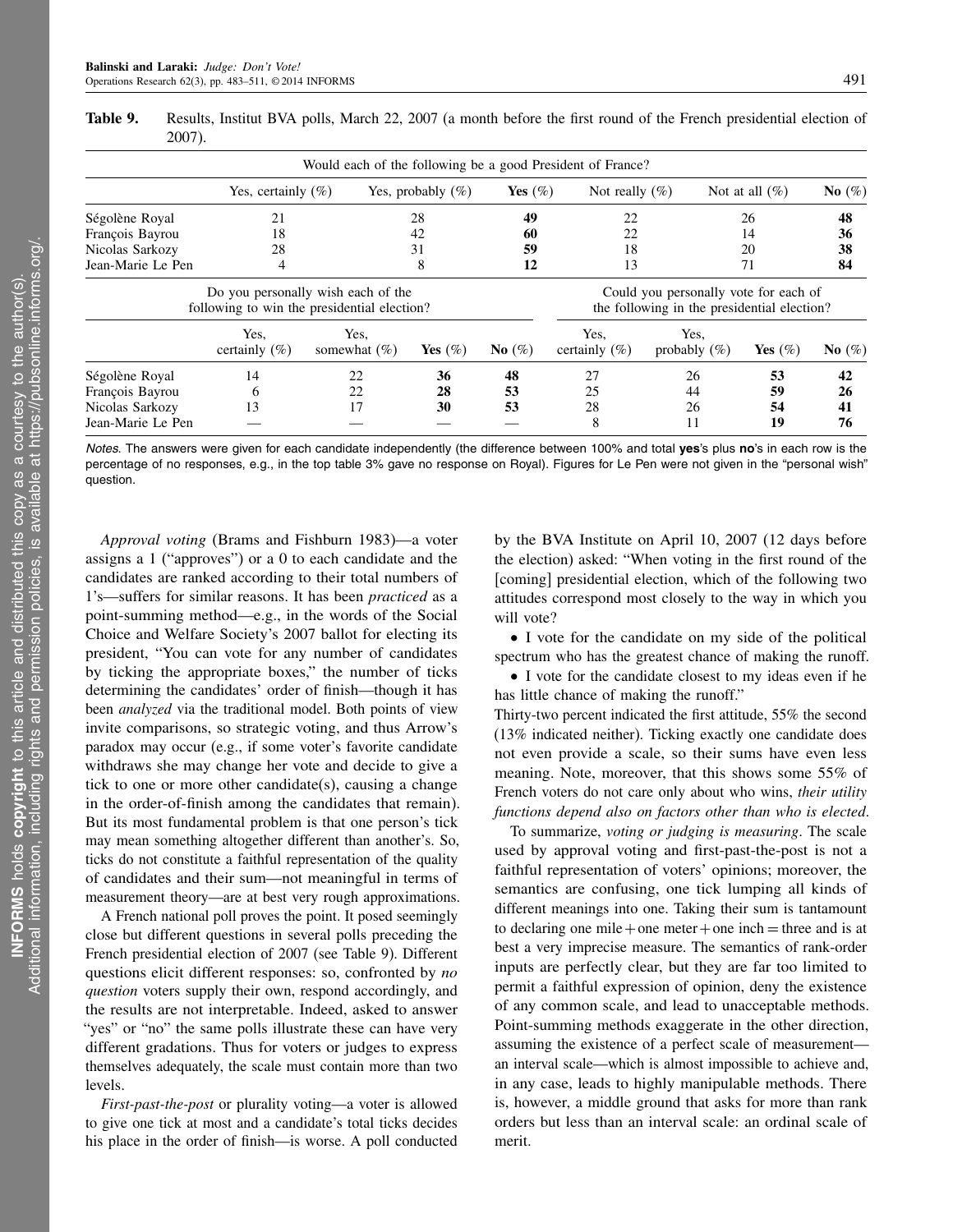**Table 9.** Results, Institut BVA polls, March 22, 2007 (a month before the first round of the French presidential election of 2007).

| Would each of the following be a good President of France? | | | | | | |
|---|---|---|---|---|---|---|
| | Yes, certainly (%) | Yes, probably (%) | **Yes** (%) | Not really (%) | Not at all (%) | **No** (%) |
| Ségolène Royal | 21 | 28 | **49** | 22 | 26 | **48** |
| François Bayrou | 18 | 42 | **60** | 22 | 14 | **36** |
| Nicolas Sarkozy | 28 | 31 | **59** | 18 | 20 | **38** |
| Jean-Marie Le Pen | 4 | 8 | **12** | 13 | 71 | **84** |

| | Do you personally wish each of the following to win the presidential election? | | | | Could you personally vote for each of the following in the presidential election? | | | |
|---|---|---|---|---|---|---|---|---|
| | Yes, certainly (%) | Yes, somewhat (%) | **Yes** (%) | **No** (%) | Yes, certainly (%) | Yes, probably (%) | **Yes** (%) | **No** (%) |
| Ségolène Royal | 14 | 22 | **36** | **48** | 27 | 26 | **53** | **42** |
| François Bayrou | 6 | 22 | **28** | **53** | 25 | 44 | **59** | **26** |
| Nicolas Sarkozy | 13 | 17 | **30** | **53** | 28 | 26 | **54** | **41** |
| Jean-Marie Le Pen | — | — | — | — | 8 | 11 | **19** | **76** |

*Notes.* The answers were given for each candidate independently (the difference between 100% and total **yes**'s plus **no**'s in each row is the percentage of no responses, e.g., in the top table 3% gave no response on Royal). Figures for Le Pen were not given in the "personal wish" question.

*Approval voting* (Brams and Fishburn 1983)—a voter assigns a 1 ("approves") or a 0 to each candidate and the candidates are ranked according to their total numbers of 1's—suffers for similar reasons. It has been *practiced* as a point-summing method—e.g., in the words of the Social Choice and Welfare Society's 2007 ballot for electing its president, "You can vote for any number of candidates by ticking the appropriate boxes," the number of ticks determining the candidates' order of finish—though it has been *analyzed* via the traditional model. Both points of view invite comparisons, so strategic voting, and thus Arrow's paradox may occur (e.g., if some voter's favorite candidate withdraws she may change her vote and decide to give a tick to one or more other candidate(s), causing a change in the order-of-finish among the candidates that remain). But its most fundamental problem is that one person's tick may mean something altogether different than another's. So, ticks do not constitute a faithful representation of the quality of candidates and their sum—not meaningful in terms of measurement theory—are at best very rough approximations.

A French national poll proves the point. It posed seemingly close but different questions in several polls preceding the French presidential election of 2007 (see Table 9). Different questions elicit different responses: so, confronted by *no question* voters supply their own, respond accordingly, and the results are not interpretable. Indeed, asked to answer "yes" or "no" the same polls illustrate these can have very different gradations. Thus for voters or judges to express themselves adequately, the scale must contain more than two levels.

*First-past-the-post* or plurality voting—a voter is allowed to give one tick at most and a candidate's total ticks decides his place in the order of finish—is worse. A poll conducted by the BVA Institute on April 10, 2007 (12 days before the election) asked: "When voting in the first round of the [coming] presidential election, which of the following two attitudes correspond most closely to the way in which you will vote?

- I vote for the candidate on my side of the political spectrum who has the greatest chance of making the runoff.
- I vote for the candidate closest to my ideas even if he has little chance of making the runoff."

Thirty-two percent indicated the first attitude, 55% the second (13% indicated neither). Ticking exactly one candidate does not even provide a scale, so their sums have even less meaning. Note, moreover, that this shows some 55% of French voters do not care only about who wins, *their utility functions depend also on factors other than who is elected*.

To summarize, *voting or judging is measuring*. The scale used by approval voting and first-past-the-post is not a faithful representation of voters' opinions; moreover, the semantics are confusing, one tick lumping all kinds of different meanings into one. Taking their sum is tantamount to declaring one mile + one meter + one inch = three and is at best a very imprecise measure. The semantics of rank-order inputs are perfectly clear, but they are far too limited to permit a faithful expression of opinion, deny the existence of any common scale, and lead to unacceptable methods. Point-summing methods exaggerate in the other direction, assuming the existence of a perfect scale of measurement—an interval scale—which is almost impossible to achieve and, in any case, leads to highly manipulable methods. There is, however, a middle ground that asks for more than rank orders but less than an interval scale: an ordinal scale of merit.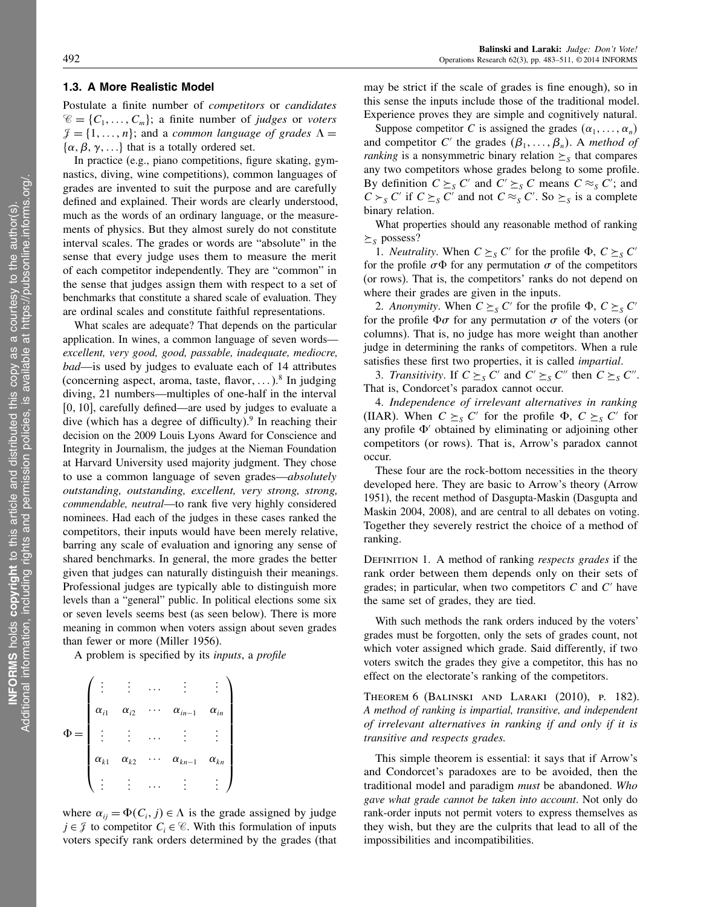### 1.3. A More Realistic Model

Postulate a finite number of *competitors* or *candidates* $\mathscr{C} = \{C_1, \ldots, C_m\}$; a finite number of *judges* or *voters* $\mathscr{J} = \{1, \ldots, n\}$; and a *common language of grades* $\Lambda = \{\alpha, \beta, \gamma, \ldots\}$ that is a totally ordered set.

In practice (e.g., piano competitions, figure skating, gymnastics, diving, wine competitions), common languages of grades are invented to suit the purpose and are carefully defined and explained. Their words are clearly understood, much as the words of an ordinary language, or the measurements of physics. But they almost surely do not constitute interval scales. The grades or words are "absolute" in the sense that every judge uses them to measure the merit of each competitor independently. They are "common" in the sense that judges assign them with respect to a set of benchmarks that constitute a shared scale of evaluation. They are ordinal scales and constitute faithful representations.

What scales are adequate? That depends on the particular application. In wines, a common language of seven words—*excellent, very good, good, passable, inadequate, mediocre, bad*—is used by judges to evaluate each of 14 attributes (concerning aspect, aroma, taste, flavor, ...).[8] In judging diving, 21 numbers—multiples of one-half in the interval [0, 10], carefully defined—are used by judges to evaluate a dive (which has a degree of difficulty).[9] In reaching their decision on the 2009 Louis Lyons Award for Conscience and Integrity in Journalism, the judges at the Nieman Foundation at Harvard University used majority judgment. They chose to use a common language of seven grades—*absolutely outstanding, outstanding, excellent, very strong, strong, commendable, neutral*—to rank five very highly considered nominees. Had each of the judges in these cases ranked the competitors, their inputs would have been merely relative, barring any scale of evaluation and ignoring any sense of shared benchmarks. In general, the more grades the better given that judges can naturally distinguish their meanings. Professional judges are typically able to distinguish more levels than a "general" public. In political elections some six or seven levels seems best (as seen below). There is more meaning in common when voters assign about seven grades than fewer or more (Miller 1956).

A problem is specified by its *inputs*, a *profile*

$$\Phi = \begin{pmatrix} \vdots & \vdots & \cdots & \vdots & \vdots \\ \alpha_{i1} & \alpha_{i2} & \cdots & \alpha_{in-1} & \alpha_{in} \\ \vdots & \vdots & \cdots & \vdots & \vdots \\ \alpha_{k1} & \alpha_{k2} & \cdots & \alpha_{kn-1} & \alpha_{kn} \\ \vdots & \vdots & \cdots & \vdots & \vdots \end{pmatrix}$$

where $\alpha_{ij} = \Phi(C_i, j) \in \Lambda$ is the grade assigned by judge $j \in \mathscr{J}$ to competitor $C_i \in \mathscr{C}$. With this formulation of inputs voters specify rank orders determined by the grades (that may be strict if the scale of grades is fine enough), so in this sense the inputs include those of the traditional model. Experience proves they are simple and cognitively natural.

Suppose competitor $C$ is assigned the grades $(\alpha_1, \ldots, \alpha_n)$ and competitor $C'$ the grades $(\beta_1, \ldots, \beta_n)$. A *method of ranking* is a nonsymmetric binary relation $\succeq_S$ that compares any two competitors whose grades belong to some profile. By definition $C \succeq_S C'$ and $C' \succeq_S C$ means $C \approx_S C'$; and $C \succ_S C'$ if $C \succeq_S C'$ and not $C \approx_S C'$. So $\succeq_S$ is a complete binary relation.

What properties should any reasonable method of ranking $\succeq_S$ possess?

1. *Neutrality*. When $C \succeq_S C'$ for the profile $\Phi$, $C \succeq_S C'$ for the profile $\sigma\Phi$ for any permutation $\sigma$ of the competitors (or rows). That is, the competitors' ranks do not depend on where their grades are given in the inputs.

2. *Anonymity*. When $C \succeq_S C'$ for the profile $\Phi$, $C \succeq_S C'$ for the profile $\Phi\sigma$ for any permutation $\sigma$ of the voters (or columns). That is, no judge has more weight than another judge in determining the ranks of competitors. When a rule satisfies these first two properties, it is called *impartial*.

3. *Transitivity*. If $C \succeq_S C'$ and $C' \succeq_S C''$ then $C \succeq_S C''$. That is, Condorcet's paradox cannot occur.

4. *Independence of irrelevant alternatives in ranking* (IIAR). When $C \succeq_S C'$ for the profile $\Phi$, $C \succeq_S C'$ for any profile $\Phi'$ obtained by eliminating or adjoining other competitors (or rows). That is, Arrow's paradox cannot occur.

These four are the rock-bottom necessities in the theory developed here. They are basic to Arrow's theory (Arrow 1951), the recent method of Dasgupta-Maskin (Dasgupta and Maskin 2004, 2008), and are central to all debates on voting. Together they severely restrict the choice of a method of ranking.

Definition 1. A method of ranking *respects grades* if the rank order between them depends only on their sets of grades; in particular, when two competitors $C$ and $C'$ have the same set of grades, they are tied.

With such methods the rank orders induced by the voters' grades must be forgotten, only the sets of grades count, not which voter assigned which grade. Said differently, if two voters switch the grades they give a competitor, this has no effect on the electorate's ranking of the competitors.

Theorem 6 (Balinski and Laraki (2010), p. 182). *A method of ranking is impartial, transitive, and independent of irrelevant alternatives in ranking if and only if it is transitive and respects grades.*

This simple theorem is essential: it says that if Arrow's and Condorcet's paradoxes are to be avoided, then the traditional model and paradigm *must* be abandoned. *Who gave what grade cannot be taken into account*. Not only do rank-order inputs not permit voters to express themselves as they wish, but they are the culprits that lead to all of the impossibilities and incompatibilities.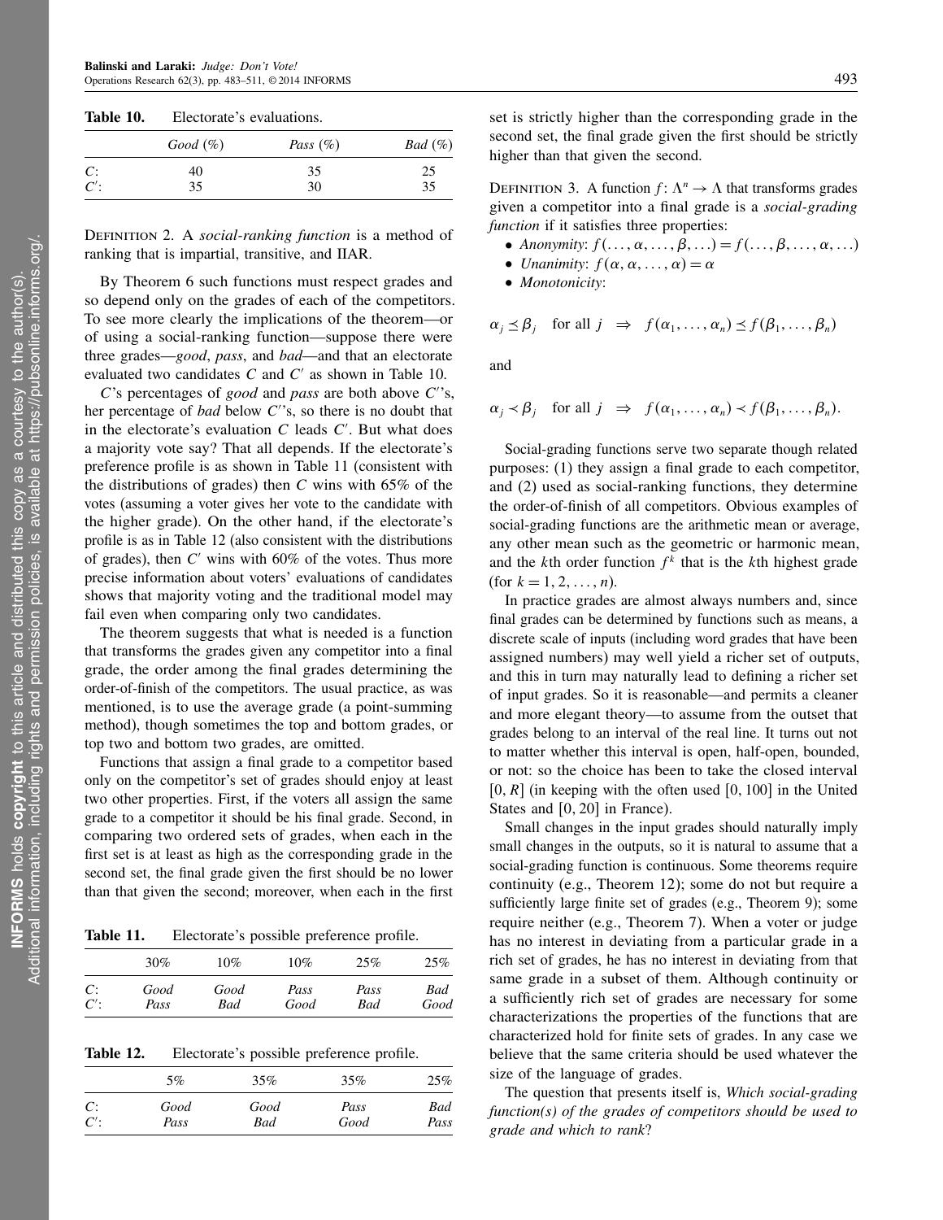**Table 10.** Electorate's evaluations.

| | *Good* (%) | *Pass* (%) | *Bad* (%) |
|---|---|---|---|
| $C$: | 40 | 35 | 25 |
| $C'$: | 35 | 30 | 35 |

Definition 2. A *social-ranking function* is a method of ranking that is impartial, transitive, and IIAR.

By Theorem 6 such functions must respect grades and so depend only on the grades of each of the competitors. To see more clearly the implications of the theorem—or of using a social-ranking function—suppose there were three grades—*good*, *pass*, and *bad*—and that an electorate evaluated two candidates $C$ and $C'$ as shown in Table 10.

$C$'s percentages of *good* and *pass* are both above $C'$'s, her percentage of *bad* below $C'$'s, so there is no doubt that in the electorate's evaluation $C$ leads $C'$. But what does a majority vote say? That all depends. If the electorate's preference profile is as shown in Table 11 (consistent with the distributions of grades) then $C$ wins with 65% of the votes (assuming a voter gives her vote to the candidate with the higher grade). On the other hand, if the electorate's profile is as in Table 12 (also consistent with the distributions of grades), then $C'$ wins with 60% of the votes. Thus more precise information about voters' evaluations of candidates shows that majority voting and the traditional model may fail even when comparing only two candidates.

The theorem suggests that what is needed is a function that transforms the grades given any competitor into a final grade, the order among the final grades determining the order-of-finish of the competitors. The usual practice, as was mentioned, is to use the average grade (a point-summing method), though sometimes the top and bottom grades, or top two and bottom two grades, are omitted.

Functions that assign a final grade to a competitor based only on the competitor's set of grades should enjoy at least two other properties. First, if the voters all assign the same grade to a competitor it should be his final grade. Second, in comparing two ordered sets of grades, when each in the first set is at least as high as the corresponding grade in the second set, the final grade given the first should be no lower than that given the second; moreover, when each in the first set is strictly higher than the corresponding grade in the second set, the final grade given the first should be strictly higher than that given the second.

**Table 11.** Electorate's possible preference profile.

| | 30% | 10% | 10% | 25% | 25% |
|---|---|---|---|---|---|
| $C$: | *Good* | *Good* | *Pass* | *Pass* | *Bad* |
| $C'$: | *Pass* | *Bad* | *Good* | *Bad* | *Good* |

**Table 12.** Electorate's possible preference profile.

| | 5% | 35% | 35% | 25% |
|---|---|---|---|---|
| $C$: | *Good* | *Good* | *Pass* | *Bad* |
| $C'$: | *Pass* | *Bad* | *Good* | *Pass* |

Definition 3. A function $f\colon \Lambda^n \to \Lambda$ that transforms grades given a competitor into a final grade is a *social-grading function* if it satisfies three properties:

- *Anonymity*: $f(\ldots, \alpha, \ldots, \beta, \ldots) = f(\ldots, \beta, \ldots, \alpha, \ldots)$
- *Unanimity*: $f(\alpha, \alpha, \ldots, \alpha) = \alpha$
- *Monotonicity*:

$$\alpha_j \preceq \beta_j \quad \text{for all } j \quad \Rightarrow \quad f(\alpha_1, \ldots, \alpha_n) \preceq f(\beta_1, \ldots, \beta_n)$$

and

$$\alpha_j \prec \beta_j \quad \text{for all } j \quad \Rightarrow \quad f(\alpha_1, \ldots, \alpha_n) \prec f(\beta_1, \ldots, \beta_n).$$

Social-grading functions serve two separate though related purposes: (1) they assign a final grade to each competitor, and (2) used as social-ranking functions, they determine the order-of-finish of all competitors. Obvious examples of social-grading functions are the arithmetic mean or average, any other mean such as the geometric or harmonic mean, and the $k$th order function $f^k$ that is the $k$th highest grade (for $k = 1, 2, \ldots, n$).

In practice grades are almost always numbers and, since final grades can be determined by functions such as means, a discrete scale of inputs (including word grades that have been assigned numbers) may well yield a richer set of outputs, and this in turn may naturally lead to defining a richer set of input grades. So it is reasonable—and permits a cleaner and more elegant theory—to assume from the outset that grades belong to an interval of the real line. It turns out not to matter whether this interval is open, half-open, bounded, or not: so the choice has been to take the closed interval $[0, R]$ (in keeping with the often used $[0, 100]$ in the United States and $[0, 20]$ in France).

Small changes in the input grades should naturally imply small changes in the outputs, so it is natural to assume that a social-grading function is continuous. Some theorems require continuity (e.g., Theorem 12); some do not but require a sufficiently large finite set of grades (e.g., Theorem 9); some require neither (e.g., Theorem 7). When a voter or judge has no interest in deviating from a particular grade in a rich set of grades, he has no interest in deviating from that same grade in a subset of them. Although continuity or a sufficiently rich set of grades are necessary for some characterizations the properties of the functions that are characterized hold for finite sets of grades. In any case we believe that the same criteria should be used whatever the size of the language of grades.

The question that presents itself is, *Which social-grading function(s) of the grades of competitors should be used to grade and which to rank*?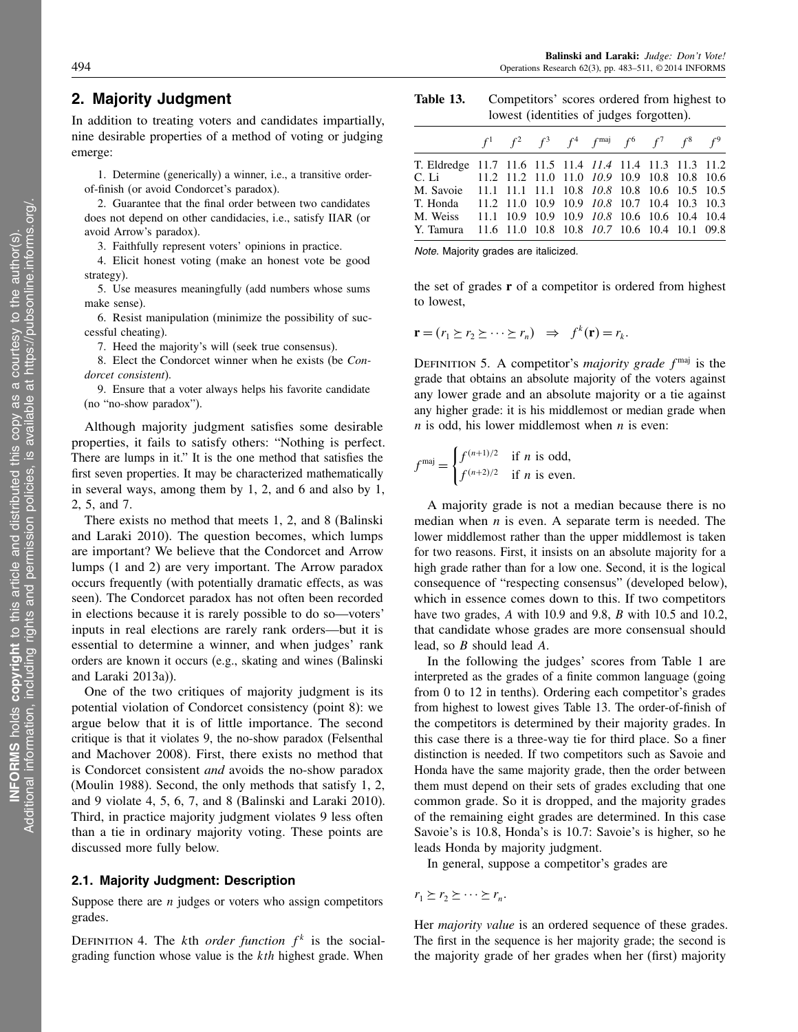## 2. Majority Judgment

In addition to treating voters and candidates impartially, nine desirable properties of a method of voting or judging emerge:

1. Determine (generically) a winner, i.e., a transitive order-of-finish (or avoid Condorcet's paradox).
2. Guarantee that the final order between two candidates does not depend on other candidacies, i.e., satisfy IIAR (or avoid Arrow's paradox).
3. Faithfully represent voters' opinions in practice.
4. Elicit honest voting (make an honest vote be good strategy).
5. Use measures meaningfully (add numbers whose sums make sense).
6. Resist manipulation (minimize the possibility of successful cheating).
7. Heed the majority's will (seek true consensus).
8. Elect the Condorcet winner when he exists (be *Condorcet consistent*).
9. Ensure that a voter always helps his favorite candidate (no "no-show paradox").

Although majority judgment satisfies some desirable properties, it fails to satisfy others: "Nothing is perfect. There are lumps in it." It is the one method that satisfies the first seven properties. It may be characterized mathematically in several ways, among them by 1, 2, and 6 and also by 1, 2, 5, and 7.

There exists no method that meets 1, 2, and 8 (Balinski and Laraki 2010). The question becomes, which lumps are important? We believe that the Condorcet and Arrow lumps (1 and 2) are very important. The Arrow paradox occurs frequently (with potentially dramatic effects, as was seen). The Condorcet paradox has not often been recorded in elections because it is rarely possible to do so—voters' inputs in real elections are rarely rank orders—but it is essential to determine a winner, and when judges' rank orders are known it occurs (e.g., skating and wines (Balinski and Laraki 2013a)).

One of the two critiques of majority judgment is its potential violation of Condorcet consistency (point 8): we argue below that it is of little importance. The second critique is that it violates 9, the no-show paradox (Felsenthal and Machover 2008). First, there exists no method that is Condorcet consistent *and* avoids the no-show paradox (Moulin 1988). Second, the only methods that satisfy 1, 2, and 9 violate 4, 5, 6, 7, and 8 (Balinski and Laraki 2010). Third, in practice majority judgment violates 9 less often than a tie in ordinary majority voting. These points are discussed more fully below.

### 2.1. Majority Judgment: Description

Suppose there are $n$ judges or voters who assign competitors grades.

Definition 4. The $k$th *order function* $f^k$ is the social-grading function whose value is the $kth$ highest grade. When the set of grades $\mathbf{r}$ of a competitor is ordered from highest to lowest,

$$\mathbf{r} = (r_1 \succeq r_2 \succeq \cdots \succeq r_n) \quad \Rightarrow \quad f^k(\mathbf{r}) = r_k.$$

Definition 5. A competitor's *majority grade* $f^{\text{maj}}$ is the grade that obtains an absolute majority of the voters against any lower grade and an absolute majority or a tie against any higher grade: it is his middlemost or median grade when $n$ is odd, his lower middlemost when $n$ is even:

$$f^{\text{maj}} = \begin{cases} f^{(n+1)/2} & \text{if } n \text{ is odd,} \\ f^{(n+2)/2} & \text{if } n \text{ is even.} \end{cases}$$

A majority grade is not a median because there is no median when $n$ is even. A separate term is needed. The lower middlemost rather than the upper middlemost is taken for two reasons. First, it insists on an absolute majority for a high grade rather than for a low one. Second, it is the logical consequence of "respecting consensus" (developed below), which in essence comes down to this. If two competitors have two grades, $A$ with 10.9 and 9.8, $B$ with 10.5 and 10.2, that candidate whose grades are more consensual should lead, so $B$ should lead $A$.

**Table 13.** Competitors' scores ordered from highest to lowest (identities of judges forgotten).

| | $f^1$ | $f^2$ | $f^3$ | $f^4$ | $f^{\text{maj}}$ | $f^6$ | $f^7$ | $f^8$ | $f^9$ |
|---|---|---|---|---|---|---|---|---|---|
| T. Eldredge | 11.7 | 11.6 | 11.5 | 11.4 | *11.4* | 11.4 | 11.3 | 11.3 | 11.2 |
| C. Li | 11.2 | 11.2 | 11.0 | 11.0 | *10.9* | 10.9 | 10.8 | 10.8 | 10.6 |
| M. Savoie | 11.1 | 11.1 | 11.1 | 10.8 | *10.8* | 10.8 | 10.6 | 10.5 | 10.5 |
| T. Honda | 11.2 | 11.0 | 10.9 | 10.9 | *10.8* | 10.7 | 10.4 | 10.3 | 10.3 |
| M. Weiss | 11.1 | 10.9 | 10.9 | 10.9 | *10.8* | 10.6 | 10.6 | 10.4 | 10.4 |
| Y. Tamura | 11.6 | 11.0 | 10.8 | 10.8 | *10.7* | 10.6 | 10.4 | 10.1 | 09.8 |

*Note.* Majority grades are italicized.

In the following the judges' scores from Table 1 are interpreted as the grades of a finite common language (going from 0 to 12 in tenths). Ordering each competitor's grades from highest to lowest gives Table 13. The order-of-finish of the competitors is determined by their majority grades. In this case there is a three-way tie for third place. So a finer distinction is needed. If two competitors such as Savoie and Honda have the same majority grade, then the order between them must depend on their sets of grades excluding that one common grade. So it is dropped, and the majority grades of the remaining eight grades are determined. In this case Savoie's is 10.8, Honda's is 10.7: Savoie's is higher, so he leads Honda by majority judgment.

In general, suppose a competitor's grades are

$$r_1 \succeq r_2 \succeq \cdots \succeq r_n.$$

Her *majority value* is an ordered sequence of these grades. The first in the sequence is her majority grade; the second is the majority grade of her grades when her (first) majority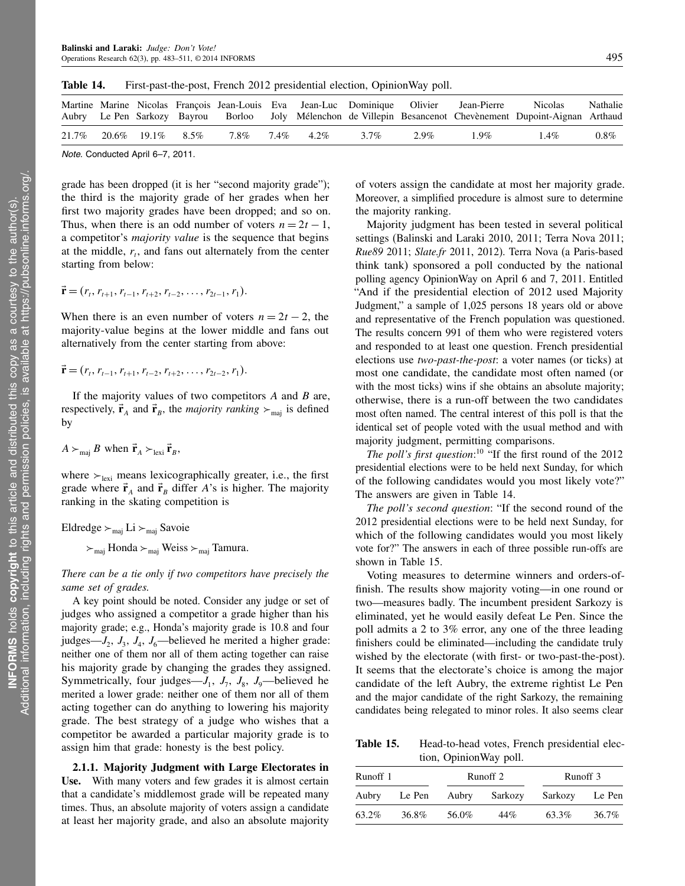**Table 14.** First-past-the-post, French 2012 presidential election, OpinionWay poll.

| Martine Aubry | Marine Le Pen | Nicolas Sarkozy | François Bayrou | Jean-Louis Borloo | Eva Joly | Jean-Luc Mélenchon | Dominique de Villepin | Olivier Besancenot | Jean-Pierre Chevènement | Nicolas Dupoint-Aignan | Nathalie Arthaud |
|---|---|---|---|---|---|---|---|---|---|---|---|
| 21.7% | 20.6% | 19.1% | 8.5% | 7.8% | 7.4% | 4.2% | 3.7% | 2.9% | 1.9% | 1.4% | 0.8% |

*Note.* Conducted April 6–7, 2011.

grade has been dropped (it is her "second majority grade"); the third is the majority grade of her grades when her first two majority grades have been dropped; and so on. Thus, when there is an odd number of voters $n = 2t - 1$, a competitor's *majority value* is the sequence that begins at the middle, $r_t$, and fans out alternately from the center starting from below:

$$\vec{\mathbf{r}} = (r_t, r_{t+1}, r_{t-1}, r_{t+2}, r_{t-2}, \ldots, r_{2t-1}, r_1).$$

When there is an even number of voters $n = 2t - 2$, the majority-value begins at the lower middle and fans out alternatively from the center starting from above:

$$\vec{\mathbf{r}} = (r_t, r_{t-1}, r_{t+1}, r_{t-2}, r_{t+2}, \ldots, r_{2t-2}, r_1).$$

If the majority values of two competitors $A$ and $B$ are, respectively, $\vec{\mathbf{r}}_A$ and $\vec{\mathbf{r}}_B$, the *majority ranking* $\succ_{\text{maj}}$ is defined by

$$A \succ_{\text{maj}} B \text{ when } \vec{\mathbf{r}}_A \succ_{\text{lexi}} \vec{\mathbf{r}}_B,$$

where $\succ_{\text{lexi}}$ means lexicographically greater, i.e., the first grade where $\vec{\mathbf{r}}_A$ and $\vec{\mathbf{r}}_B$ differ $A$'s is higher. The majority ranking in the skating competition is

$$\text{Eldredge} \succ_{\text{maj}} \text{Li} \succ_{\text{maj}} \text{Savoie}$$
$$\succ_{\text{maj}} \text{Honda} \succ_{\text{maj}} \text{Weiss} \succ_{\text{maj}} \text{Tamura}.$$

*There can be a tie only if two competitors have precisely the same set of grades.*

A key point should be noted. Consider any judge or set of judges who assigned a competitor a grade higher than his majority grade; e.g., Honda's majority grade is 10.8 and four judges—$J_2$, $J_3$, $J_4$, $J_6$—believed he merited a higher grade: neither one of them nor all of them acting together can raise his majority grade by changing the grades they assigned. Symmetrically, four judges—$J_1$, $J_7$, $J_8$, $J_9$—believed he merited a lower grade: neither one of them nor all of them acting together can do anything to lowering his majority grade. The best strategy of a judge who wishes that a competitor be awarded a particular majority grade is to assign him that grade: honesty is the best policy.

**2.1.1. Majority Judgment with Large Electorates in Use.** With many voters and few grades it is almost certain that a candidate's middlemost grade will be repeated many times. Thus, an absolute majority of voters assign a candidate at least her majority grade, and also an absolute majority of voters assign the candidate at most her majority grade. Moreover, a simplified procedure is almost sure to determine the majority ranking.

Majority judgment has been tested in several political settings (Balinski and Laraki 2010, 2011; Terra Nova 2011; *Rue89* 2011; *Slate.fr* 2011, 2012). Terra Nova (a Paris-based think tank) sponsored a poll conducted by the national polling agency OpinionWay on April 6 and 7, 2011. Entitled "And if the presidential election of 2012 used Majority Judgment," a sample of 1,025 persons 18 years old or above and representative of the French population was questioned. The results concern 991 of them who were registered voters and responded to at least one question. French presidential elections use *two-past-the-post*: a voter names (or ticks) at most one candidate, the candidate most often named (or with the most ticks) wins if she obtains an absolute majority; otherwise, there is a run-off between the two candidates most often named. The central interest of this poll is that the identical set of people voted with the usual method and with majority judgment, permitting comparisons.

*The poll's first question*:[10] "If the first round of the 2012 presidential elections were to be held next Sunday, for which of the following candidates would you most likely vote?" The answers are given in Table 14.

*The poll's second question*: "If the second round of the 2012 presidential elections were to be held next Sunday, for which of the following candidates would you most likely vote for?" The answers in each of three possible run-offs are shown in Table 15.

Voting measures to determine winners and orders-of-finish. The results show majority voting—in one round or two—measures badly. The incumbent president Sarkozy is eliminated, yet he would easily defeat Le Pen. Since the poll admits a 2 to 3% error, any one of the three leading finishers could be eliminated—including the candidate truly wished by the electorate (with first- or two-past-the-post). It seems that the electorate's choice is among the major candidate of the left Aubry, the extreme rightist Le Pen and the major candidate of the right Sarkozy, the remaining candidates being relegated to minor roles. It also seems clear

**Table 15.** Head-to-head votes, French presidential election, OpinionWay poll.

| Runoff 1 | | Runoff 2 | | Runoff 3 | |
|---|---|---|---|---|---|
| Aubry | Le Pen | Aubry | Sarkozy | Sarkozy | Le Pen |
| 63.2% | 36.8% | 56.0% | 44% | 63.3% | 36.7% |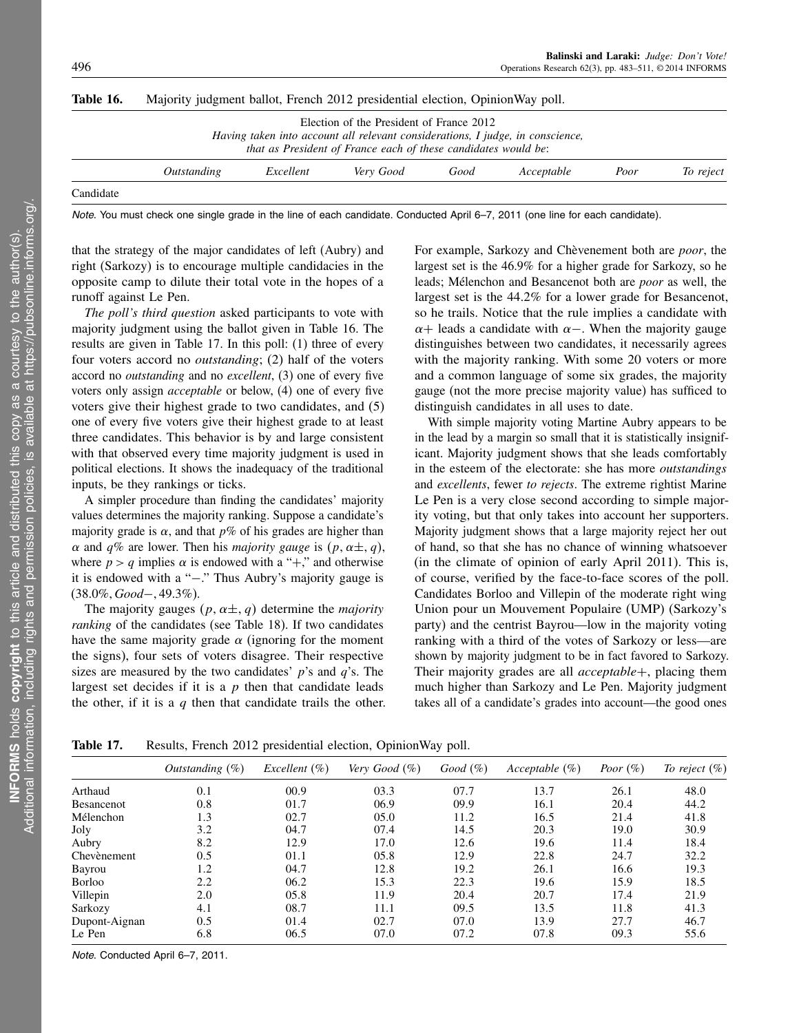**Table 16.** Majority judgment ballot, French 2012 presidential election, OpinionWay poll.

| Election of the President of France 2012<br>*Having taken into account all relevant considerations, I judge, in conscience, that as President of France each of these candidates would be*: | | | | | | | |
|---|---|---|---|---|---|---|---|
| | *Outstanding* | *Excellent* | *Very Good* | *Good* | *Acceptable* | *Poor* | *To reject* |
| Candidate | | | | | | | |

*Note.* You must check one single grade in the line of each candidate. Conducted April 6–7, 2011 (one line for each candidate).

that the strategy of the major candidates of left (Aubry) and right (Sarkozy) is to encourage multiple candidacies in the opposite camp to dilute their total vote in the hopes of a runoff against Le Pen.

*The poll's third question* asked participants to vote with majority judgment using the ballot given in Table 16. The results are given in Table 17. In this poll: (1) three of every four voters accord no *outstanding*; (2) half of the voters accord no *outstanding* and no *excellent*, (3) one of every five voters only assign *acceptable* or below, (4) one of every five voters give their highest grade to two candidates, and (5) one of every five voters give their highest grade to at least three candidates. This behavior is by and large consistent with that observed every time majority judgment is used in political elections. It shows the inadequacy of the traditional inputs, be they rankings or ticks.

A simpler procedure than finding the candidates' majority values determines the majority ranking. Suppose a candidate's majority grade is $\alpha$, and that $p$% of his grades are higher than $\alpha$ and $q$% are lower. Then his *majority gauge* is $(p, \alpha\pm, q)$, where $p > q$ implies $\alpha$ is endowed with a "+," and otherwise it is endowed with a "−." Thus Aubry's majority gauge is $(38.0\%, Good-, 49.3\%)$.

The majority gauges $(p, \alpha\pm, q)$ determine the *majority ranking* of the candidates (see Table 18). If two candidates have the same majority grade $\alpha$ (ignoring for the moment the signs), four sets of voters disagree. Their respective sizes are measured by the two candidates' $p$'s and $q$'s. The largest set decides if it is a $p$ then that candidate leads the other, if it is a $q$ then that candidate trails the other. For example, Sarkozy and Chèvenement both are *poor*, the largest set is the 46.9% for a higher grade for Sarkozy, so he leads; Mélenchon and Besancenot both are *poor* as well, the largest set is the 44.2% for a lower grade for Besancenot, so he trails. Notice that the rule implies a candidate with $\alpha+$ leads a candidate with $\alpha-$. When the majority gauge distinguishes between two candidates, it necessarily agrees with the majority ranking. With some 20 voters or more and a common language of some six grades, the majority gauge (not the more precise majority value) has sufficed to distinguish candidates in all uses to date.

With simple majority voting Martine Aubry appears to be in the lead by a margin so small that it is statistically insignificant. Majority judgment shows that she leads comfortably in the esteem of the electorate: she has more *outstandings* and *excellents*, fewer *to rejects*. The extreme rightist Marine Le Pen is a very close second according to simple majority voting, but that only takes into account her supporters. Majority judgment shows that a large majority reject her out of hand, so that she has no chance of winning whatsoever (in the climate of opinion of early April 2011). This is, of course, verified by the face-to-face scores of the poll. Candidates Borloo and Villepin of the moderate right wing Union pour un Mouvement Populaire (UMP) (Sarkozy's party) and the centrist Bayrou—low in the majority voting ranking with a third of the votes of Sarkozy or less—are shown by majority judgment to be in fact favored to Sarkozy. Their majority grades are all *acceptable*+, placing them much higher than Sarkozy and Le Pen. Majority judgment takes all of a candidate's grades into account—the good ones

**Table 17.** Results, French 2012 presidential election, OpinionWay poll.

| | *Outstanding* (%) | *Excellent* (%) | *Very Good* (%) | *Good* (%) | *Acceptable* (%) | *Poor* (%) | *To reject* (%) |
|---|---|---|---|---|---|---|---|
| Arthaud | 0.1 | 00.9 | 03.3 | 07.7 | 13.7 | 26.1 | 48.0 |
| Besancenot | 0.8 | 01.7 | 06.9 | 09.9 | 16.1 | 20.4 | 44.2 |
| Mélenchon | 1.3 | 02.7 | 05.0 | 11.2 | 16.5 | 21.4 | 41.8 |
| Joly | 3.2 | 04.7 | 07.4 | 14.5 | 20.3 | 19.0 | 30.9 |
| Aubry | 8.2 | 12.9 | 17.0 | 12.6 | 19.6 | 11.4 | 18.4 |
| Chevènement | 0.5 | 01.1 | 05.8 | 12.9 | 22.8 | 24.7 | 32.2 |
| Bayrou | 1.2 | 04.7 | 12.8 | 19.2 | 26.1 | 16.6 | 19.3 |
| Borloo | 2.2 | 06.2 | 15.3 | 22.3 | 19.6 | 15.9 | 18.5 |
| Villepin | 2.0 | 05.8 | 11.9 | 20.4 | 20.7 | 17.4 | 21.9 |
| Sarkozy | 4.1 | 08.7 | 11.1 | 09.5 | 13.5 | 11.8 | 41.3 |
| Dupont-Aignan | 0.5 | 01.4 | 02.7 | 07.0 | 13.9 | 27.7 | 46.7 |
| Le Pen | 6.8 | 06.5 | 07.0 | 07.2 | 07.8 | 09.3 | 55.6 |

*Note.* Conducted April 6–7, 2011.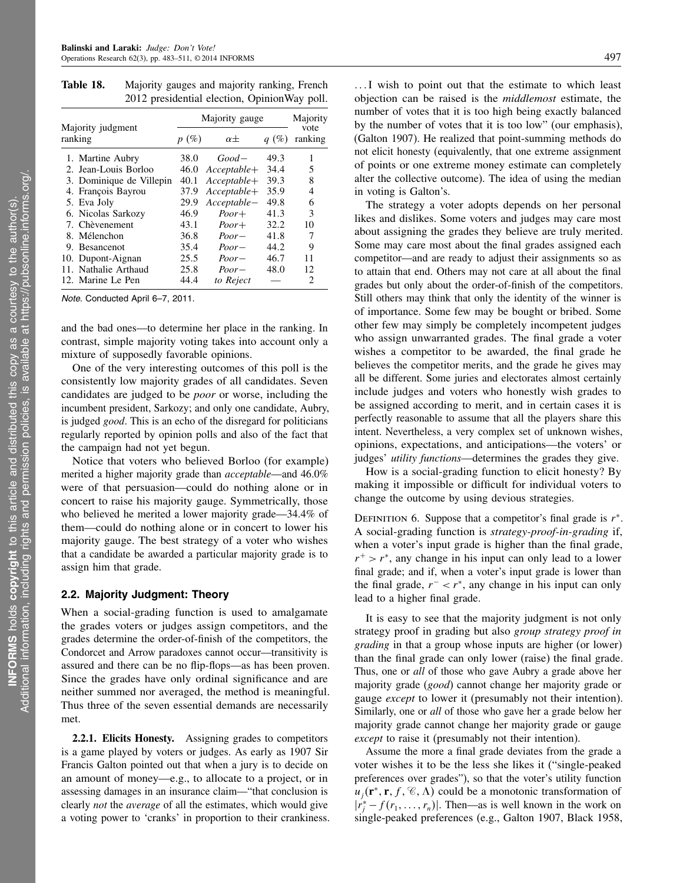**Table 18.** Majority gauges and majority ranking, French 2012 presidential election, OpinionWay poll.

| Majority judgment ranking | Majority gauge | | | Majority vote ranking |
|---|---|---|---|---|
| | $p$ (%) | $\alpha\pm$ | $q$ (%) | |
| 1. Martine Aubry | 38.0 | *Good−* | 49.3 | 1 |
| 2. Jean-Louis Borloo | 46.0 | *Acceptable+* | 34.4 | 5 |
| 3. Dominique de Villepin | 40.1 | *Acceptable+* | 39.3 | 8 |
| 4. François Bayrou | 37.9 | *Acceptable+* | 35.9 | 4 |
| 5. Eva Joly | 29.9 | *Acceptable−* | 49.8 | 6 |
| 6. Nicolas Sarkozy | 46.9 | *Poor+* | 41.3 | 3 |
| 7. Chèvenement | 43.1 | *Poor+* | 32.2 | 10 |
| 8. Mélenchon | 36.8 | *Poor−* | 41.8 | 7 |
| 9. Besancenot | 35.4 | *Poor−* | 44.2 | 9 |
| 10. Dupont-Aignan | 25.5 | *Poor−* | 46.7 | 11 |
| 11. Nathalie Arthaud | 25.8 | *Poor−* | 48.0 | 12 |
| 12. Marine Le Pen | 44.4 | *to Reject* | — | 2 |

*Note.* Conducted April 6–7, 2011.

and the bad ones—to determine her place in the ranking. In contrast, simple majority voting takes into account only a mixture of supposedly favorable opinions.

One of the very interesting outcomes of this poll is the consistently low majority grades of all candidates. Seven candidates are judged to be *poor* or worse, including the incumbent president, Sarkozy; and only one candidate, Aubry, is judged *good*. This is an echo of the disregard for politicians regularly reported by opinion polls and also of the fact that the campaign had not yet begun.

Notice that voters who believed Borloo (for example) merited a higher majority grade than *acceptable*—and 46.0% were of that persuasion—could do nothing alone or in concert to raise his majority gauge. Symmetrically, those who believed he merited a lower majority grade—34.4% of them—could do nothing alone or in concert to lower his majority gauge. The best strategy of a voter who wishes that a candidate be awarded a particular majority grade is to assign him that grade.

## 2.2. Majority Judgment: Theory

When a social-grading function is used to amalgamate the grades voters or judges assign competitors, and the grades determine the order-of-finish of the competitors, the Condorcet and Arrow paradoxes cannot occur—transitivity is assured and there can be no flip-flops—as has been proven. Since the grades have only ordinal significance and are neither summed nor averaged, the method is meaningful. Thus three of the seven essential demands are necessarily met.

**2.2.1. Elicits Honesty.** Assigning grades to competitors is a game played by voters or judges. As early as 1907 Sir Francis Galton pointed out that when a jury is to decide on an amount of money—e.g., to allocate to a project, or in assessing damages in an insurance claim—"that conclusion is clearly *not* the *average* of all the estimates, which would give a voting power to 'cranks' in proportion to their crankiness. …I wish to point out that the estimate to which least objection can be raised is the *middlemost* estimate, the number of votes that it is too high being exactly balanced by the number of votes that it is too low" (our emphasis), (Galton 1907). He realized that point-summing methods do not elicit honesty (equivalently, that one extreme assignment of points or one extreme money estimate can completely alter the collective outcome). The idea of using the median in voting is Galton's.

The strategy a voter adopts depends on her personal likes and dislikes. Some voters and judges may care most about assigning the grades they believe are truly merited. Some may care most about the final grades assigned each competitor—and are ready to adjust their assignments so as to attain that end. Others may not care at all about the final grades but only about the order-of-finish of the competitors. Still others may think that only the identity of the winner is of importance. Some few may be bought or bribed. Some other few may simply be completely incompetent judges who assign unwarranted grades. The final grade a voter wishes a competitor to be awarded, the final grade he believes the competitor merits, and the grade he gives may all be different. Some juries and electorates almost certainly include judges and voters who honestly wish grades to be assigned according to merit, and in certain cases it is perfectly reasonable to assume that all the players share this intent. Nevertheless, a very complex set of unknown wishes, opinions, expectations, and anticipations—the voters' or judges' *utility functions*—determines the grades they give.

How is a social-grading function to elicit honesty? By making it impossible or difficult for individual voters to change the outcome by using devious strategies.

Definition 6. Suppose that a competitor's final grade is $r^*$. A social-grading function is *strategy-proof-in-grading* if, when a voter's input grade is higher than the final grade, $r^+ > r^*$, any change in his input can only lead to a lower final grade; and if, when a voter's input grade is lower than the final grade, $r^- < r^*$, any change in his input can only lead to a higher final grade.

It is easy to see that the majority judgment is not only strategy proof in grading but also *group strategy proof in grading* in that a group whose inputs are higher (or lower) than the final grade can only lower (raise) the final grade. Thus, one or *all* of those who gave Aubry a grade above her majority grade (*good*) cannot change her majority grade or gauge *except* to lower it (presumably not their intention). Similarly, one or *all* of those who gave her a grade below her majority grade cannot change her majority grade or gauge *except* to raise it (presumably not their intention).

Assume the more a final grade deviates from the grade a voter wishes it to be the less she likes it ("single-peaked preferences over grades"), so that the voter's utility function $u_j(\mathbf{r}^*, \mathbf{r}, f, \mathscr{C}, \Lambda)$ could be a monotonic transformation of $|r_j^* - f(r_1, \ldots, r_n)|$. Then—as is well known in the work on single-peaked preferences (e.g., Galton 1907, Black 1958,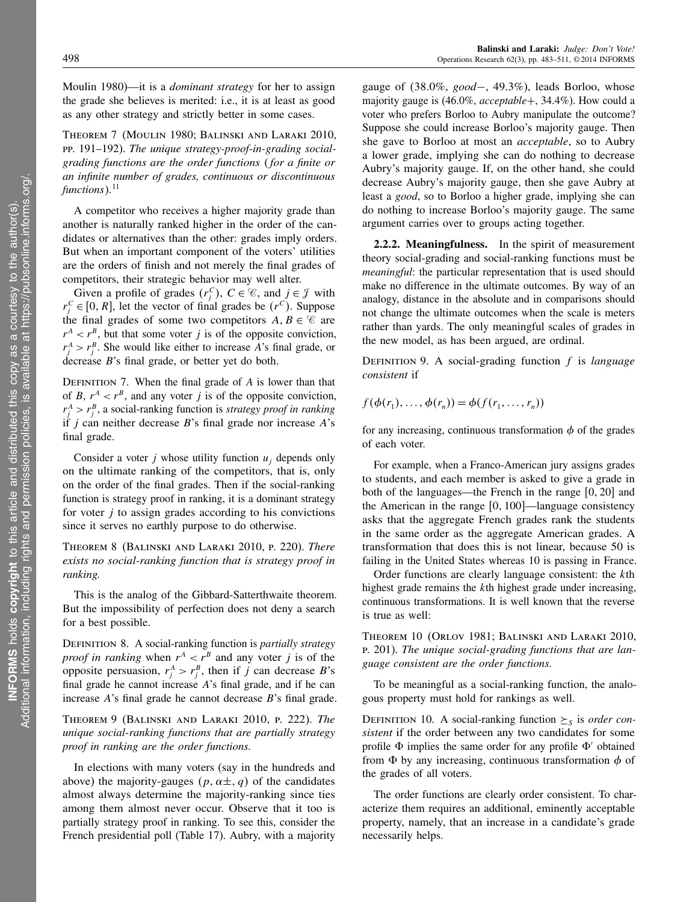Moulin 1980)—it is a *dominant strategy* for her to assign the grade she believes is merited: i.e., it is at least as good as any other strategy and strictly better in some cases.

Theorem 7 (Moulin 1980; Balinski and Laraki 2010, pp. 191–192). *The unique strategy-proof-in-grading social-grading functions are the order functions (for a finite or an infinite number of grades, continuous or discontinuous functions).*[11]

A competitor who receives a higher majority grade than another is naturally ranked higher in the order of the candidates or alternatives than the other: grades imply orders. But when an important component of the voters' utilities are the orders of finish and not merely the final grades of competitors, their strategic behavior may well alter.

Given a profile of grades $(r_j^C)$, $C \in \mathscr{C}$, and $j \in \mathscr{J}$ with $r_j^C \in [0, R]$, let the vector of final grades be $(r^C)$. Suppose the final grades of some two competitors $A, B \in \mathscr{C}$ are $r^A < r^B$, but that some voter $j$ is of the opposite conviction, $r_j^A > r_j^B$. She would like either to increase $A$'s final grade, or decrease $B$'s final grade, or better yet do both.

Definition 7. When the final grade of $A$ is lower than that of $B$, $r^A < r^B$, and any voter $j$ is of the opposite conviction, $r_j^A > r_j^B$, a social-ranking function is *strategy proof in ranking* if $j$ can neither decrease $B$'s final grade nor increase $A$'s final grade.

Consider a voter $j$ whose utility function $u_j$ depends only on the ultimate ranking of the competitors, that is, only on the order of the final grades. Then if the social-ranking function is strategy proof in ranking, it is a dominant strategy for voter $j$ to assign grades according to his convictions since it serves no earthly purpose to do otherwise.

Theorem 8 (Balinski and Laraki 2010, p. 220). *There exists no social-ranking function that is strategy proof in ranking.*

This is the analog of the Gibbard-Satterthwaite theorem. But the impossibility of perfection does not deny a search for a best possible.

Definition 8. A social-ranking function is *partially strategy proof in ranking* when $r^A < r^B$ and any voter $j$ is of the opposite persuasion, $r_j^A > r_j^B$, then if $j$ can decrease $B$'s final grade he cannot increase $A$'s final grade, and if he can increase $A$'s final grade he cannot decrease $B$'s final grade.

Theorem 9 (Balinski and Laraki 2010, p. 222). *The unique social-ranking functions that are partially strategy proof in ranking are the order functions.*

In elections with many voters (say in the hundreds and above) the majority-gauges $(p, \alpha\pm, q)$ of the candidates almost always determine the majority-ranking since ties among them almost never occur. Observe that it too is partially strategy proof in ranking. To see this, consider the French presidential poll (Table 17). Aubry, with a majority gauge of (38.0%, *good*−, 49.3%), leads Borloo, whose majority gauge is (46.0%, *acceptable*+, 34.4%). How could a voter who prefers Borloo to Aubry manipulate the outcome? Suppose she could increase Borloo's majority gauge. Then she gave to Borloo at most an *acceptable*, so to Aubry a lower grade, implying she can do nothing to decrease Aubry's majority gauge. If, on the other hand, she could decrease Aubry's majority gauge, then she gave Aubry at least a *good*, so to Borloo a higher grade, implying she can do nothing to increase Borloo's majority gauge. The same argument carries over to groups acting together.

**2.2.2. Meaningfulness.** In the spirit of measurement theory social-grading and social-ranking functions must be *meaningful*: the particular representation that is used should make no difference in the ultimate outcomes. By way of an analogy, distance in the absolute and in comparisons should not change the ultimate outcomes when the scale is meters rather than yards. The only meaningful scales of grades in the new model, as has been argued, are ordinal.

Definition 9. A social-grading function $f$ is *language consistent* if

$$f(\phi(r_1), \ldots, \phi(r_n)) = \phi(f(r_1, \ldots, r_n))$$

for any increasing, continuous transformation $\phi$ of the grades of each voter.

For example, when a Franco-American jury assigns grades to students, and each member is asked to give a grade in both of the languages—the French in the range $[0, 20]$ and the American in the range $[0, 100]$—language consistency asks that the aggregate French grades rank the students in the same order as the aggregate American grades. A transformation that does this is not linear, because 50 is failing in the United States whereas 10 is passing in France.

Order functions are clearly language consistent: the $k$th highest grade remains the $k$th highest grade under increasing, continuous transformations. It is well known that the reverse is true as well:

Theorem 10 (Orlov 1981; Balinski and Laraki 2010, p. 201). *The unique social-grading functions that are language consistent are the order functions.*

To be meaningful as a social-ranking function, the analogous property must hold for rankings as well.

Definition 10. A social-ranking function $\succeq_S$ is *order consistent* if the order between any two candidates for some profile $\Phi$ implies the same order for any profile $\Phi'$ obtained from $\Phi$ by any increasing, continuous transformation $\phi$ of the grades of all voters.

The order functions are clearly order consistent. To characterize them requires an additional, eminently acceptable property, namely, that an increase in a candidate's grade necessarily helps.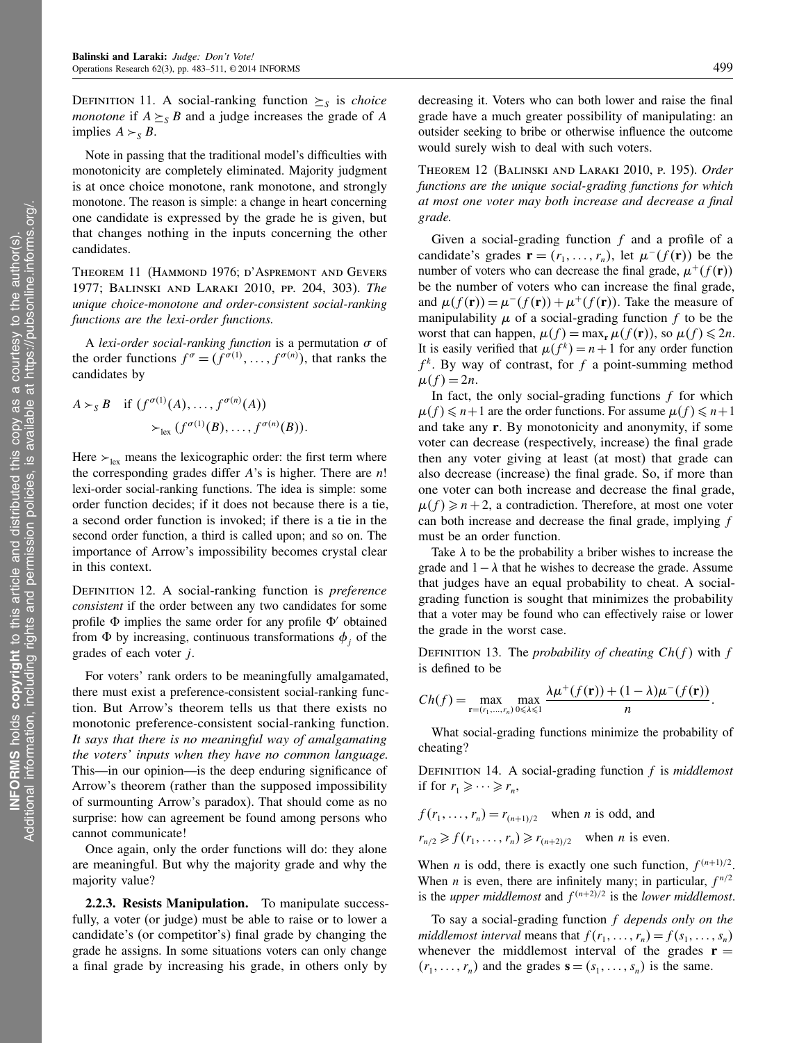Definition 11. A social-ranking function $\succeq_S$ is *choice monotone* if $A \succeq_S B$ and a judge increases the grade of $A$ implies $A \succ_S B$.

Note in passing that the traditional model's difficulties with monotonicity are completely eliminated. Majority judgment is at once choice monotone, rank monotone, and strongly monotone. The reason is simple: a change in heart concerning one candidate is expressed by the grade he is given, but that changes nothing in the inputs concerning the other candidates.

Theorem 11 (Hammond 1976; d'Aspremont and Gevers 1977; Balinski and Laraki 2010, pp. 204, 303). *The unique choice-monotone and order-consistent social-ranking functions are the lexi-order functions.*

A *lexi-order social-ranking function* is a permutation $\sigma$ of the order functions $f^\sigma = (f^{\sigma(1)}, \ldots, f^{\sigma(n)})$, that ranks the candidates by

$$A \succ_S B \quad \text{if } (f^{\sigma(1)}(A), \ldots, f^{\sigma(n)}(A)) \succ_{\text{lex}} (f^{\sigma(1)}(B), \ldots, f^{\sigma(n)}(B)).$$

Here $\succ_{\text{lex}}$ means the lexicographic order: the first term where the corresponding grades differ $A$'s is higher. There are $n!$ lexi-order social-ranking functions. The idea is simple: some order function decides; if it does not because there is a tie, a second order function is invoked; if there is a tie in the second order function, a third is called upon; and so on. The importance of Arrow's impossibility becomes crystal clear in this context.

Definition 12. A social-ranking function is *preference consistent* if the order between any two candidates for some profile $\Phi$ implies the same order for any profile $\Phi'$ obtained from $\Phi$ by increasing, continuous transformations $\phi_j$ of the grades of each voter $j$.

For voters' rank orders to be meaningfully amalgamated, there must exist a preference-consistent social-ranking function. But Arrow's theorem tells us that there exists no monotonic preference-consistent social-ranking function. *It says that there is no meaningful way of amalgamating the voters' inputs when they have no common language.* This—in our opinion—is the deep enduring significance of Arrow's theorem (rather than the supposed impossibility of surmounting Arrow's paradox). That should come as no surprise: how can agreement be found among persons who cannot communicate!

Once again, only the order functions will do: they alone are meaningful. But why the majority grade and why the majority value?

**2.2.3. Resists Manipulation.** To manipulate successfully, a voter (or judge) must be able to raise or to lower a candidate's (or competitor's) final grade by changing the grade he assigns. In some situations voters can only change a final grade by increasing his grade, in others only by decreasing it. Voters who can both lower and raise the final grade have a much greater possibility of manipulating: an outsider seeking to bribe or otherwise influence the outcome would surely wish to deal with such voters.

Theorem 12 (Balinski and Laraki 2010, p. 195). *Order functions are the unique social-grading functions for which at most one voter may both increase and decrease a final grade.*

Given a social-grading function $f$ and a profile of a candidate's grades $\mathbf{r} = (r_1, \ldots, r_n)$, let $\mu^-(f(\mathbf{r}))$ be the number of voters who can decrease the final grade, $\mu^+(f(\mathbf{r}))$ be the number of voters who can increase the final grade, and $\mu(f(\mathbf{r})) = \mu^-(f(\mathbf{r})) + \mu^+(f(\mathbf{r}))$. Take the measure of manipulability $\mu$ of a social-grading function $f$ to be the worst that can happen, $\mu(f) = \max_{\mathbf{r}} \mu(f(\mathbf{r}))$, so $\mu(f) \leqslant 2n$. It is easily verified that $\mu(f^k) = n+1$ for any order function $f^k$. By way of contrast, for $f$ a point-summing method $\mu(f) = 2n$.

In fact, the only social-grading functions $f$ for which $\mu(f) \leqslant n+1$ are the order functions. For assume $\mu(f) \leqslant n+1$ and take any $\mathbf{r}$. By monotonicity and anonymity, if some voter can decrease (respectively, increase) the final grade then any voter giving at least (at most) that grade can also decrease (increase) the final grade. So, if more than one voter can both increase and decrease the final grade, $\mu(f) \geqslant n+2$, a contradiction. Therefore, at most one voter can both increase and decrease the final grade, implying $f$ must be an order function.

Take $\lambda$ to be the probability a briber wishes to increase the grade and $1-\lambda$ that he wishes to decrease the grade. Assume that judges have an equal probability to cheat. A social-grading function is sought that minimizes the probability that a voter may be found who can effectively raise or lower the grade in the worst case.

Definition 13. The *probability of cheating* $Ch(f)$ with $f$ is defined to be

$$Ch(f) = \max_{\mathbf{r}=(r_1,\ldots,r_n)} \max_{0 \leqslant \lambda \leqslant 1} \frac{\lambda \mu^+(f(\mathbf{r})) + (1-\lambda)\mu^-(f(\mathbf{r}))}{n}.$$

What social-grading functions minimize the probability of cheating?

Definition 14. A social-grading function $f$ is *middlemost* if for $r_1 \geqslant \cdots \geqslant r_n$,

$$f(r_1, \ldots, r_n) = r_{(n+1)/2} \quad \text{when } n \text{ is odd, and}$$

$$r_{n/2} \geqslant f(r_1, \ldots, r_n) \geqslant r_{(n+2)/2} \quad \text{when } n \text{ is even.}$$

When $n$ is odd, there is exactly one such function, $f^{(n+1)/2}$. When $n$ is even, there are infinitely many; in particular, $f^{n/2}$ is the *upper middlemost* and $f^{(n+2)/2}$ is the *lower middlemost*.

To say a social-grading function $f$ *depends only on the middlemost interval* means that $f(r_1, \ldots, r_n) = f(s_1, \ldots, s_n)$ whenever the middlemost interval of the grades $\mathbf{r} = (r_1, \ldots, r_n)$ and the grades $\mathbf{s} = (s_1, \ldots, s_n)$ is the same.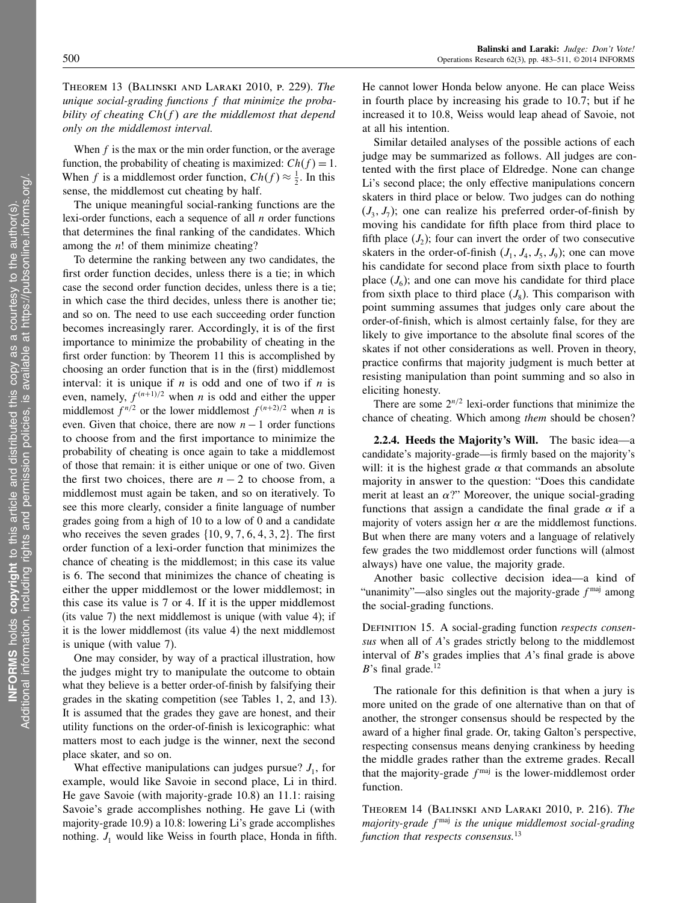**Theorem 13** (Balinski and Laraki 2010, p. 229). *The unique social-grading functions $f$ that minimize the probability of cheating $Ch(f)$ are the middlemost that depend only on the middlemost interval.*

When $f$ is the max or the min order function, or the average function, the probability of cheating is maximized: $Ch(f) = 1$. When $f$ is a middlemost order function, $Ch(f) \approx \frac{1}{2}$. In this sense, the middlemost cut cheating by half.

The unique meaningful social-ranking functions are the lexi-order functions, each a sequence of all $n$ order functions that determines the final ranking of the candidates. Which among the $n!$ of them minimize cheating?

To determine the ranking between any two candidates, the first order function decides, unless there is a tie; in which case the second order function decides, unless there is a tie; in which case the third decides, unless there is another tie; and so on. The need to use each succeeding order function becomes increasingly rarer. Accordingly, it is of the first importance to minimize the probability of cheating in the first order function: by Theorem 11 this is accomplished by choosing an order function that is in the (first) middlemost interval: it is unique if $n$ is odd and one of two if $n$ is even, namely, $f^{(n+1)/2}$ when $n$ is odd and either the upper middlemost $f^{n/2}$ or the lower middlemost $f^{(n+2)/2}$ when $n$ is even. Given that choice, there are now $n-1$ order functions to choose from and the first importance to minimize the probability of cheating is once again to take a middlemost of those that remain: it is either unique or one of two. Given the first two choices, there are $n-2$ to choose from, a middlemost must again be taken, and so on iteratively. To see this more clearly, consider a finite language of number grades going from a high of 10 to a low of 0 and a candidate who receives the seven grades $\{10, 9, 7, 6, 4, 3, 2\}$. The first order function of a lexi-order function that minimizes the chance of cheating is the middlemost; in this case its value is 6. The second that minimizes the chance of cheating is either the upper middlemost or the lower middlemost; in this case its value is 7 or 4. If it is the upper middlemost (its value 7) the next middlemost is unique (with value 4); if it is the lower middlemost (its value 4) the next middlemost is unique (with value 7).

One may consider, by way of a practical illustration, how the judges might try to manipulate the outcome to obtain what they believe is a better order-of-finish by falsifying their grades in the skating competition (see Tables 1, 2, and 13). It is assumed that the grades they gave are honest, and their utility functions on the order-of-finish is lexicographic: what matters most to each judge is the winner, next the second place skater, and so on.

What effective manipulations can judges pursue? $J_1$, for example, would like Savoie in second place, Li in third. He gave Savoie (with majority-grade 10.8) an 11.1: raising Savoie's grade accomplishes nothing. He gave Li (with majority-grade 10.9) a 10.8: lowering Li's grade accomplishes nothing. $J_1$ would like Weiss in fourth place, Honda in fifth. He cannot lower Honda below anyone. He can place Weiss in fourth place by increasing his grade to 10.7; but if he increased it to 10.8, Weiss would leap ahead of Savoie, not at all his intention.

Similar detailed analyses of the possible actions of each judge may be summarized as follows. All judges are contented with the first place of Eldredge. None can change Li's second place; the only effective manipulations concern skaters in third place or below. Two judges can do nothing ($J_3$, $J_7$); one can realize his preferred order-of-finish by moving his candidate for fifth place from third place to fifth place ($J_2$); four can invert the order of two consecutive skaters in the order-of-finish ($J_1$, $J_4$, $J_5$, $J_9$); one can move his candidate for second place from sixth place to fourth place ($J_6$); and one can move his candidate for third place from sixth place to third place ($J_8$). This comparison with point summing assumes that judges only care about the order-of-finish, which is almost certainly false, for they are likely to give importance to the absolute final scores of the skates if not other considerations as well. Proven in theory, practice confirms that majority judgment is much better at resisting manipulation than point summing and so also in eliciting honesty.

There are some $2^{n/2}$ lexi-order functions that minimize the chance of cheating. Which among *them* should be chosen?

**2.2.4. Heeds the Majority's Will.** The basic idea—a candidate's majority-grade—is firmly based on the majority's will: it is the highest grade $\alpha$ that commands an absolute majority in answer to the question: "Does this candidate merit at least an $\alpha$?" Moreover, the unique social-grading functions that assign a candidate the final grade $\alpha$ if a majority of voters assign her $\alpha$ are the middlemost functions. But when there are many voters and a language of relatively few grades the two middlemost order functions will (almost always) have one value, the majority grade.

Another basic collective decision idea—a kind of "unanimity"—also singles out the majority-grade $f^{\text{maj}}$ among the social-grading functions.

**Definition 15.** A social-grading function *respects consensus* when all of $A$'s grades strictly belong to the middlemost interval of $B$'s grades implies that $A$'s final grade is above $B$'s final grade.[12]

The rationale for this definition is that when a jury is more united on the grade of one alternative than on that of another, the stronger consensus should be respected by the award of a higher final grade. Or, taking Galton's perspective, respecting consensus means denying crankiness by heeding the middle grades rather than the extreme grades. Recall that the majority-grade $f^{\text{maj}}$ is the lower-middlemost order function.

**Theorem 14** (Balinski and Laraki 2010, p. 216). *The majority-grade $f^{\text{maj}}$ is the unique middlemost social-grading function that respects consensus.*[13]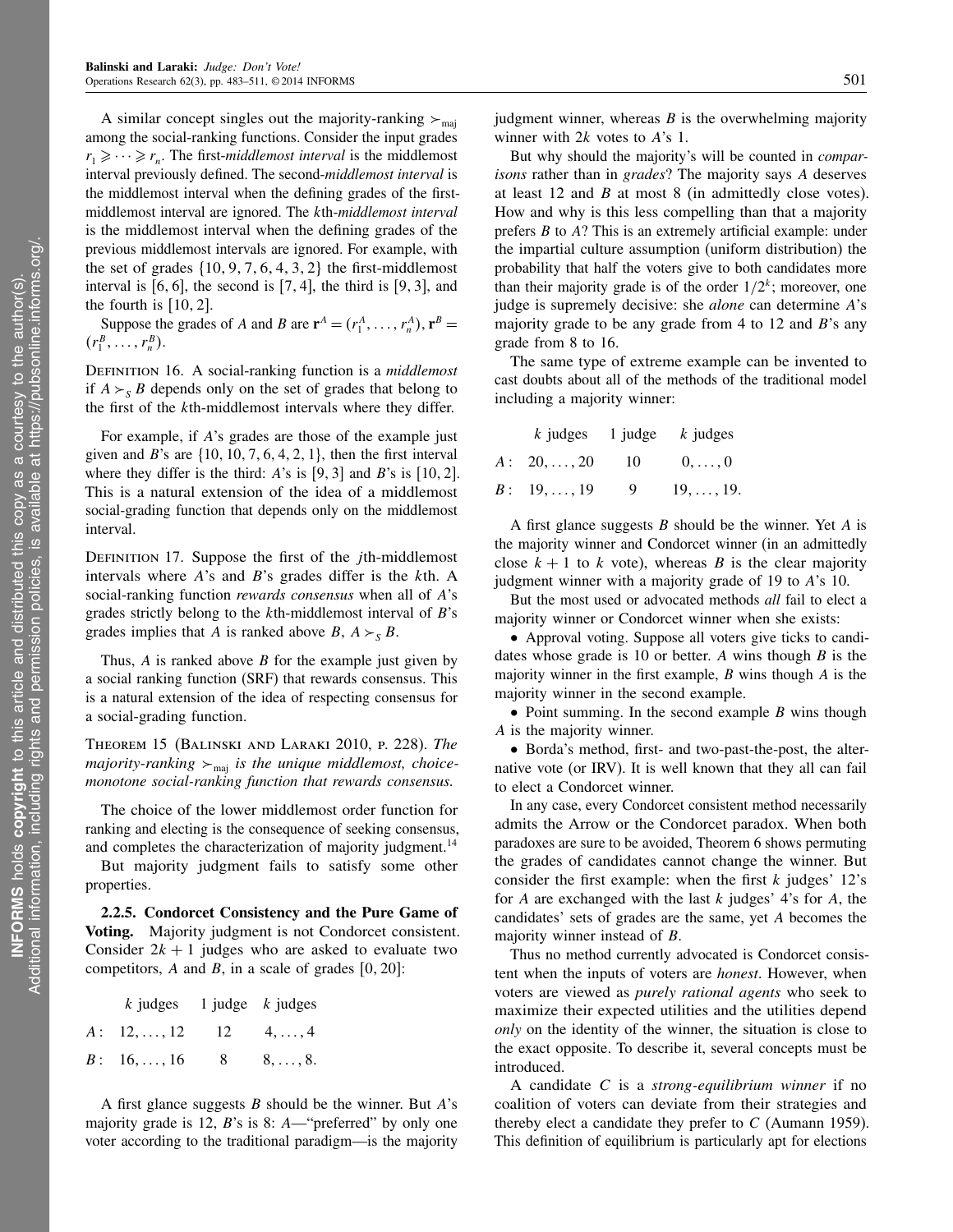A similar concept singles out the majority-ranking $\succ_{\text{maj}}$ among the social-ranking functions. Consider the input grades $r_1 \geqslant \cdots \geqslant r_n$. The first-*middlemost interval* is the middlemost interval previously defined. The second-*middlemost interval* is the middlemost interval when the defining grades of the first-middlemost interval are ignored. The $k$th-*middlemost interval* is the middlemost interval when the defining grades of the previous middlemost intervals are ignored. For example, with the set of grades $\{10, 9, 7, 6, 4, 3, 2\}$ the first-middlemost interval is $[6, 6]$, the second is $[7, 4]$, the third is $[9, 3]$, and the fourth is $[10, 2]$.

Suppose the grades of $A$ and $B$ are $\mathbf{r}^A = (r_1^A, \ldots, r_n^A)$, $\mathbf{r}^B = (r_1^B, \ldots, r_n^B)$.

Definition 16. A social-ranking function is a *middlemost* if $A \succ_S B$ depends only on the set of grades that belong to the first of the $k$th-middlemost intervals where they differ.

For example, if $A$'s grades are those of the example just given and $B$'s are $\{10, 10, 7, 6, 4, 2, 1\}$, then the first interval where they differ is the third: $A$'s is $[9, 3]$ and $B$'s is $[10, 2]$. This is a natural extension of the idea of a middlemost social-grading function that depends only on the middlemost interval.

Definition 17. Suppose the first of the $j$th-middlemost intervals where $A$'s and $B$'s grades differ is the $k$th. A social-ranking function *rewards consensus* when all of $A$'s grades strictly belong to the $k$th-middlemost interval of $B$'s grades implies that $A$ is ranked above $B$, $A \succ_S B$.

Thus, $A$ is ranked above $B$ for the example just given by a social ranking function (SRF) that rewards consensus. This is a natural extension of the idea of respecting consensus for a social-grading function.

Theorem 15 (Balinski and Laraki 2010, p. 228). *The majority-ranking $\succ_{\text{maj}}$ is the unique middlemost, choice-monotone social-ranking function that rewards consensus.*

The choice of the lower middlemost order function for ranking and electing is the consequence of seeking consensus, and completes the characterization of majority judgment.[14]

But majority judgment fails to satisfy some other properties.

**2.2.5. Condorcet Consistency and the Pure Game of Voting.** Majority judgment is not Condorcet consistent. Consider $2k+1$ judges who are asked to evaluate two competitors, $A$ and $B$, in a scale of grades $[0, 20]$:

| | $k$ judges | 1 judge | $k$ judges |
|---|---|---|---|
| $A$: | $12, \ldots, 12$ | 12 | $4, \ldots, 4$ |
| $B$: | $16, \ldots, 16$ | 8 | $8, \ldots, 8.$ |

A first glance suggests $B$ should be the winner. But $A$'s majority grade is 12, $B$'s is 8: $A$—"preferred" by only one voter according to the traditional paradigm—is the majority judgment winner, whereas $B$ is the overwhelming majority winner with $2k$ votes to $A$'s 1.

But why should the majority's will be counted in *comparisons* rather than in *grades*? The majority says $A$ deserves at least 12 and $B$ at most 8 (in admittedly close votes). How and why is this less compelling than that a majority prefers $B$ to $A$? This is an extremely artificial example: under the impartial culture assumption (uniform distribution) the probability that half the voters give to both candidates more than their majority grade is of the order $1/2^k$; moreover, one judge is supremely decisive: she *alone* can determine $A$'s majority grade to be any grade from 4 to 12 and $B$'s any grade from 8 to 16.

The same type of extreme example can be invented to cast doubts about all of the methods of the traditional model including a majority winner:

| | $k$ judges | 1 judge | $k$ judges |
|---|---|---|---|
| $A$: | $20, \ldots, 20$ | 10 | $0, \ldots, 0$ |
| $B$: | $19, \ldots, 19$ | 9 | $19, \ldots, 19.$ |

A first glance suggests $B$ should be the winner. Yet $A$ is the majority winner and Condorcet winner (in an admittedly close $k+1$ to $k$ vote), whereas $B$ is the clear majority judgment winner with a majority grade of 19 to $A$'s 10.

But the most used or advocated methods *all* fail to elect a majority winner or Condorcet winner when she exists:

- Approval voting. Suppose all voters give ticks to candidates whose grade is 10 or better. $A$ wins though $B$ is the majority winner in the first example, $B$ wins though $A$ is the majority winner in the second example.
- Point summing. In the second example $B$ wins though $A$ is the majority winner.
- Borda's method, first- and two-past-the-post, the alternative vote (or IRV). It is well known that they all can fail to elect a Condorcet winner.

In any case, every Condorcet consistent method necessarily admits the Arrow or the Condorcet paradox. When both paradoxes are sure to be avoided, Theorem 6 shows permuting the grades of candidates cannot change the winner. But consider the first example: when the first $k$ judges' 12's for $A$ are exchanged with the last $k$ judges' 4's for $A$, the candidates' sets of grades are the same, yet $A$ becomes the majority winner instead of $B$.

Thus no method currently advocated is Condorcet consistent when the inputs of voters are *honest*. However, when voters are viewed as *purely rational agents* who seek to maximize their expected utilities and the utilities depend *only* on the identity of the winner, the situation is close to the exact opposite. To describe it, several concepts must be introduced.

A candidate $C$ is a *strong-equilibrium winner* if no coalition of voters can deviate from their strategies and thereby elect a candidate they prefer to $C$ (Aumann 1959). This definition of equilibrium is particularly apt for elections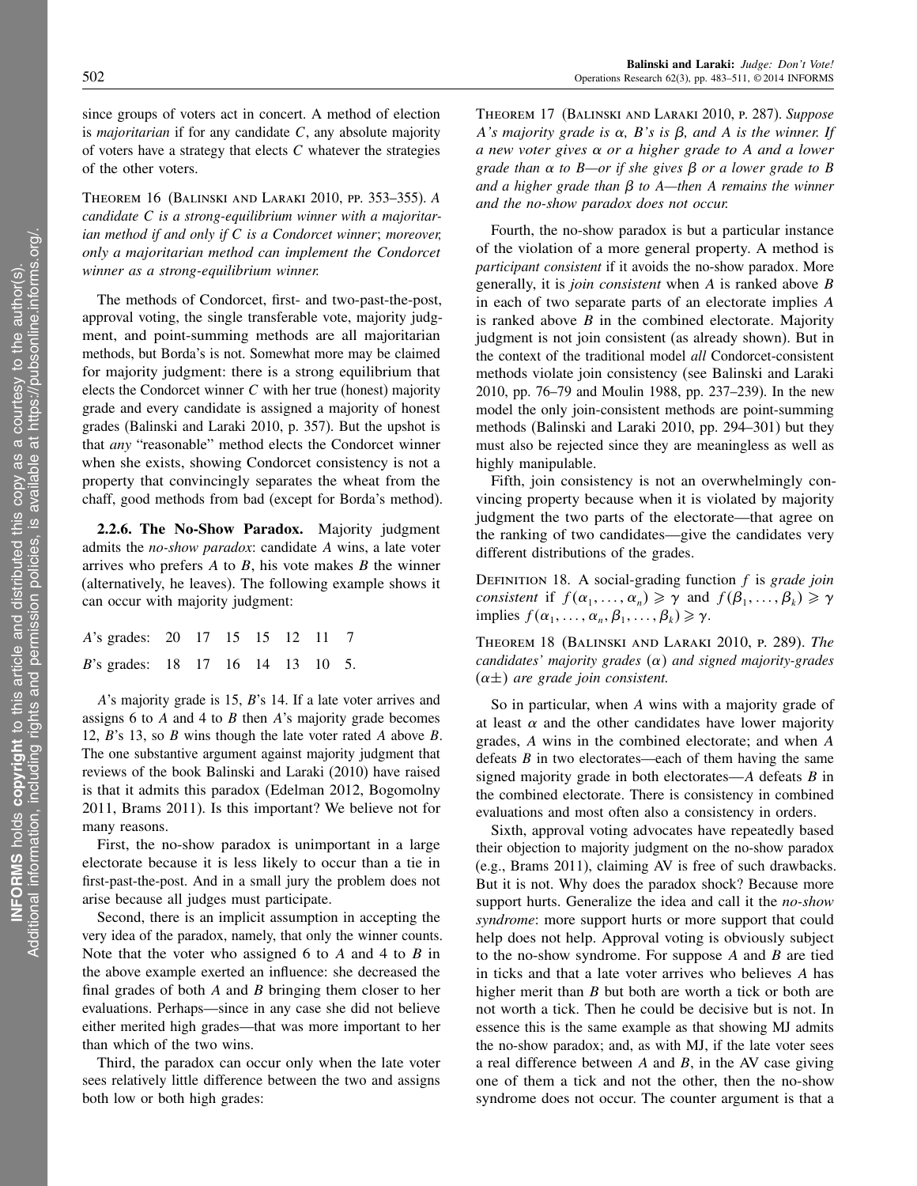since groups of voters act in concert. A method of election is *majoritarian* if for any candidate $C$, any absolute majority of voters have a strategy that elects $C$ whatever the strategies of the other voters.

THEOREM 16 (BALINSKI AND LARAKI 2010, PP. 353–355). *A candidate $C$ is a strong-equilibrium winner with a majoritarian method if and only if $C$ is a Condorcet winner; moreover, only a majoritarian method can implement the Condorcet winner as a strong-equilibrium winner.*

The methods of Condorcet, first- and two-past-the-post, approval voting, the single transferable vote, majority judgment, and point-summing methods are all majoritarian methods, but Borda's is not. Somewhat more may be claimed for majority judgment: there is a strong equilibrium that elects the Condorcet winner $C$ with her true (honest) majority grade and every candidate is assigned a majority of honest grades (Balinski and Laraki 2010, p. 357). But the upshot is that *any* "reasonable" method elects the Condorcet winner when she exists, showing Condorcet consistency is not a property that convincingly separates the wheat from the chaff, good methods from bad (except for Borda's method).

**2.2.6. The No-Show Paradox.** Majority judgment admits the *no-show paradox*: candidate $A$ wins, a late voter arrives who prefers $A$ to $B$, his vote makes $B$ the winner (alternatively, he leaves). The following example shows it can occur with majority judgment:

| | | | | | | | |
|---|---|---|---|---|---|---|---|
| $A$'s grades: | 20 | 17 | 15 | 15 | 12 | 11 | 7 |
| $B$'s grades: | 18 | 17 | 16 | 14 | 13 | 10 | 5. |

$A$'s majority grade is 15, $B$'s 14. If a late voter arrives and assigns 6 to $A$ and 4 to $B$ then $A$'s majority grade becomes 12, $B$'s 13, so $B$ wins though the late voter rated $A$ above $B$. The one substantive argument against majority judgment that reviews of the book Balinski and Laraki (2010) have raised is that it admits this paradox (Edelman 2012, Bogomolny 2011, Brams 2011). Is this important? We believe not for many reasons.

First, the no-show paradox is unimportant in a large electorate because it is less likely to occur than a tie in first-past-the-post. And in a small jury the problem does not arise because all judges must participate.

Second, there is an implicit assumption in accepting the very idea of the paradox, namely, that only the winner counts. Note that the voter who assigned 6 to $A$ and 4 to $B$ in the above example exerted an influence: she decreased the final grades of both $A$ and $B$ bringing them closer to her evaluations. Perhaps—since in any case she did not believe either merited high grades—that was more important to her than which of the two wins.

Third, the paradox can occur only when the late voter sees relatively little difference between the two and assigns both low or both high grades:

THEOREM 17 (BALINSKI AND LARAKI 2010, P. 287). *Suppose $A$'s majority grade is $\alpha$, $B$'s is $\beta$, and $A$ is the winner. If a new voter gives $\alpha$ or a higher grade to $A$ and a lower grade than $\alpha$ to $B$—or if she gives $\beta$ or a lower grade to $B$ and a higher grade than $\beta$ to $A$—then $A$ remains the winner and the no-show paradox does not occur.*

Fourth, the no-show paradox is but a particular instance of the violation of a more general property. A method is *participant consistent* if it avoids the no-show paradox. More generally, it is *join consistent* when $A$ is ranked above $B$ in each of two separate parts of an electorate implies $A$ is ranked above $B$ in the combined electorate. Majority judgment is not join consistent (as already shown). But in the context of the traditional model *all* Condorcet-consistent methods violate join consistency (see Balinski and Laraki 2010, pp. 76–79 and Moulin 1988, pp. 237–239). In the new model the only join-consistent methods are point-summing methods (Balinski and Laraki 2010, pp. 294–301) but they must also be rejected since they are meaningless as well as highly manipulable.

Fifth, join consistency is not an overwhelmingly convincing property because when it is violated by majority judgment the two parts of the electorate—that agree on the ranking of two candidates—give the candidates very different distributions of the grades.

DEFINITION 18. *A social-grading function $f$ is grade join consistent if $f(\alpha_1, \ldots, \alpha_n) \geqslant \gamma$ and $f(\beta_1, \ldots, \beta_k) \geqslant \gamma$ implies $f(\alpha_1, \ldots, \alpha_n, \beta_1, \ldots, \beta_k) \geqslant \gamma$.*

THEOREM 18 (BALINSKI AND LARAKI 2010, P. 289). *The candidates' majority grades ($\alpha$) and signed majority-grades ($\alpha\pm$) are grade join consistent.*

So in particular, when $A$ wins with a majority grade of at least $\alpha$ and the other candidates have lower majority grades, $A$ wins in the combined electorate; and when $A$ defeats $B$ in two electorates—each of them having the same signed majority grade in both electorates—$A$ defeats $B$ in the combined electorate. There is consistency in combined evaluations and most often also a consistency in orders.

Sixth, approval voting advocates have repeatedly based their objection to majority judgment on the no-show paradox (e.g., Brams 2011), claiming AV is free of such drawbacks. But it is not. Why does the paradox shock? Because more support hurts. Generalize the idea and call it the *no-show syndrome*: more support hurts or more support that could help does not help. Approval voting is obviously subject to the no-show syndrome. For suppose $A$ and $B$ are tied in ticks and that a late voter arrives who believes $A$ has higher merit than $B$ but both are worth a tick or both are not worth a tick. Then he could be decisive but is not. In essence this is the same example as that showing MJ admits the no-show paradox; and, as with MJ, if the late voter sees a real difference between $A$ and $B$, in the AV case giving one of them a tick and not the other, then the no-show syndrome does not occur. The counter argument is that a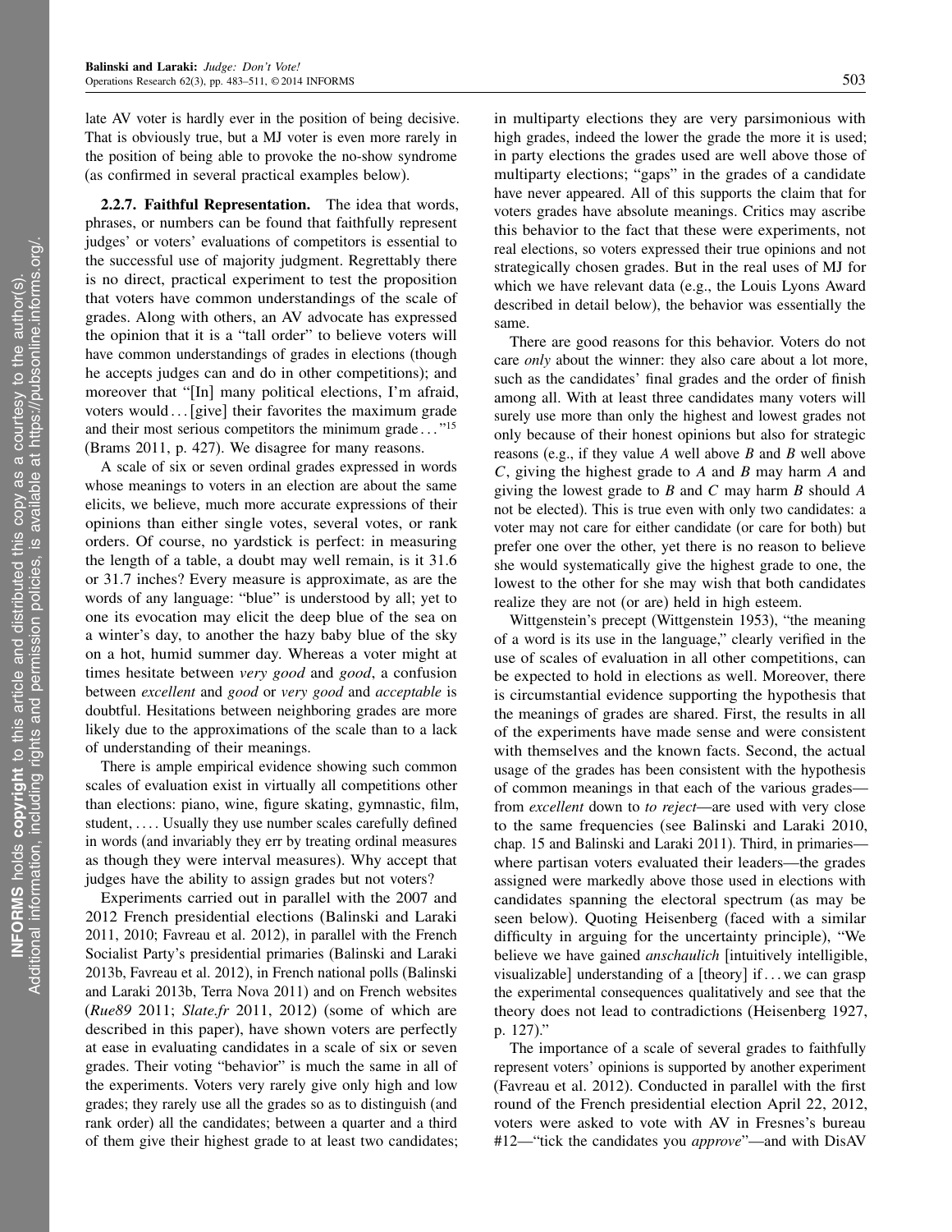late AV voter is hardly ever in the position of being decisive. That is obviously true, but a MJ voter is even more rarely in the position of being able to provoke the no-show syndrome (as confirmed in several practical examples below).

**2.2.7. Faithful Representation.** The idea that words, phrases, or numbers can be found that faithfully represent judges' or voters' evaluations of competitors is essential to the successful use of majority judgment. Regrettably there is no direct, practical experiment to test the proposition that voters have common understandings of the scale of grades. Along with others, an AV advocate has expressed the opinion that it is a "tall order" to believe voters will have common understandings of grades in elections (though he accepts judges can and do in other competitions); and moreover that "[In] many political elections, I'm afraid, voters would ... [give] their favorites the maximum grade and their most serious competitors the minimum grade ..."[15] (Brams 2011, p. 427). We disagree for many reasons.

A scale of six or seven ordinal grades expressed in words whose meanings to voters in an election are about the same elicits, we believe, much more accurate expressions of their opinions than either single votes, several votes, or rank orders. Of course, no yardstick is perfect: in measuring the length of a table, a doubt may well remain, is it 31.6 or 31.7 inches? Every measure is approximate, as are the words of any language: "blue" is understood by all; yet to one its evocation may elicit the deep blue of the sea on a winter's day, to another the hazy baby blue of the sky on a hot, humid summer day. Whereas a voter might at times hesitate between *very good* and *good*, a confusion between *excellent* and *good* or *very good* and *acceptable* is doubtful. Hesitations between neighboring grades are more likely due to the approximations of the scale than to a lack of understanding of their meanings.

There is ample empirical evidence showing such common scales of evaluation exist in virtually all competitions other than elections: piano, wine, figure skating, gymnastic, film, student, .... Usually they use number scales carefully defined in words (and invariably they err by treating ordinal measures as though they were interval measures). Why accept that judges have the ability to assign grades but not voters?

Experiments carried out in parallel with the 2007 and 2012 French presidential elections (Balinski and Laraki 2011, 2010; Favreau et al. 2012), in parallel with the French Socialist Party's presidential primaries (Balinski and Laraki 2013b, Favreau et al. 2012), in French national polls (Balinski and Laraki 2013b, Terra Nova 2011) and on French websites (*Rue89* 2011; *Slate.fr* 2011, 2012) (some of which are described in this paper), have shown voters are perfectly at ease in evaluating candidates in a scale of six or seven grades. Their voting "behavior" is much the same in all of the experiments. Voters very rarely give only high and low grades; they rarely use all the grades so as to distinguish (and rank order) all the candidates; between a quarter and a third of them give their highest grade to at least two candidates; in multiparty elections they are very parsimonious with high grades, indeed the lower the grade the more it is used; in party elections the grades used are well above those of multiparty elections; "gaps" in the grades of a candidate have never appeared. All of this supports the claim that for voters grades have absolute meanings. Critics may ascribe this behavior to the fact that these were experiments, not real elections, so voters expressed their true opinions and not strategically chosen grades. But in the real uses of MJ for which we have relevant data (e.g., the Louis Lyons Award described in detail below), the behavior was essentially the same.

There are good reasons for this behavior. Voters do not care *only* about the winner: they also care about a lot more, such as the candidates' final grades and the order of finish among all. With at least three candidates many voters will surely use more than only the highest and lowest grades not only because of their honest opinions but also for strategic reasons (e.g., if they value $A$ well above $B$ and $B$ well above $C$, giving the highest grade to $A$ and $B$ may harm $A$ and giving the lowest grade to $B$ and $C$ may harm $B$ should $A$ not be elected). This is true even with only two candidates: a voter may not care for either candidate (or care for both) but prefer one over the other, yet there is no reason to believe she would systematically give the highest grade to one, the lowest to the other for she may wish that both candidates realize they are not (or are) held in high esteem.

Wittgenstein's precept (Wittgenstein 1953), "the meaning of a word is its use in the language," clearly verified in the use of scales of evaluation in all other competitions, can be expected to hold in elections as well. Moreover, there is circumstantial evidence supporting the hypothesis that the meanings of grades are shared. First, the results in all of the experiments have made sense and were consistent with themselves and the known facts. Second, the actual usage of the grades has been consistent with the hypothesis of common meanings in that each of the various grades—from *excellent* down to *to reject*—are used with very close to the same frequencies (see Balinski and Laraki 2010, chap. 15 and Balinski and Laraki 2011). Third, in primaries—where partisan voters evaluated their leaders—the grades assigned were markedly above those used in elections with candidates spanning the electoral spectrum (as may be seen below). Quoting Heisenberg (faced with a similar difficulty in arguing for the uncertainty principle), "We believe we have gained *anschaulich* [intuitively intelligible, visualizable] understanding of a [theory] if ... we can grasp the experimental consequences qualitatively and see that the theory does not lead to contradictions (Heisenberg 1927, p. 127)."

The importance of a scale of several grades to faithfully represent voters' opinions is supported by another experiment (Favreau et al. 2012). Conducted in parallel with the first round of the French presidential election April 22, 2012, voters were asked to vote with AV in Fresnes's bureau #12—"tick the candidates you *approve*"—and with DisAV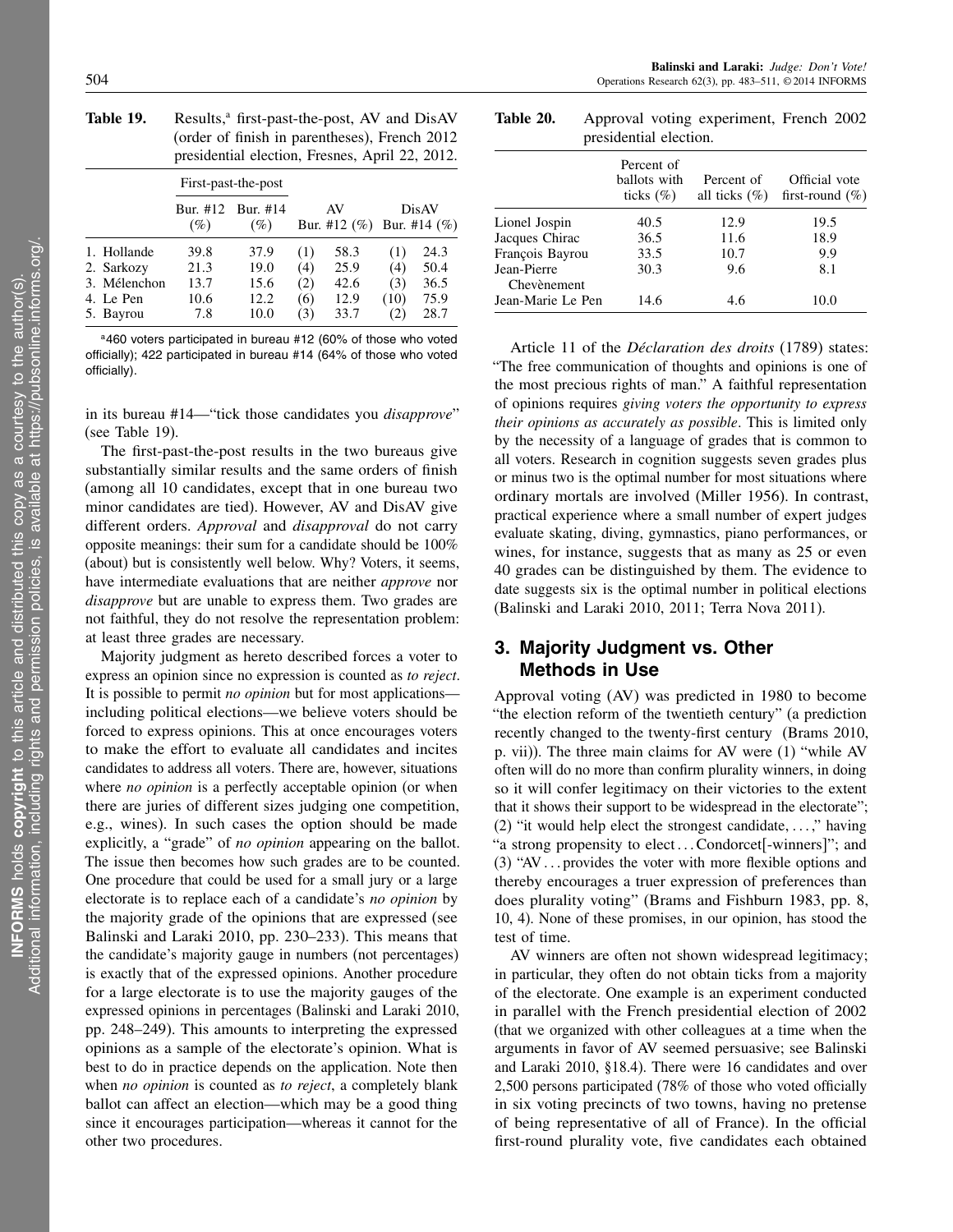**Table 19.** Results,[a] first-past-the-post, AV and DisAV (order of finish in parentheses), French 2012 presidential election, Fresnes, April 22, 2012.

| | First-past-the-post | | AV | | DisAV | |
|---|---|---|---|---|---|---|
| | Bur. #12 (%) | Bur. #14 (%) | Bur. #12 (%) | | Bur. #14 (%) | |
| 1. Hollande | 39.8 | 37.9 | (1) | 58.3 | (1) | 24.3 |
| 2. Sarkozy | 21.3 | 19.0 | (4) | 25.9 | (4) | 50.4 |
| 3. Mélenchon | 13.7 | 15.6 | (2) | 42.6 | (3) | 36.5 |
| 4. Le Pen | 10.6 | 12.2 | (6) | 12.9 | (10) | 75.9 |
| 5. Bayrou | 7.8 | 10.0 | (3) | 33.7 | (2) | 28.7 |

[a]460 voters participated in bureau #12 (60% of those who voted officially); 422 participated in bureau #14 (64% of those who voted officially).

in its bureau #14—"tick those candidates you *disapprove*" (see Table 19).

The first-past-the-post results in the two bureaus give substantially similar results and the same orders of finish (among all 10 candidates, except that in one bureau two minor candidates are tied). However, AV and DisAV give different orders. *Approval* and *disapproval* do not carry opposite meanings: their sum for a candidate should be 100% (about) but is consistently well below. Why? Voters, it seems, have intermediate evaluations that are neither *approve* nor *disapprove* but are unable to express them. Two grades are not faithful, they do not resolve the representation problem: at least three grades are necessary.

Majority judgment as hereto described forces a voter to express an opinion since no expression is counted as *to reject*. It is possible to permit *no opinion* but for most applications—including political elections—we believe voters should be forced to express opinions. This at once encourages voters to make the effort to evaluate all candidates and incites candidates to address all voters. There are, however, situations where *no opinion* is a perfectly acceptable opinion (or when there are juries of different sizes judging one competition, e.g., wines). In such cases the option should be made explicitly, a "grade" of *no opinion* appearing on the ballot. The issue then becomes how such grades are to be counted. One procedure that could be used for a small jury or a large electorate is to replace each of a candidate's *no opinion* by the majority grade of the opinions that are expressed (see Balinski and Laraki 2010, pp. 230–233). This means that the candidate's majority gauge in numbers (not percentages) is exactly that of the expressed opinions. Another procedure for a large electorate is to use the majority gauges of the expressed opinions in percentages (Balinski and Laraki 2010, pp. 248–249). This amounts to interpreting the expressed opinions as a sample of the electorate's opinion. What is best to do in practice depends on the application. Note then when *no opinion* is counted as *to reject*, a completely blank ballot can affect an election—which may be a good thing since it encourages participation—whereas it cannot for the other two procedures.

**Table 20.** Approval voting experiment, French 2002 presidential election.

| | Percent of ballots with ticks (%) | Percent of all ticks (%) | Official vote first-round (%) |
|---|---|---|---|
| Lionel Jospin | 40.5 | 12.9 | 19.5 |
| Jacques Chirac | 36.5 | 11.6 | 18.9 |
| François Bayrou | 33.5 | 10.7 | 9.9 |
| Jean-Pierre Chevènement | 30.3 | 9.6 | 8.1 |
| Jean-Marie Le Pen | 14.6 | 4.6 | 10.0 |

Article 11 of the *Déclaration des droits* (1789) states: "The free communication of thoughts and opinions is one of the most precious rights of man." A faithful representation of opinions requires *giving voters the opportunity to express their opinions as accurately as possible*. This is limited only by the necessity of a language of grades that is common to all voters. Research in cognition suggests seven grades plus or minus two is the optimal number for most situations where ordinary mortals are involved (Miller 1956). In contrast, practical experience where a small number of expert judges evaluate skating, diving, gymnastics, piano performances, or wines, for instance, suggests that as many as 25 or even 40 grades can be distinguished by them. The evidence to date suggests six is the optimal number in political elections (Balinski and Laraki 2010, 2011; Terra Nova 2011).

## 3. Majority Judgment vs. Other Methods in Use

Approval voting (AV) was predicted in 1980 to become "the election reform of the twentieth century" (a prediction recently changed to the twenty-first century (Brams 2010, p. vii)). The three main claims for AV were (1) "while AV often will do no more than confirm plurality winners, in doing so it will confer legitimacy on their victories to the extent that it shows their support to be widespread in the electorate"; (2) "it would help elect the strongest candidate, ...," having "a strong propensity to elect ... Condorcet[-winners]"; and (3) "AV ... provides the voter with more flexible options and thereby encourages a truer expression of preferences than does plurality voting" (Brams and Fishburn 1983, pp. 8, 10, 4). None of these promises, in our opinion, has stood the test of time.

AV winners are often not shown widespread legitimacy; in particular, they often do not obtain ticks from a majority of the electorate. One example is an experiment conducted in parallel with the French presidential election of 2002 (that we organized with other colleagues at a time when the arguments in favor of AV seemed persuasive; see Balinski and Laraki 2010, §18.4). There were 16 candidates and over 2,500 persons participated (78% of those who voted officially in six voting precincts of two towns, having no pretense of being representative of all of France). In the official first-round plurality vote, five candidates each obtained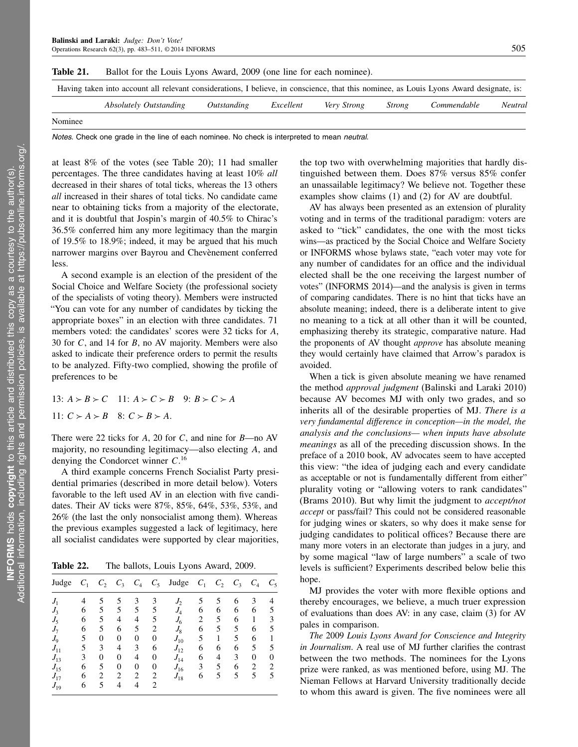**Table 21.** Ballot for the Louis Lyons Award, 2009 (one line for each nominee).

| Having taken into account all relevant considerations, I believe, in conscience, that this nominee, as Louis Lyons Award designate, is: | | | | | | | |
|---|---|---|---|---|---|---|---|
| | *Absolutely Outstanding* | *Outstanding* | *Excellent* | *Very Strong* | *Strong* | *Commendable* | *Neutral* |
| Nominee | | | | | | | |

*Notes.* Check one grade in the line of each nominee. No check is interpreted to mean *neutral*.

at least 8% of the votes (see Table 20); 11 had smaller percentages. The three candidates having at least 10% *all* decreased in their shares of total ticks, whereas the 13 others *all* increased in their shares of total ticks. No candidate came near to obtaining ticks from a majority of the electorate, and it is doubtful that Jospin's margin of 40.5% to Chirac's 36.5% conferred him any more legitimacy than the margin of 19.5% to 18.9%; indeed, it may be argued that his much narrower margins over Bayrou and Chevènement conferred less.

A second example is an election of the president of the Social Choice and Welfare Society (the professional society of the specialists of voting theory). Members were instructed "You can vote for any number of candidates by ticking the appropriate boxes" in an election with three candidates. 71 members voted: the candidates' scores were 32 ticks for $A$, 30 for $C$, and 14 for $B$, no AV majority. Members were also asked to indicate their preference orders to permit the results to be analyzed. Fifty-two complied, showing the profile of preferences to be

$$13: A \succ B \succ C \quad 11: A \succ C \succ B \quad 9: B \succ C \succ A$$

$$11: C \succ A \succ B \quad 8: C \succ B \succ A.$$

There were 22 ticks for $A$, 20 for $C$, and nine for $B$—no AV majority, no resounding legitimacy—also electing $A$, and denying the Condorcet winner $C$.[16]

A third example concerns French Socialist Party presidential primaries (described in more detail below). Voters favorable to the left used AV in an election with five candidates. Their AV ticks were 87%, 85%, 64%, 53%, 53%, and 26% (the last the only nonsocialist among them). Whereas the previous examples suggested a lack of legitimacy, here all socialist candidates were supported by clear majorities, the top two with overwhelming majorities that hardly distinguished between them. Does 87% versus 85% confer an unassailable legitimacy? We believe not. Together these examples show claims (1) and (2) for AV are doubtful.

**Table 22.** The ballots, Louis Lyons Award, 2009.

| Judge | $C_1$ | $C_2$ | $C_3$ | $C_4$ | $C_5$ | Judge | $C_1$ | $C_2$ | $C_3$ | $C_4$ | $C_5$ |
|---|---|---|---|---|---|---|---|---|---|---|---|
| $J_1$ | 4 | 5 | 5 | 3 | 3 | $J_2$ | 5 | 5 | 6 | 3 | 4 |
| $J_3$ | 6 | 5 | 5 | 5 | 5 | $J_4$ | 6 | 6 | 6 | 6 | 5 |
| $J_5$ | 6 | 5 | 4 | 4 | 5 | $J_6$ | 2 | 5 | 6 | 1 | 3 |
| $J_7$ | 6 | 5 | 6 | 5 | 2 | $J_8$ | 6 | 5 | 5 | 6 | 5 |
| $J_9$ | 5 | 0 | 0 | 0 | 0 | $J_{10}$ | 5 | 1 | 5 | 6 | 1 |
| $J_{11}$ | 5 | 3 | 4 | 3 | 6 | $J_{12}$ | 6 | 6 | 6 | 5 | 5 |
| $J_{13}$ | 3 | 0 | 0 | 4 | 0 | $J_{14}$ | 6 | 4 | 3 | 0 | 0 |
| $J_{15}$ | 6 | 5 | 0 | 0 | 0 | $J_{16}$ | 3 | 5 | 6 | 2 | 2 |
| $J_{17}$ | 6 | 2 | 2 | 2 | 2 | $J_{18}$ | 6 | 5 | 5 | 5 | 5 |
| $J_{19}$ | 6 | 5 | 4 | 4 | 2 | | | | | | |

AV has always been presented as an extension of plurality voting and in terms of the traditional paradigm: voters are asked to "tick" candidates, the one with the most ticks wins—as practiced by the Social Choice and Welfare Society or INFORMS whose bylaws state, "each voter may vote for any number of candidates for an office and the individual elected shall be the one receiving the largest number of votes" (INFORMS 2014)—and the analysis is given in terms of comparing candidates. There is no hint that ticks have an absolute meaning; indeed, there is a deliberate intent to give no meaning to a tick at all other than it will be counted, emphasizing thereby its strategic, comparative nature. Had the proponents of AV thought *approve* has absolute meaning they would certainly have claimed that Arrow's paradox is avoided.

When a tick is given absolute meaning we have renamed the method *approval judgment* (Balinski and Laraki 2010) because AV becomes MJ with only two grades, and so inherits all of the desirable properties of MJ. *There is a very fundamental difference in conception—in the model, the analysis and the conclusions— when inputs have absolute meanings* as all of the preceding discussion shows. In the preface of a 2010 book, AV advocates seem to have accepted this view: "the idea of judging each and every candidate as acceptable or not is fundamentally different from either" plurality voting or "allowing voters to rank candidates" (Brams 2010). But why limit the judgment to *accept/not accept* or pass/fail? This could not be considered reasonable for judging wines or skaters, so why does it make sense for judging candidates to political offices? Because there are many more voters in an electorate than judges in a jury, and by some magical "law of large numbers" a scale of two levels is sufficient? Experiments described below belie this hope.

MJ provides the voter with more flexible options and thereby encourages, we believe, a much truer expression of evaluations than does AV: in any case, claim (3) for AV pales in comparison.

*The* 2009 *Louis Lyons Award for Conscience and Integrity in Journalism.* A real use of MJ further clarifies the contrast between the two methods. The nominees for the Lyons prize were ranked, as was mentioned before, using MJ. The Nieman Fellows at Harvard University traditionally decide to whom this award is given. The five nominees were all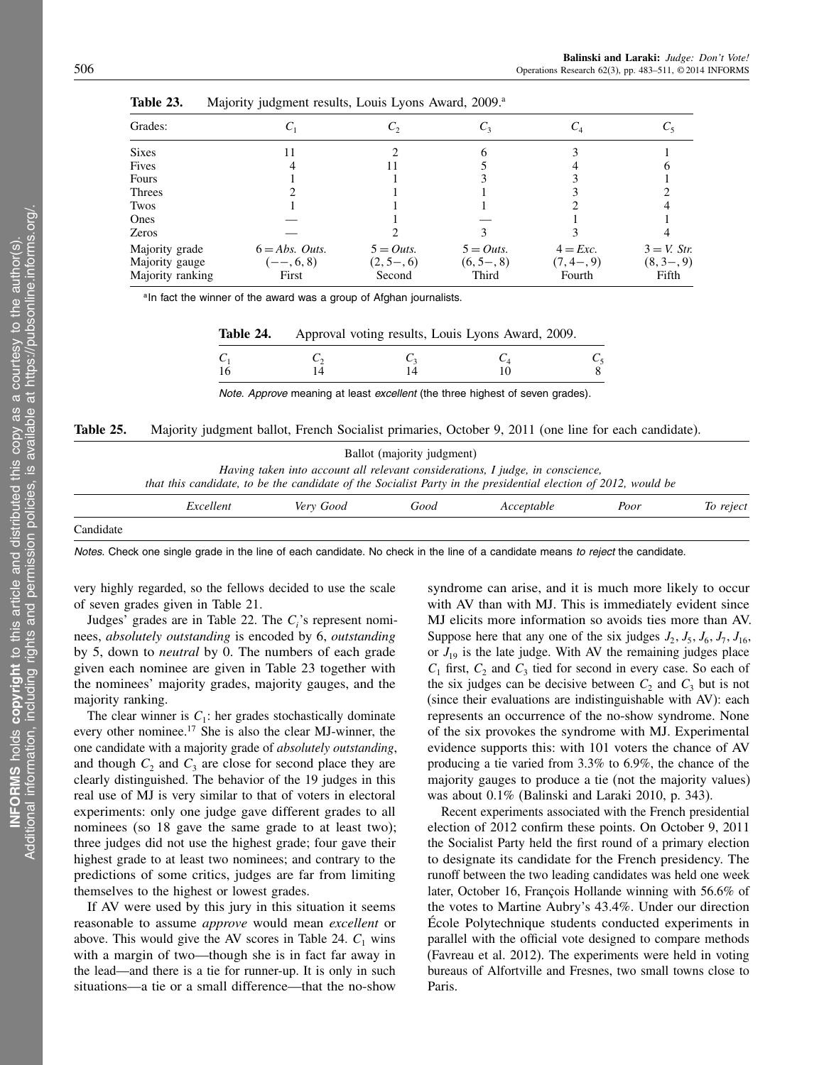**Table 23.** Majority judgment results, Louis Lyons Award, 2009.[a]

| Grades: | $C_1$ | $C_2$ | $C_3$ | $C_4$ | $C_5$ |
|---|---|---|---|---|---|
| Sixes | 11 | 2 | 6 | 3 | 1 |
| Fives | 4 | 11 | 5 | 4 | 6 |
| Fours | 1 | 1 | 3 | 3 | 1 |
| Threes | 2 | 1 | 1 | 3 | 2 |
| Twos | 1 | 1 | 1 | 2 | 4 |
| Ones | — | 1 | — | 1 | 1 |
| Zeros | — | 2 | 3 | 3 | 4 |
| Majority grade | 6 = *Abs. Outs.* | 5 = *Outs.* | 5 = *Outs.* | 4 = *Exc.* | 3 = *V. Str.* |
| Majority gauge | $(--, 6, 8)$ | $(2, 5-, 6)$ | $(6, 5-, 8)$ | $(7, 4-, 9)$ | $(8, 3-, 9)$ |
| Majority ranking | First | Second | Third | Fourth | Fifth |

[a]In fact the winner of the award was a group of Afghan journalists.

**Table 24.** Approval voting results, Louis Lyons Award, 2009.

| $C_1$ | $C_2$ | $C_3$ | $C_4$ | $C_5$ |
|---|---|---|---|---|
| 16 | 14 | 14 | 10 | 8 |

*Note. Approve* meaning at least *excellent* (the three highest of seven grades).

**Table 25.** Majority judgment ballot, French Socialist primaries, October 9, 2011 (one line for each candidate).

| Ballot (majority judgment) | | | | | | |
|---|---|---|---|---|---|---|
| *Having taken into account all relevant considerations, I judge, in conscience, that this candidate, to be the candidate of the Socialist Party in the presidential election of 2012, would be* | | | | | | |
| | *Excellent* | *Very Good* | *Good* | *Acceptable* | *Poor* | *To reject* |
| Candidate | | | | | | |

*Notes.* Check one single grade in the line of each candidate. No check in the line of a candidate means *to reject* the candidate.

very highly regarded, so the fellows decided to use the scale of seven grades given in Table 21.

Judges' grades are in Table 22. The $C_i$'s represent nominees, *absolutely outstanding* is encoded by 6, *outstanding* by 5, down to *neutral* by 0. The numbers of each grade given each nominee are given in Table 23 together with the nominees' majority grades, majority gauges, and the majority ranking.

The clear winner is $C_1$: her grades stochastically dominate every other nominee.[17] She is also the clear MJ-winner, the one candidate with a majority grade of *absolutely outstanding*, and though $C_2$ and $C_3$ are close for second place they are clearly distinguished. The behavior of the 19 judges in this real use of MJ is very similar to that of voters in electoral experiments: only one judge gave different grades to all nominees (so 18 gave the same grade to at least two); three judges did not use the highest grade; four gave their highest grade to at least two nominees; and contrary to the predictions of some critics, judges are far from limiting themselves to the highest or lowest grades.

If AV were used by this jury in this situation it seems reasonable to assume *approve* would mean *excellent* or above. This would give the AV scores in Table 24. $C_1$ wins with a margin of two—though she is in fact far away in the lead—and there is a tie for runner-up. It is only in such situations—a tie or a small difference—that the no-show syndrome can arise, and it is much more likely to occur with AV than with MJ. This is immediately evident since MJ elicits more information so avoids ties more than AV. Suppose here that any one of the six judges $J_2$, $J_5$, $J_6$, $J_7$, $J_{16}$, or $J_{19}$ is the late judge. With AV the remaining judges place $C_1$ first, $C_2$ and $C_3$ tied for second in every case. So each of the six judges can be decisive between $C_2$ and $C_3$ but is not (since their evaluations are indistinguishable with AV): each represents an occurrence of the no-show syndrome. None of the six provokes the syndrome with MJ. Experimental evidence supports this: with 101 voters the chance of AV producing a tie varied from 3.3% to 6.9%, the chance of the majority gauges to produce a tie (not the majority values) was about 0.1% (Balinski and Laraki 2010, p. 343).

Recent experiments associated with the French presidential election of 2012 confirm these points. On October 9, 2011 the Socialist Party held the first round of a primary election to designate its candidate for the French presidency. The runoff between the two leading candidates was held one week later, October 16, François Hollande winning with 56.6% of the votes to Martine Aubry's 43.4%. Under our direction École Polytechnique students conducted experiments in parallel with the official vote designed to compare methods (Favreau et al. 2012). The experiments were held in voting bureaus of Alfortville and Fresnes, two small towns close to Paris.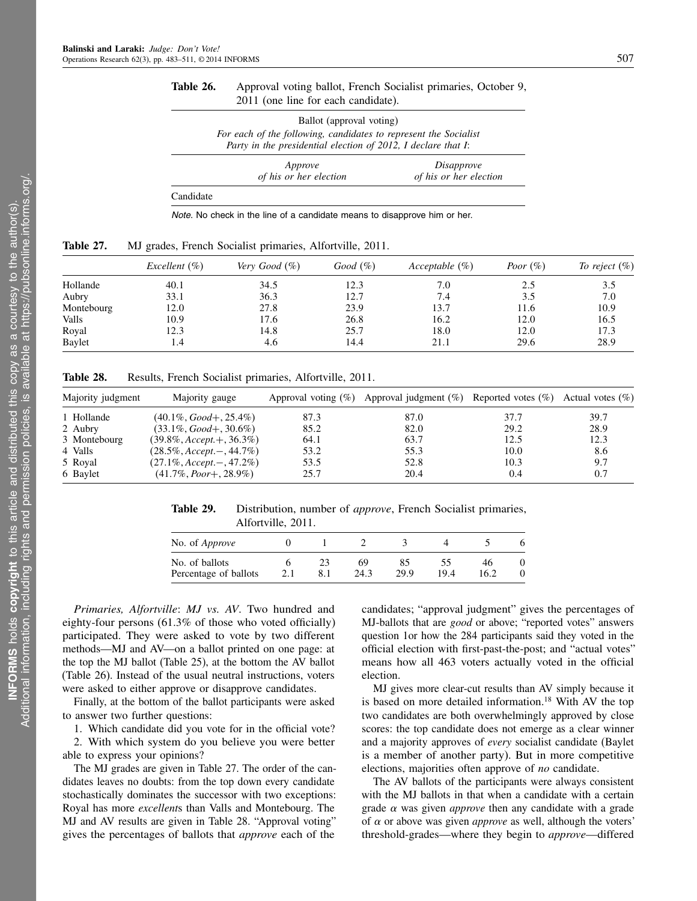**Table 26.** Approval voting ballot, French Socialist primaries, October 9, 2011 (one line for each candidate).

| Ballot (approval voting) | | |
|---|---|---|
| *For each of the following, candidates to represent the Socialist Party in the presidential election of 2012, I declare that I*: | | |
| | *Approve of his or her election* | *Disapprove of his or her election* |
| Candidate | | |

*Note.* No check in the line of a candidate means to disapprove him or her.

**Table 27.** MJ grades, French Socialist primaries, Alfortville, 2011.

| | *Excellent* (%) | *Very Good* (%) | *Good* (%) | *Acceptable* (%) | *Poor* (%) | *To reject* (%) |
|---|---|---|---|---|---|---|
| Hollande | 40.1 | 34.5 | 12.3 | 7.0 | 2.5 | 3.5 |
| Aubry | 33.1 | 36.3 | 12.7 | 7.4 | 3.5 | 7.0 |
| Montebourg | 12.0 | 27.8 | 23.9 | 13.7 | 11.6 | 10.9 |
| Valls | 10.9 | 17.6 | 26.8 | 16.2 | 12.0 | 16.5 |
| Royal | 12.3 | 14.8 | 25.7 | 18.0 | 12.0 | 17.3 |
| Baylet | 1.4 | 4.6 | 14.4 | 21.1 | 29.6 | 28.9 |

**Table 28.** Results, French Socialist primaries, Alfortville, 2011.

| Majority judgment | Majority gauge | Approval voting (%) | Approval judgment (%) | Reported votes (%) | Actual votes (%) |
|---|---|---|---|---|---|
| 1 Hollande | (40.1%, *Good*+, 25.4%) | 87.3 | 87.0 | 37.7 | 39.7 |
| 2 Aubry | (33.1%, *Good*+, 30.6%) | 85.2 | 82.0 | 29.2 | 28.9 |
| 3 Montebourg | (39.8%, *Accept.*+, 36.3%) | 64.1 | 63.7 | 12.5 | 12.3 |
| 4 Valls | (28.5%, *Accept.*−, 44.7%) | 53.2 | 55.3 | 10.0 | 8.6 |
| 5 Royal | (27.1%, *Accept.*−, 47.2%) | 53.5 | 52.8 | 10.3 | 9.7 |
| 6 Baylet | (41.7%, *Poor*+, 28.9%) | 25.7 | 20.4 | 0.4 | 0.7 |

**Table 29.** Distribution, number of *approve*, French Socialist primaries, Alfortville, 2011.

| No. of *Approve* | 0 | 1 | 2 | 3 | 4 | 5 | 6 |
|---|---|---|---|---|---|---|---|
| No. of ballots | 6 | 23 | 69 | 85 | 55 | 46 | 0 |
| Percentage of ballots | 2.1 | 8.1 | 24.3 | 29.9 | 19.4 | 16.2 | 0 |

*Primaries, Alfortville*: *MJ vs. AV*. Two hundred and eighty-four persons (61.3% of those who voted officially) participated. They were asked to vote by two different methods—MJ and AV—on a ballot printed on one page: at the top the MJ ballot (Table 25), at the bottom the AV ballot (Table 26). Instead of the usual neutral instructions, voters were asked to either approve or disapprove candidates.

Finally, at the bottom of the ballot participants were asked to answer two further questions:

1. Which candidate did you vote for in the official vote?
2. With which system do you believe you were better able to express your opinions?

The MJ grades are given in Table 27. The order of the candidates leaves no doubts: from the top down every candidate stochastically dominates the successor with two exceptions: Royal has more *excellent*s than Valls and Montebourg. The MJ and AV results are given in Table 28. "Approval voting" gives the percentages of ballots that *approve* each of the candidates; "approval judgment" gives the percentages of MJ-ballots that are *good* or above; "reported votes" answers question 1or how the 284 participants said they voted in the official election with first-past-the-post; and "actual votes" means how all 463 voters actually voted in the official election.

MJ gives more clear-cut results than AV simply because it is based on more detailed information.[18] With AV the top two candidates are both overwhelmingly approved by close scores: the top candidate does not emerge as a clear winner and a majority approves of *every* socialist candidate (Baylet is a member of another party). But in more competitive elections, majorities often approve of *no* candidate.

The AV ballots of the participants were always consistent with the MJ ballots in that when a candidate with a certain grade $\alpha$ was given *approve* then any candidate with a grade of $\alpha$ or above was given *approve* as well, although the voters' threshold-grades—where they begin to *approve*—differed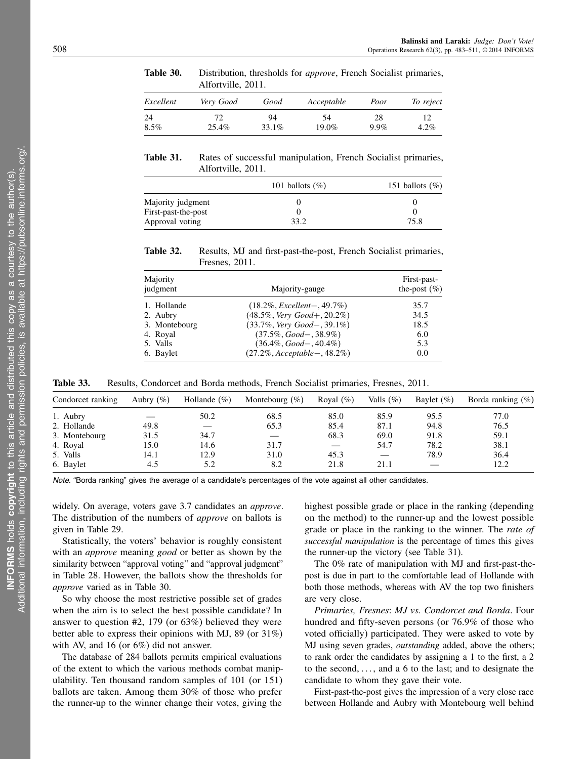**Table 30.** Distribution, thresholds for *approve*, French Socialist primaries, Alfortville, 2011.

| *Excellent* | *Very Good* | *Good* | *Acceptable* | *Poor* | *To reject* |
|---|---|---|---|---|---|
| 24 | 72 | 94 | 54 | 28 | 12 |
| 8.5% | 25.4% | 33.1% | 19.0% | 9.9% | 4.2% |

**Table 31.** Rates of successful manipulation, French Socialist primaries, Alfortville, 2011.

| | 101 ballots (%) | 151 ballots (%) |
|---|---|---|
| Majority judgment | 0 | 0 |
| First-past-the-post | 0 | 0 |
| Approval voting | 33.2 | 75.8 |

**Table 32.** Results, MJ and first-past-the-post, French Socialist primaries, Fresnes, 2011.

| Majority judgment | Majority-gauge | First-past-the-post (%) |
|---|---|---|
| 1. Hollande | (18.2%, *Excellent*−, 49.7%) | 35.7 |
| 2. Aubry | (48.5%, *Very Good*+, 20.2%) | 34.5 |
| 3. Montebourg | (33.7%, *Very Good*−, 39.1%) | 18.5 |
| 4. Royal | (37.5%, *Good*−, 38.9%) | 6.0 |
| 5. Valls | (36.4%, *Good*−, 40.4%) | 5.3 |
| 6. Baylet | (27.2%, *Acceptable*−, 48.2%) | 0.0 |

**Table 33.** Results, Condorcet and Borda methods, French Socialist primaries, Fresnes, 2011.

| Condorcet ranking | Aubry (%) | Hollande (%) | Montebourg (%) | Royal (%) | Valls (%) | Baylet (%) | Borda ranking (%) |
|---|---|---|---|---|---|---|---|
| 1. Aubry | — | 50.2 | 68.5 | 85.0 | 85.9 | 95.5 | 77.0 |
| 2. Hollande | 49.8 | — | 65.3 | 85.4 | 87.1 | 94.8 | 76.5 |
| 3. Montebourg | 31.5 | 34.7 | — | 68.3 | 69.0 | 91.8 | 59.1 |
| 4. Royal | 15.0 | 14.6 | 31.7 | — | 54.7 | 78.2 | 38.1 |
| 5. Valls | 14.1 | 12.9 | 31.0 | 45.3 | — | 78.9 | 36.4 |
| 6. Baylet | 4.5 | 5.2 | 8.2 | 21.8 | 21.1 | — | 12.2 |

*Note.* "Borda ranking" gives the average of a candidate's percentages of the vote against all other candidates.

widely. On average, voters gave 3.7 candidates an *approve*. The distribution of the numbers of *approve* on ballots is given in Table 29.

Statistically, the voters' behavior is roughly consistent with an *approve* meaning *good* or better as shown by the similarity between "approval voting" and "approval judgment" in Table 28. However, the ballots show the thresholds for *approve* varied as in Table 30.

So why choose the most restrictive possible set of grades when the aim is to select the best possible candidate? In answer to question #2, 179 (or 63%) believed they were better able to express their opinions with MJ, 89 (or 31%) with AV, and 16 (or 6%) did not answer.

The database of 284 ballots permits empirical evaluations of the extent to which the various methods combat manipulability. Ten thousand random samples of 101 (or 151) ballots are taken. Among them 30% of those who prefer the runner-up to the winner change their votes, giving the highest possible grade or place in the ranking (depending on the method) to the runner-up and the lowest possible grade or place in the ranking to the winner. The *rate of successful manipulation* is the percentage of times this gives the runner-up the victory (see Table 31).

The 0% rate of manipulation with MJ and first-past-the-post is due in part to the comfortable lead of Hollande with both those methods, whereas with AV the top two finishers are very close.

*Primaries, Fresnes*: *MJ vs. Condorcet and Borda*. Four hundred and fifty-seven persons (or 76.9% of those who voted officially) participated. They were asked to vote by MJ using seven grades, *outstanding* added, above the others; to rank order the candidates by assigning a 1 to the first, a 2 to the second, …, and a 6 to the last; and to designate the candidate to whom they gave their vote.

First-past-the-post gives the impression of a very close race between Hollande and Aubry with Montebourg well behind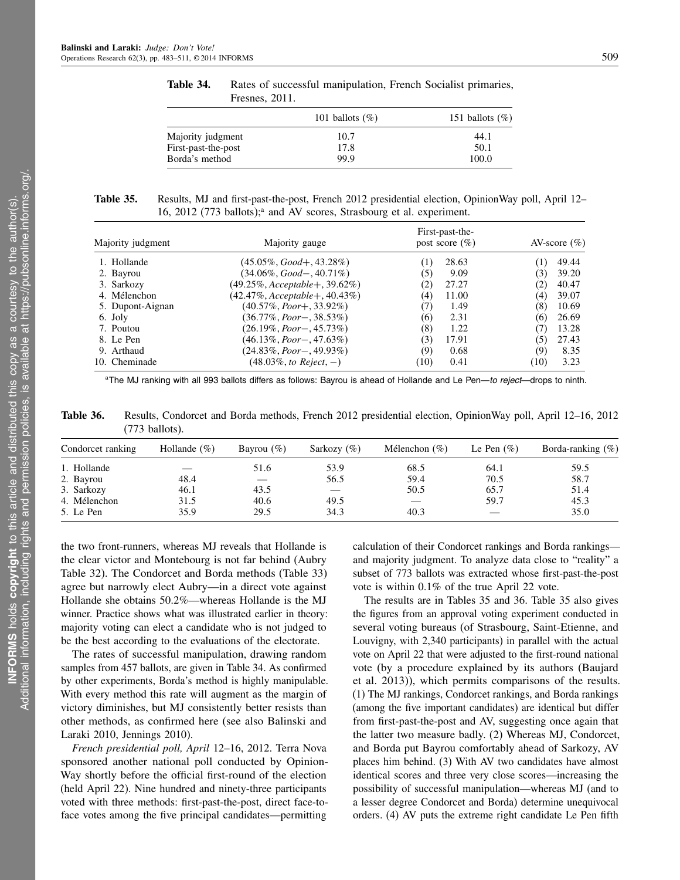**Table 34.** Rates of successful manipulation, French Socialist primaries, Fresnes, 2011.

| | 101 ballots (%) | 151 ballots (%) |
|---|---|---|
| Majority judgment | 10.7 | 44.1 |
| First-past-the-post | 17.8 | 50.1 |
| Borda's method | 99.9 | 100.0 |

**Table 35.** Results, MJ and first-past-the-post, French 2012 presidential election, OpinionWay poll, April 12–16, 2012 (773 ballots);[a] and AV scores, Strasbourg et al. experiment.

| Majority judgment | Majority gauge | First-past-the-post score (%) | AV-score (%) |
|---|---|---|---|
| 1. Hollande | (45.05%, *Good*+, 43.28%) | (1) 28.63 | (1) 49.44 |
| 2. Bayrou | (34.06%, *Good*−, 40.71%) | (5) 9.09 | (3) 39.20 |
| 3. Sarkozy | (49.25%, *Acceptable*+, 39.62%) | (2) 27.27 | (2) 40.47 |
| 4. Mélenchon | (42.47%, *Acceptable*+, 40.43%) | (4) 11.00 | (4) 39.07 |
| 5. Dupont-Aignan | (40.57%, *Poor*+, 33.92%) | (7) 1.49 | (8) 10.69 |
| 6. Joly | (36.77%, *Poor*−, 38.53%) | (6) 2.31 | (6) 26.69 |
| 7. Poutou | (26.19%, *Poor*−, 45.73%) | (8) 1.22 | (7) 13.28 |
| 8. Le Pen | (46.13%, *Poor*−, 47.63%) | (3) 17.91 | (5) 27.43 |
| 9. Arthaud | (24.83%, *Poor*−, 49.93%) | (9) 0.68 | (9) 8.35 |
| 10. Cheminade | (48.03%, *to Reject*, −) | (10) 0.41 | (10) 3.23 |

[a]The MJ ranking with all 993 ballots differs as follows: Bayrou is ahead of Hollande and Le Pen—*to reject*—drops to ninth.

**Table 36.** Results, Condorcet and Borda methods, French 2012 presidential election, OpinionWay poll, April 12–16, 2012 (773 ballots).

| Condorcet ranking | Hollande (%) | Bayrou (%) | Sarkozy (%) | Mélenchon (%) | Le Pen (%) | Borda-ranking (%) |
|---|---|---|---|---|---|---|
| 1. Hollande | — | 51.6 | 53.9 | 68.5 | 64.1 | 59.5 |
| 2. Bayrou | 48.4 | — | 56.5 | 59.4 | 70.5 | 58.7 |
| 3. Sarkozy | 46.1 | 43.5 | — | 50.5 | 65.7 | 51.4 |
| 4. Mélenchon | 31.5 | 40.6 | 49.5 | — | 59.7 | 45.3 |
| 5. Le Pen | 35.9 | 29.5 | 34.3 | 40.3 | — | 35.0 |

the two front-runners, whereas MJ reveals that Hollande is the clear victor and Montebourg is not far behind (Aubry Table 32). The Condorcet and Borda methods (Table 33) agree but narrowly elect Aubry—in a direct vote against Hollande she obtains 50.2%—whereas Hollande is the MJ winner. Practice shows what was illustrated earlier in theory: majority voting can elect a candidate who is not judged to be the best according to the evaluations of the electorate.

The rates of successful manipulation, drawing random samples from 457 ballots, are given in Table 34. As confirmed by other experiments, Borda's method is highly manipulable. With every method this rate will augment as the margin of victory diminishes, but MJ consistently better resists than other methods, as confirmed here (see also Balinski and Laraki 2010, Jennings 2010).

*French presidential poll, April* 12–16, 2012. Terra Nova sponsored another national poll conducted by OpinionWay shortly before the official first-round of the election (held April 22). Nine hundred and ninety-three participants voted with three methods: first-past-the-post, direct face-to-face votes among the five principal candidates—permitting calculation of their Condorcet rankings and Borda rankings—and majority judgment. To analyze data close to "reality" a subset of 773 ballots was extracted whose first-past-the-post vote is within 0.1% of the true April 22 vote.

The results are in Tables 35 and 36. Table 35 also gives the figures from an approval voting experiment conducted in several voting bureaus (of Strasbourg, Saint-Etienne, and Louvigny, with 2,340 participants) in parallel with the actual vote on April 22 that were adjusted to the first-round national vote (by a procedure explained by its authors (Baujard et al. 2013)), which permits comparisons of the results. (1) The MJ rankings, Condorcet rankings, and Borda rankings (among the five important candidates) are identical but differ from first-past-the-post and AV, suggesting once again that the latter two measure badly. (2) Whereas MJ, Condorcet, and Borda put Bayrou comfortably ahead of Sarkozy, AV places him behind. (3) With AV two candidates have almost identical scores and three very close scores—increasing the possibility of successful manipulation—whereas MJ (and to a lesser degree Condorcet and Borda) determine unequivocal orders. (4) AV puts the extreme right candidate Le Pen fifth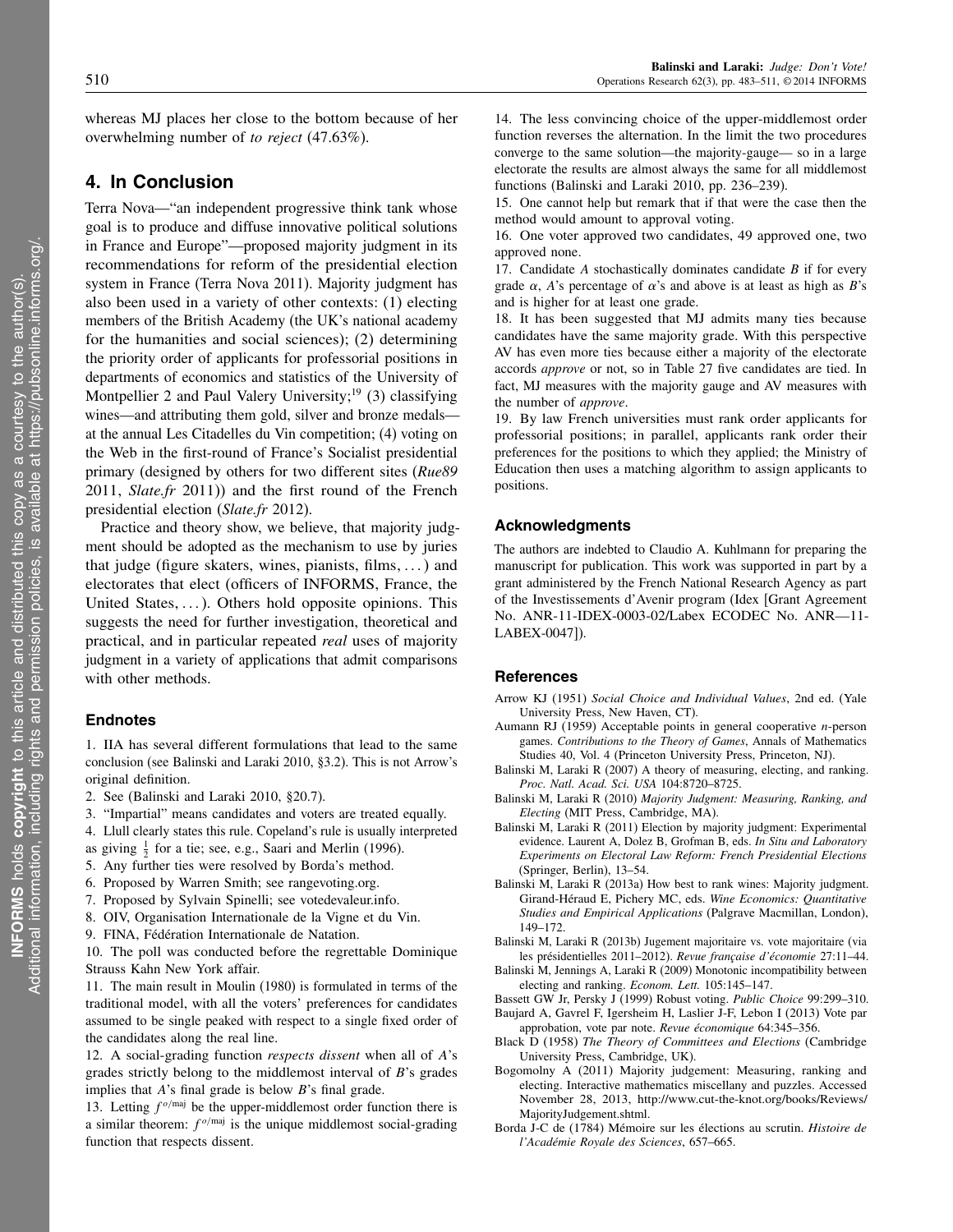whereas MJ places her close to the bottom because of her overwhelming number of *to reject* (47.63%).

## 4. In Conclusion

Terra Nova—"an independent progressive think tank whose goal is to produce and diffuse innovative political solutions in France and Europe"—proposed majority judgment in its recommendations for reform of the presidential election system in France (Terra Nova 2011). Majority judgment has also been used in a variety of other contexts: (1) electing members of the British Academy (the UK's national academy for the humanities and social sciences); (2) determining the priority order of applicants for professorial positions in departments of economics and statistics of the University of Montpellier 2 and Paul Valery University;[19] (3) classifying wines—and attributing them gold, silver and bronze medals—at the annual Les Citadelles du Vin competition; (4) voting on the Web in the first-round of France's Socialist presidential primary (designed by others for two different sites (*Rue89* 2011, *Slate.fr* 2011)) and the first round of the French presidential election (*Slate.fr* 2012).

Practice and theory show, we believe, that majority judgment should be adopted as the mechanism to use by juries that judge (figure skaters, wines, pianists, films, ...) and electorates that elect (officers of INFORMS, France, the United States, ...). Others hold opposite opinions. This suggests the need for further investigation, theoretical and practical, and in particular repeated *real* uses of majority judgment in a variety of applications that admit comparisons with other methods.

### Endnotes

1. IIA has several different formulations that lead to the same conclusion (see Balinski and Laraki 2010, §3.2). This is not Arrow's original definition.
2. See (Balinski and Laraki 2010, §20.7).
3. "Impartial" means candidates and voters are treated equally.
4. Llull clearly states this rule. Copeland's rule is usually interpreted as giving $\frac{1}{2}$ for a tie; see, e.g., Saari and Merlin (1996).
5. Any further ties were resolved by Borda's method.
6. Proposed by Warren Smith; see rangevoting.org.
7. Proposed by Sylvain Spinelli; see votedevaleur.info.
8. OIV, Organisation Internationale de la Vigne et du Vin.
9. FINA, Fédération Internationale de Natation.
10. The poll was conducted before the regrettable Dominique Strauss Kahn New York affair.
11. The main result in Moulin (1980) is formulated in terms of the traditional model, with all the voters' preferences for candidates assumed to be single peaked with respect to a single fixed order of the candidates along the real line.
12. A social-grading function *respects dissent* when all of *A*'s grades strictly belong to the middlemost interval of *B*'s grades implies that *A*'s final grade is below *B*'s final grade.
13. Letting $f^{o/\text{maj}}$ be the upper-middlemost order function there is a similar theorem: $f^{o/\text{maj}}$ is the unique middlemost social-grading function that respects dissent.
14. The less convincing choice of the upper-middlemost order function reverses the alternation. In the limit the two procedures converge to the same solution—the majority-gauge— so in a large electorate the results are almost always the same for all middlemost functions (Balinski and Laraki 2010, pp. 236–239).
15. One cannot help but remark that if that were the case then the method would amount to approval voting.
16. One voter approved two candidates, 49 approved one, two approved none.
17. Candidate *A* stochastically dominates candidate *B* if for every grade $\alpha$, *A*'s percentage of $\alpha$'s and above is at least as high as *B*'s and is higher for at least one grade.
18. It has been suggested that MJ admits many ties because candidates have the same majority grade. With this perspective AV has even more ties because either a majority of the electorate accords *approve* or not, so in Table 27 five candidates are tied. In fact, MJ measures with the majority gauge and AV measures with the number of *approve*.
19. By law French universities must rank order applicants for professorial positions; in parallel, applicants rank order their preferences for the positions to which they applied; the Ministry of Education then uses a matching algorithm to assign applicants to positions.

### Acknowledgments

The authors are indebted to Claudio A. Kuhlmann for preparing the manuscript for publication. This work was supported in part by a grant administered by the French National Research Agency as part of the Investissements d'Avenir program (Idex [Grant Agreement No. ANR-11-IDEX-0003-02/Labex ECODEC No. ANR—11-LABEX-0047]).

### References

Arrow KJ (1951) *Social Choice and Individual Values*, 2nd ed. (Yale University Press, New Haven, CT).

Aumann RJ (1959) Acceptable points in general cooperative *n*-person games. *Contributions to the Theory of Games*, Annals of Mathematics Studies 40, Vol. 4 (Princeton University Press, Princeton, NJ).

Balinski M, Laraki R (2007) A theory of measuring, electing, and ranking. *Proc. Natl. Acad. Sci. USA* 104:8720–8725.

Balinski M, Laraki R (2010) *Majority Judgment: Measuring, Ranking, and Electing* (MIT Press, Cambridge, MA).

Balinski M, Laraki R (2011) Election by majority judgment: Experimental evidence. Laurent A, Dolez B, Grofman B, eds. *In Situ and Laboratory Experiments on Electoral Law Reform: French Presidential Elections* (Springer, Berlin), 13–54.

Balinski M, Laraki R (2013a) How best to rank wines: Majority judgment. Girand-Héraud E, Pichery MC, eds. *Wine Economics: Quantitative Studies and Empirical Applications* (Palgrave Macmillan, London), 149–172.

Balinski M, Laraki R (2013b) Jugement majoritaire vs. vote majoritaire (via les présidentielles 2011–2012). *Revue française d'économie* 27:11–44.

Balinski M, Jennings A, Laraki R (2009) Monotonic incompatibility between electing and ranking. *Econom. Lett.* 105:145–147.

Bassett GW Jr, Persky J (1999) Robust voting. *Public Choice* 99:299–310.

Baujard A, Gavrel F, Igersheim H, Laslier J-F, Lebon I (2013) Vote par approbation, vote par note. *Revue économique* 64:345–356.

Black D (1958) *The Theory of Committees and Elections* (Cambridge University Press, Cambridge, UK).

Bogomolny A (2011) Majority judgement: Measuring, ranking and electing. Interactive mathematics miscellany and puzzles. Accessed November 28, 2013, http://www.cut-the-knot.org/books/Reviews/MajorityJudgement.shtml.

Borda J-C de (1784) Mémoire sur les élections au scrutin. *Histoire de l'Académie Royale des Sciences*, 657–665.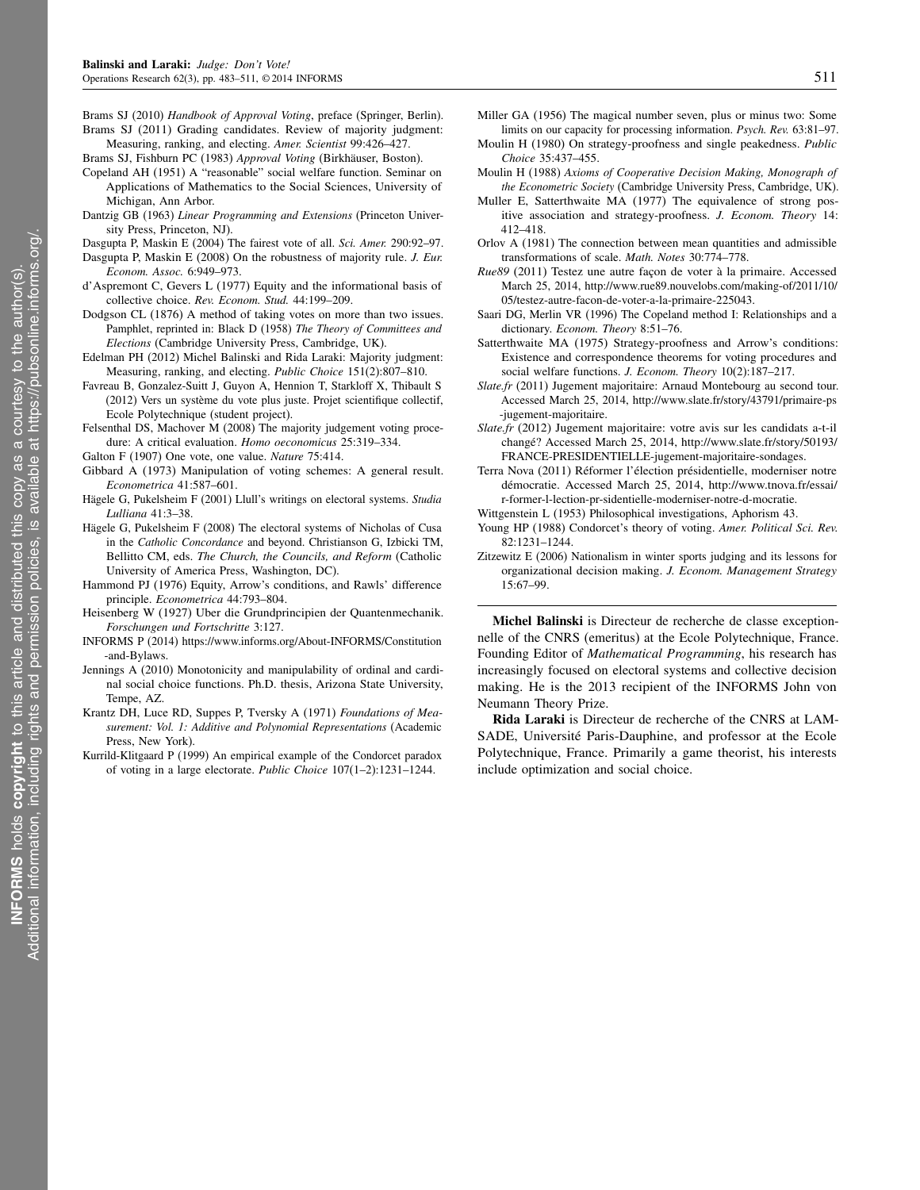Brams SJ (2010) *Handbook of Approval Voting*, preface (Springer, Berlin).

Brams SJ (2011) Grading candidates. Review of majority judgment: Measuring, ranking, and electing. *Amer. Scientist* 99:426–427.

Brams SJ, Fishburn PC (1983) *Approval Voting* (Birkhäuser, Boston).

Copeland AH (1951) A "reasonable" social welfare function. Seminar on Applications of Mathematics to the Social Sciences, University of Michigan, Ann Arbor.

Dantzig GB (1963) *Linear Programming and Extensions* (Princeton University Press, Princeton, NJ).

Dasgupta P, Maskin E (2004) The fairest vote of all. *Sci. Amer.* 290:92–97.

Dasgupta P, Maskin E (2008) On the robustness of majority rule. *J. Eur. Econom. Assoc.* 6:949–973.

d'Aspremont C, Gevers L (1977) Equity and the informational basis of collective choice. *Rev. Econom. Stud.* 44:199–209.

Dodgson CL (1876) A method of taking votes on more than two issues. Pamphlet, reprinted in: Black D (1958) *The Theory of Committees and Elections* (Cambridge University Press, Cambridge, UK).

Edelman PH (2012) Michel Balinski and Rida Laraki: Majority judgment: Measuring, ranking, and electing. *Public Choice* 151(2):807–810.

Favreau B, Gonzalez-Suitt J, Guyon A, Hennion T, Starkloff X, Thibault S (2012) Vers un système du vote plus juste. Projet scientifique collectif, Ecole Polytechnique (student project).

Felsenthal DS, Machover M (2008) The majority judgement voting procedure: A critical evaluation. *Homo oeconomicus* 25:319–334.

Galton F (1907) One vote, one value. *Nature* 75:414.

Gibbard A (1973) Manipulation of voting schemes: A general result. *Econometrica* 41:587–601.

Hägele G, Pukelsheim F (2001) Llull's writings on electoral systems. *Studia Lulliana* 41:3–38.

Hägele G, Pukelsheim F (2008) The electoral systems of Nicholas of Cusa in the *Catholic Concordance* and beyond. Christianson G, Izbicki TM, Bellitto CM, eds. *The Church, the Councils, and Reform* (Catholic University of America Press, Washington, DC).

Hammond PJ (1976) Equity, Arrow's conditions, and Rawls' difference principle. *Econometrica* 44:793–804.

Heisenberg W (1927) Uber die Grundprincipien der Quantenmechanik. *Forschungen und Fortschritte* 3:127.

INFORMS P (2014) https://www.informs.org/About-INFORMS/Constitution-and-Bylaws.

Jennings A (2010) Monotonicity and manipulability of ordinal and cardinal social choice functions. Ph.D. thesis, Arizona State University, Tempe, AZ.

Krantz DH, Luce RD, Suppes P, Tversky A (1971) *Foundations of Measurement: Vol. 1: Additive and Polynomial Representations* (Academic Press, New York).

Kurrild-Klitgaard P (1999) An empirical example of the Condorcet paradox of voting in a large electorate. *Public Choice* 107(1–2):1231–1244.

Miller GA (1956) The magical number seven, plus or minus two: Some limits on our capacity for processing information. *Psych. Rev.* 63:81–97.

Moulin H (1980) On strategy-proofness and single peakedness. *Public Choice* 35:437–455.

Moulin H (1988) *Axioms of Cooperative Decision Making, Monograph of the Econometric Society* (Cambridge University Press, Cambridge, UK).

Muller E, Satterthwaite MA (1977) The equivalence of strong positive association and strategy-proofness. *J. Econom. Theory* 14:412–418.

Orlov A (1981) The connection between mean quantities and admissible transformations of scale. *Math. Notes* 30:774–778.

*Rue89* (2011) Testez une autre façon de voter à la primaire. Accessed March 25, 2014, http://www.rue89.nouvelobs.com/making-of/2011/10/05/testez-autre-facon-de-voter-a-la-primaire-225043.

Saari DG, Merlin VR (1996) The Copeland method I: Relationships and a dictionary. *Econom. Theory* 8:51–76.

Satterthwaite MA (1975) Strategy-proofness and Arrow's conditions: Existence and correspondence theorems for voting procedures and social welfare functions. *J. Econom. Theory* 10(2):187–217.

*Slate.fr* (2011) Jugement majoritaire: Arnaud Montebourg au second tour. Accessed March 25, 2014, http://www.slate.fr/story/43791/primaire-ps-jugement-majoritaire.

*Slate.fr* (2012) Jugement majoritaire: votre avis sur les candidats a-t-il changé? Accessed March 25, 2014, http://www.slate.fr/story/50193/FRANCE-PRESIDENTIELLE-jugement-majoritaire-sondages.

Terra Nova (2011) Réformer l'élection présidentielle, moderniser notre démocratie. Accessed March 25, 2014, http://www.tnova.fr/essai/r-former-l-lection-pr-sidentielle-moderniser-notre-d-mocratie.

Wittgenstein L (1953) Philosophical investigations, Aphorism 43.

Young HP (1988) Condorcet's theory of voting. *Amer. Political Sci. Rev.* 82:1231–1244.

Zitzewitz E (2006) Nationalism in winter sports judging and its lessons for organizational decision making. *J. Econom. Management Strategy* 15:67–99.

---

**Michel Balinski** is Directeur de recherche de classe exceptionnelle of the CNRS (emeritus) at the Ecole Polytechnique, France. Founding Editor of *Mathematical Programming*, his research has increasingly focused on electoral systems and collective decision making. He is the 2013 recipient of the INFORMS John von Neumann Theory Prize.

**Rida Laraki** is Directeur de recherche of the CNRS at LAMSADE, Université Paris-Dauphine, and professor at the Ecole Polytechnique, France. Primarily a game theorist, his interests include optimization and social choice.